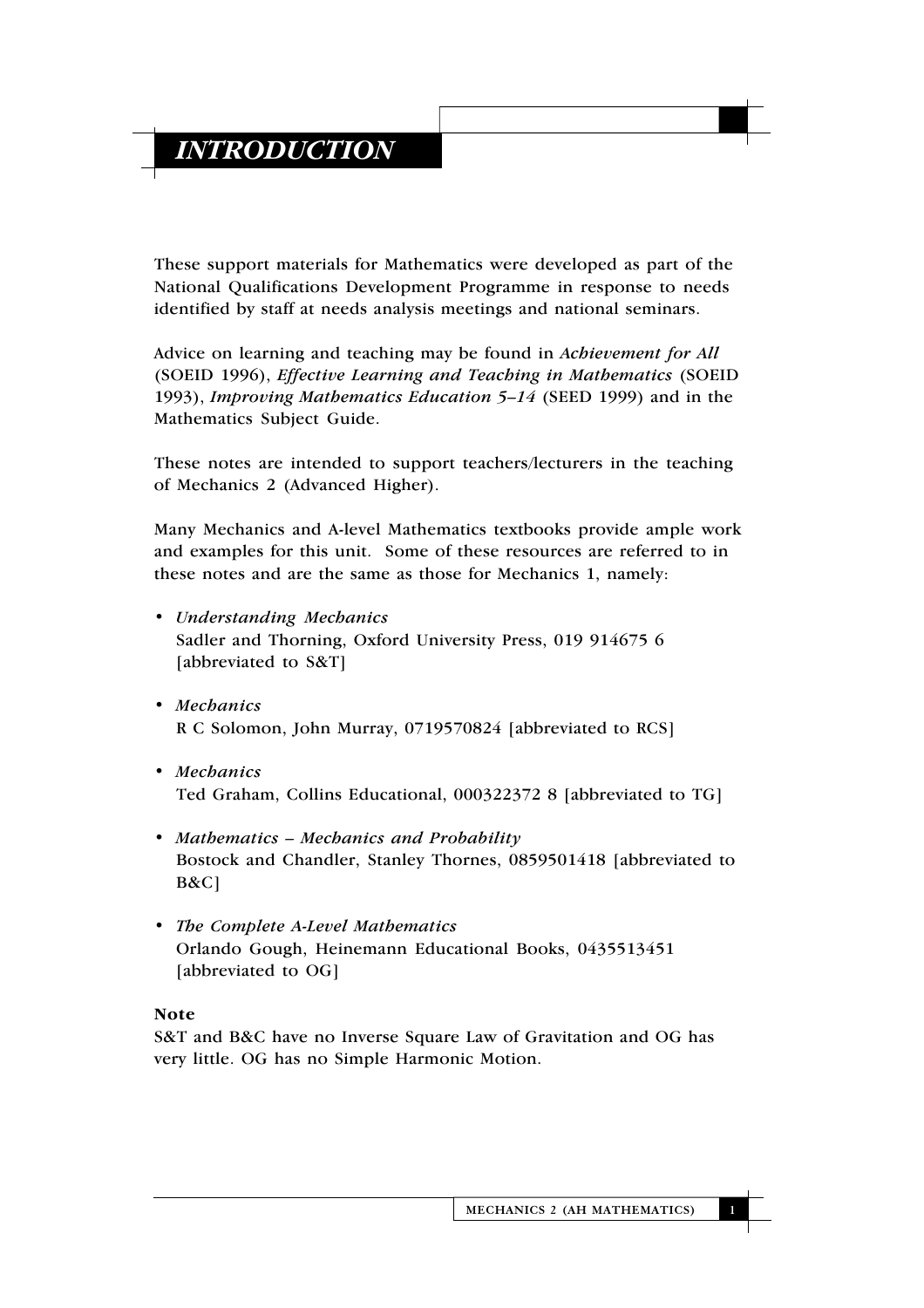# *INTRODUCTION*

These support materials for Mathematics were developed as part of the National Qualifications Development Programme in response to needs identified by staff at needs analysis meetings and national seminars.

Advice on learning and teaching may be found in *Achievement for All* (SOEID 1996), *Effective Learning and Teaching in Mathematics* (SOEID 1993), *Improving Mathematics Education 5–14* (SEED 1999) and in the Mathematics Subject Guide.

These notes are intended to support teachers/lecturers in the teaching of Mechanics 2 (Advanced Higher).

Many Mechanics and A-level Mathematics textbooks provide ample work and examples for this unit. Some of these resources are referred to in these notes and are the same as those for Mechanics 1, namely:

- *Understanding Mechanics*
  Sadler and Thorning, Oxford University Press, 019 914675 6 [abbreviated to S&T]

- *Mechanics*
  R C Solomon, John Murray, 0719570824 [abbreviated to RCS]

- *Mechanics*
  Ted Graham, Collins Educational, 000322372 8 [abbreviated to TG]

- *Mathematics – Mechanics and Probability*
  Bostock and Chandler, Stanley Thornes, 0859501418 [abbreviated to B&C]

- *The Complete A-Level Mathematics*
  Orlando Gough, Heinemann Educational Books, 0435513451 [abbreviated to OG]

**Note**

S&T and B&C have no Inverse Square Law of Gravitation and OG has very little. OG has no Simple Harmonic Motion.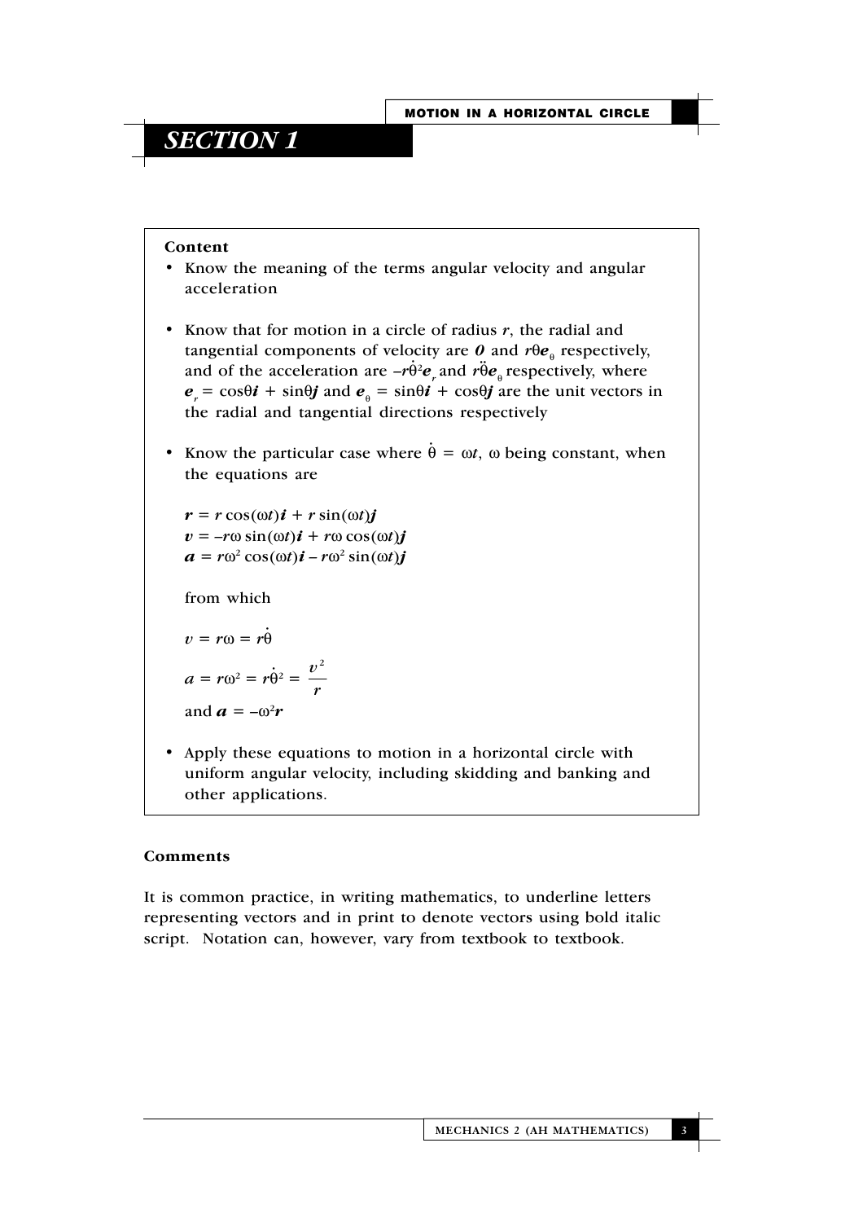# SECTION 1

**Content**

- Know the meaning of the terms angular velocity and angular acceleration

- Know that for motion in a circle of radius $r$, the radial and tangential components of velocity are $\boldsymbol{0}$ and $r\theta\boldsymbol{e}_\theta$ respectively, and of the acceleration are $-r\dot{\theta}^2\boldsymbol{e}_r$ and $r\ddot{\theta}\boldsymbol{e}_\theta$ respectively, where $\boldsymbol{e}_r = \cos\theta\boldsymbol{i} + \sin\theta\boldsymbol{j}$ and $\boldsymbol{e}_\theta = \sin\theta\boldsymbol{i} + \cos\theta\boldsymbol{j}$ are the unit vectors in the radial and tangential directions respectively

- Know the particular case where $\dot{\theta} = \omega t$, $\omega$ being constant, when the equations are

  $\boldsymbol{r} = r\cos(\omega t)\boldsymbol{i} + r\sin(\omega t)\boldsymbol{j}$
  $\boldsymbol{v} = -r\omega\sin(\omega t)\boldsymbol{i} + r\omega\cos(\omega t)\boldsymbol{j}$
  $\boldsymbol{a} = r\omega^2\cos(\omega t)\boldsymbol{i} - r\omega^2\sin(\omega t)\boldsymbol{j}$

  from which

  $v = r\omega = r\dot{\theta}$

  $a = r\omega^2 = r\dot{\theta}^2 = \dfrac{v^2}{r}$

  and $\boldsymbol{a} = -\omega^2\boldsymbol{r}$

- Apply these equations to motion in a horizontal circle with uniform angular velocity, including skidding and banking and other applications.

**Comments**

It is common practice, in writing mathematics, to underline letters representing vectors and in print to denote vectors using bold italic script. Notation can, however, vary from textbook to textbook.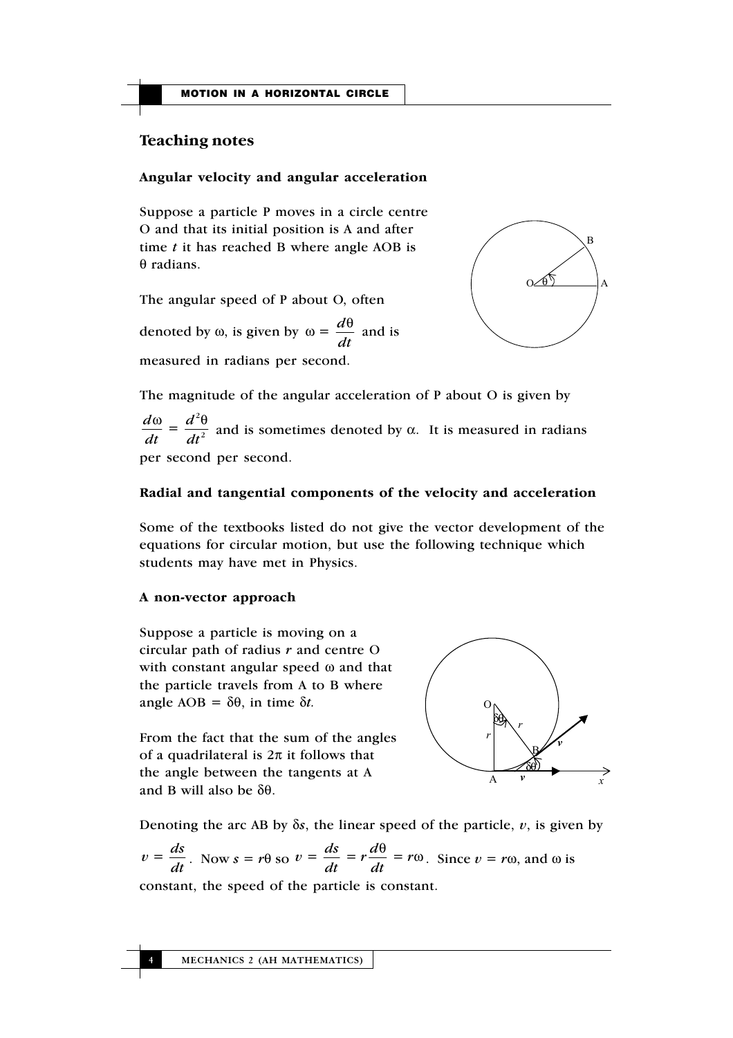## Teaching notes

### Angular velocity and angular acceleration

Suppose a particle P moves in a circle centre O and that its initial position is A and after time $t$ it has reached B where angle AOB is $\theta$ radians.

The angular speed of P about O, often denoted by $\omega$, is given by $\omega = \dfrac{d\theta}{dt}$ and is measured in radians per second.

The magnitude of the angular acceleration of P about O is given by $\dfrac{d\omega}{dt} = \dfrac{d^2\theta}{dt^2}$ and is sometimes denoted by $\alpha$. It is measured in radians per second per second.

### Radial and tangential components of the velocity and acceleration

Some of the textbooks listed do not give the vector development of the equations for circular motion, but use the following technique which students may have met in Physics.

### A non-vector approach

Suppose a particle is moving on a circular path of radius $r$ and centre O with constant angular speed $\omega$ and that the particle travels from A to B where angle AOB = $\delta\theta$, in time $\delta t$.

From the fact that the sum of the angles of a quadrilateral is $2\pi$ it follows that the angle between the tangents at A and B will also be $\delta\theta$.

Denoting the arc AB by $\delta s$, the linear speed of the particle, $v$, is given by $v = \dfrac{ds}{dt}$. Now $s = r\theta$ so $v = \dfrac{ds}{dt} = r\dfrac{d\theta}{dt} = r\omega$. Since $v = r\omega$, and $\omega$ is constant, the speed of the particle is constant.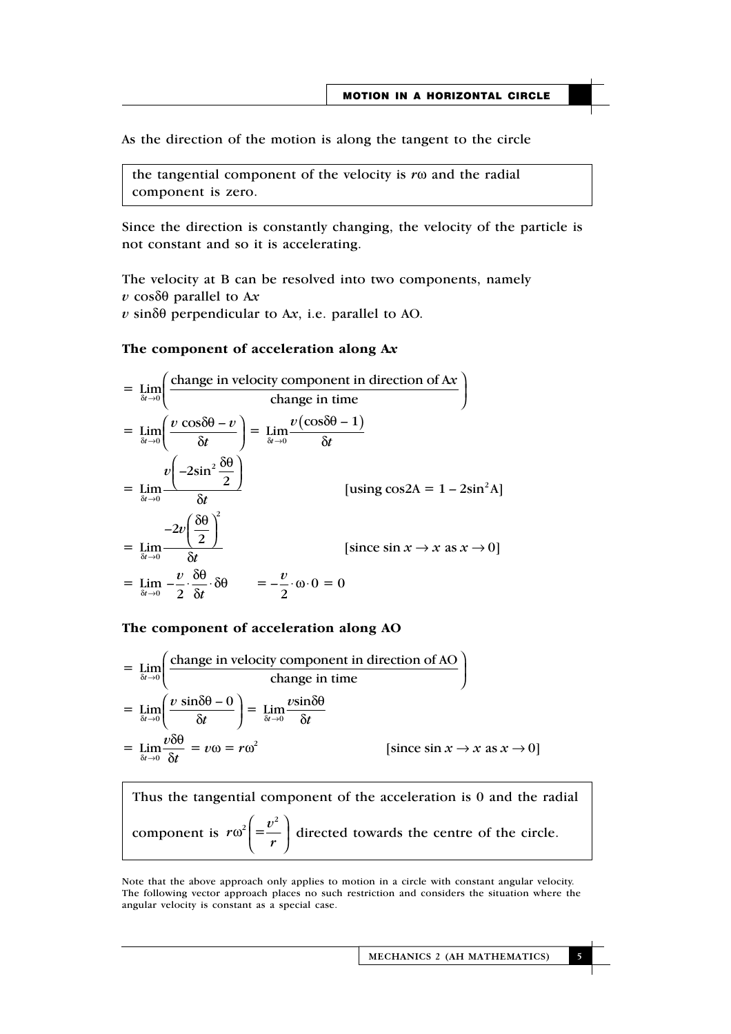As the direction of the motion is along the tangent to the circle

> the tangential component of the velocity is $r\omega$ and the radial component is zero.

Since the direction is constantly changing, the velocity of the particle is not constant and so it is accelerating.

The velocity at B can be resolved into two components, namely
$v \cos\delta\theta$ parallel to A$x$
$v \sin\delta\theta$ perpendicular to A$x$, i.e. parallel to AO.

**The component of acceleration along A$x$**

$$= \lim_{\delta t \to 0}\left(\frac{\text{change in velocity component in direction of A}x}{\text{change in time}}\right)$$

$$= \lim_{\delta t \to 0}\left(\frac{v\cos\delta\theta - v}{\delta t}\right) = \lim_{\delta t \to 0}\frac{v(\cos\delta\theta - 1)}{\delta t}$$

$$= \lim_{\delta t \to 0}\frac{v\left(-2\sin^2\frac{\delta\theta}{2}\right)}{\delta t} \qquad \text{[using } \cos 2A = 1 - 2\sin^2 A\text{]}$$

$$= \lim_{\delta t \to 0}\frac{-2v\left(\frac{\delta\theta}{2}\right)^2}{\delta t} \qquad \text{[since } \sin x \to x \text{ as } x \to 0\text{]}$$

$$= \lim_{\delta t \to 0} -\frac{v}{2}\cdot\frac{\delta\theta}{\delta t}\cdot\delta\theta \qquad = -\frac{v}{2}\cdot\omega\cdot 0 = 0$$

**The component of acceleration along AO**

$$= \lim_{\delta t \to 0}\left(\frac{\text{change in velocity component in direction of AO}}{\text{change in time}}\right)$$

$$= \lim_{\delta t \to 0}\left(\frac{v\sin\delta\theta - 0}{\delta t}\right) = \lim_{\delta t \to 0}\frac{v\sin\delta\theta}{\delta t}$$

$$= \lim_{\delta t \to 0}\frac{v\delta\theta}{\delta t} = v\omega = r\omega^2 \qquad \text{[since } \sin x \to x \text{ as } x \to 0\text{]}$$

> Thus the tangential component of the acceleration is 0 and the radial component is $r\omega^2\left(=\frac{v^2}{r}\right)$ directed towards the centre of the circle.

Note that the above approach only applies to motion in a circle with constant angular velocity. The following vector approach places no such restriction and considers the situation where the angular velocity is constant as a special case.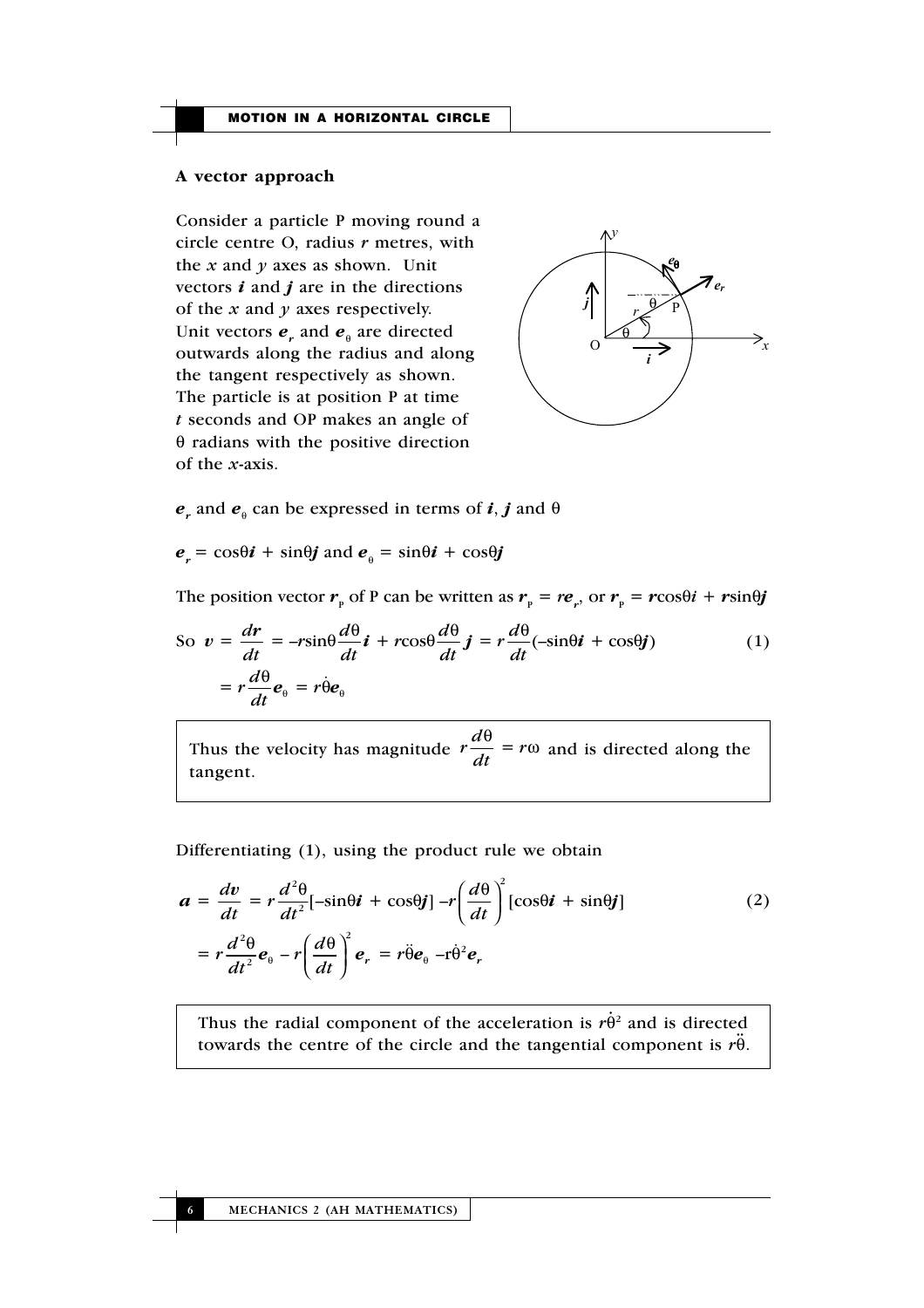### A vector approach

Consider a particle P moving round a circle centre O, radius $r$ metres, with the $x$ and $y$ axes as shown. Unit vectors $\boldsymbol{i}$ and $\boldsymbol{j}$ are in the directions of the $x$ and $y$ axes respectively. Unit vectors $\boldsymbol{e}_r$ and $\boldsymbol{e}_\theta$ are directed outwards along the radius and along the tangent respectively as shown. The particle is at position P at time $t$ seconds and OP makes an angle of $\theta$ radians with the positive direction of the $x$-axis.

$\boldsymbol{e}_r$ and $\boldsymbol{e}_\theta$ can be expressed in terms of $\boldsymbol{i}$, $\boldsymbol{j}$ and $\theta$

$\boldsymbol{e}_r = \cos\theta\boldsymbol{i} + \sin\theta\boldsymbol{j}$ and $\boldsymbol{e}_\theta = \sin\theta\boldsymbol{i} + \cos\theta\boldsymbol{j}$

The position vector $\boldsymbol{r}_P$ of P can be written as $\boldsymbol{r}_P = r\boldsymbol{e}_r$, or $\boldsymbol{r}_P = \boldsymbol{r}\cos\theta i + \boldsymbol{r}\sin\theta\boldsymbol{j}$

$$\text{So } \boldsymbol{v} = \frac{d\boldsymbol{r}}{dt} = -r\sin\theta\frac{d\theta}{dt}\boldsymbol{i} + r\cos\theta\frac{d\theta}{dt}\boldsymbol{j} = r\frac{d\theta}{dt}(-\sin\theta\boldsymbol{i} + \cos\theta\boldsymbol{j}) \qquad (1)$$

$$= r\frac{d\theta}{dt}\boldsymbol{e}_\theta = r\dot{\theta}\boldsymbol{e}_\theta$$

> Thus the velocity has magnitude $r\frac{d\theta}{dt} = r\omega$ and is directed along the tangent.

Differentiating (1), using the product rule we obtain

$$\boldsymbol{a} = \frac{d\boldsymbol{v}}{dt} = r\frac{d^2\theta}{dt^2}[-\sin\theta\boldsymbol{i} + \cos\theta\boldsymbol{j}] - r\left(\frac{d\theta}{dt}\right)^2[\cos\theta\boldsymbol{i} + \sin\theta\boldsymbol{j}] \qquad (2)$$

$$= r\frac{d^2\theta}{dt^2}\boldsymbol{e}_\theta - r\left(\frac{d\theta}{dt}\right)^2\boldsymbol{e}_r = r\ddot{\theta}\boldsymbol{e}_\theta - r\dot{\theta}^2\boldsymbol{e}_r$$

> Thus the radial component of the acceleration is $r\dot{\theta}^2$ and is directed towards the centre of the circle and the tangential component is $r\ddot{\theta}$.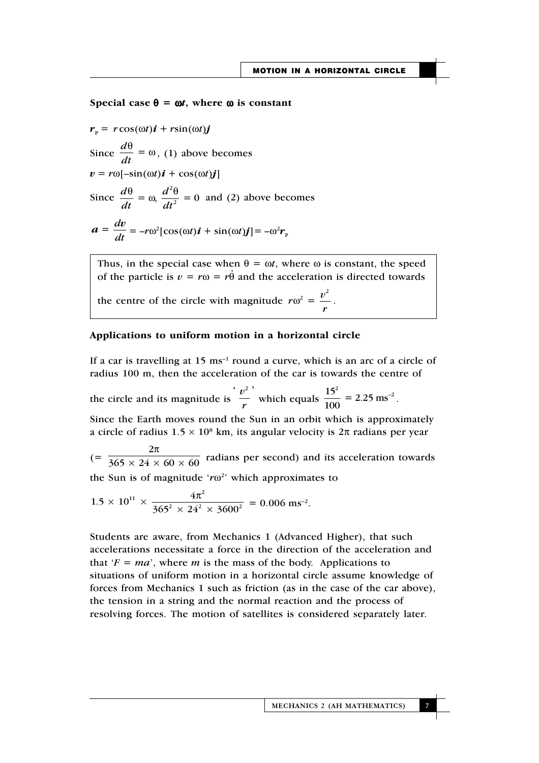**Special case $\theta = \omega t$, where $\omega$ is constant**

$\boldsymbol{r}_P = r\cos(\omega t)\boldsymbol{i} + r\sin(\omega t)\boldsymbol{j}$

Since $\dfrac{d\theta}{dt} = \omega$, (1) above becomes

$\boldsymbol{v} = r\omega[-\sin(\omega t)\boldsymbol{i} + \cos(\omega t)\boldsymbol{j}]$

Since $\dfrac{d\theta}{dt} = \omega$, $\dfrac{d^2\theta}{dt^2} = 0$ and (2) above becomes

$$\boldsymbol{a} = \frac{d\boldsymbol{v}}{dt} = -r\omega^2[\cos(\omega t)\boldsymbol{i} + \sin(\omega t)\boldsymbol{j}] = -\omega^2\boldsymbol{r}_P$$

> Thus, in the special case when $\theta = \omega t$, where $\omega$ is constant, the speed of the particle is $v = r\omega = r\dot{\theta}$ and the acceleration is directed towards the centre of the circle with magnitude $r\omega^2 = \dfrac{v^2}{r}$.

**Applications to uniform motion in a horizontal circle**

If a car is travelling at 15 ms$^{-1}$ round a curve, which is an arc of a circle of radius 100 m, then the acceleration of the car is towards the centre of the circle and its magnitude is '$\dfrac{v^2}{r}$' which equals $\dfrac{15^2}{100} = 2.25 \text{ ms}^{-2}$.

Since the Earth moves round the Sun in an orbit which is approximately a circle of radius $1.5 \times 10^8$ km, its angular velocity is $2\pi$ radians per year ($= \dfrac{2\pi}{365 \times 24 \times 60 \times 60}$ radians per second) and its acceleration towards the Sun is of magnitude '$r\omega^2$' which approximates to

$$1.5 \times 10^{11} \times \frac{4\pi^2}{365^2 \times 24^2 \times 3600^2} = 0.006 \text{ ms}^{-2}.$$

Students are aware, from Mechanics 1 (Advanced Higher), that such accelerations necessitate a force in the direction of the acceleration and that '$F = ma$', where $m$ is the mass of the body. Applications to situations of uniform motion in a horizontal circle assume knowledge of forces from Mechanics 1 such as friction (as in the case of the car above), the tension in a string and the normal reaction and the process of resolving forces. The motion of satellites is considered separately later.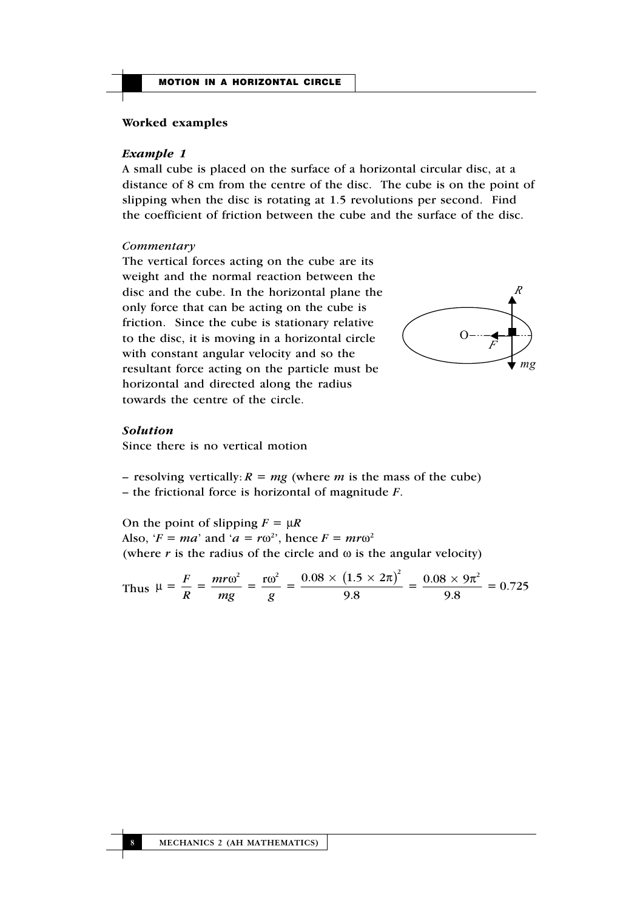## Worked examples

### *Example 1*

A small cube is placed on the surface of a horizontal circular disc, at a distance of 8 cm from the centre of the disc. The cube is on the point of slipping when the disc is rotating at 1.5 revolutions per second. Find the coefficient of friction between the cube and the surface of the disc.

*Commentary*

The vertical forces acting on the cube are its weight and the normal reaction between the disc and the cube. In the horizontal plane the only force that can be acting on the cube is friction. Since the cube is stationary relative to the disc, it is moving in a horizontal circle with constant angular velocity and so the resultant force acting on the particle must be horizontal and directed along the radius towards the centre of the circle.

### *Solution*

Since there is no vertical motion

– resolving vertically: $R = mg$ (where $m$ is the mass of the cube)
– the frictional force is horizontal of magnitude $F$.

On the point of slipping $F = \mu R$
Also, '$F = ma$' and '$a = r\omega^2$', hence $F = mr\omega^2$
(where $r$ is the radius of the circle and $\omega$ is the angular velocity)

$$\text{Thus } \mu = \frac{F}{R} = \frac{mr\omega^2}{mg} = \frac{r\omega^2}{g} = \frac{0.08 \times (1.5 \times 2\pi)^2}{9.8} = \frac{0.08 \times 9\pi^2}{9.8} = 0.725$$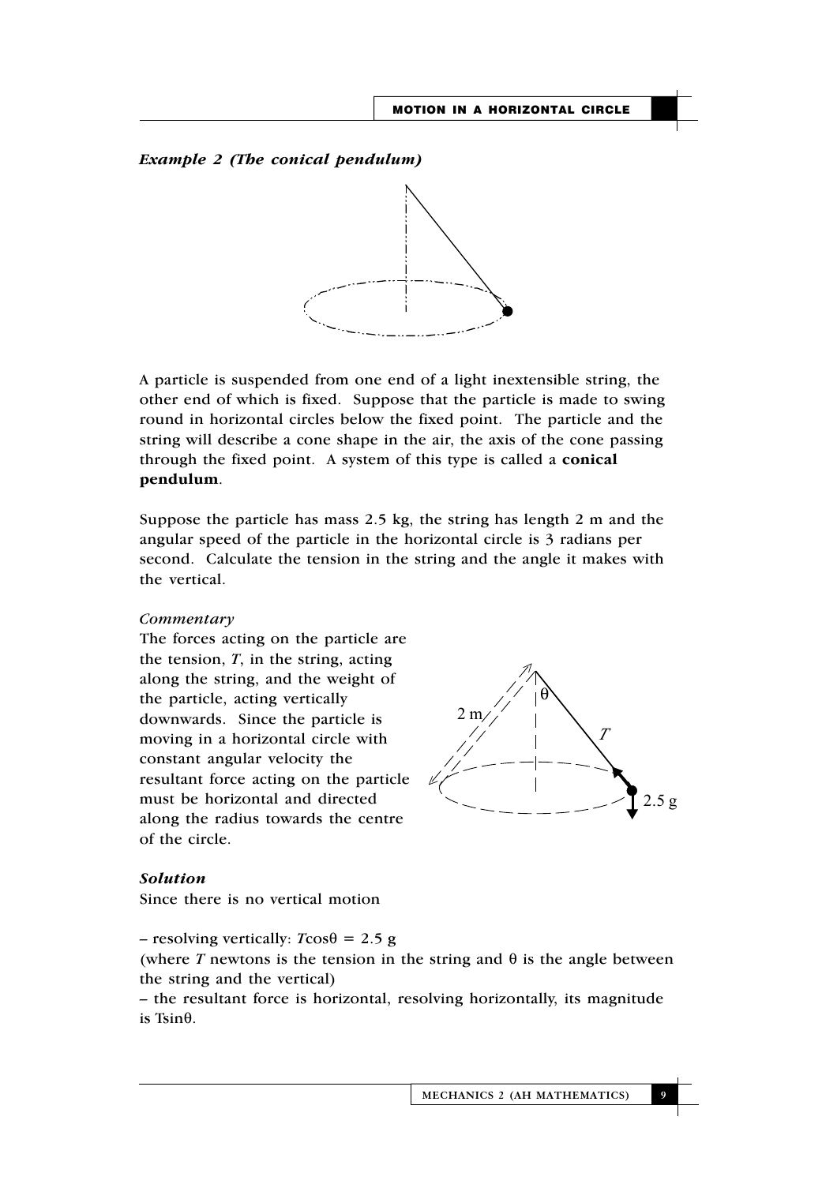*Example 2 (The conical pendulum)*

A particle is suspended from one end of a light inextensible string, the other end of which is fixed. Suppose that the particle is made to swing round in horizontal circles below the fixed point. The particle and the string will describe a cone shape in the air, the axis of the cone passing through the fixed point. A system of this type is called a **conical pendulum**.

Suppose the particle has mass 2.5 kg, the string has length 2 m and the angular speed of the particle in the horizontal circle is 3 radians per second. Calculate the tension in the string and the angle it makes with the vertical.

*Commentary*

The forces acting on the particle are the tension, $T$, in the string, acting along the string, and the weight of the particle, acting vertically downwards. Since the particle is moving in a horizontal circle with constant angular velocity the resultant force acting on the particle must be horizontal and directed along the radius towards the centre of the circle.

***Solution***

Since there is no vertical motion

– resolving vertically: $T\cos\theta = 2.5\text{ g}$

(where $T$ newtons is the tension in the string and $\theta$ is the angle between the string and the vertical)

– the resultant force is horizontal, resolving horizontally, its magnitude is $T\sin\theta$.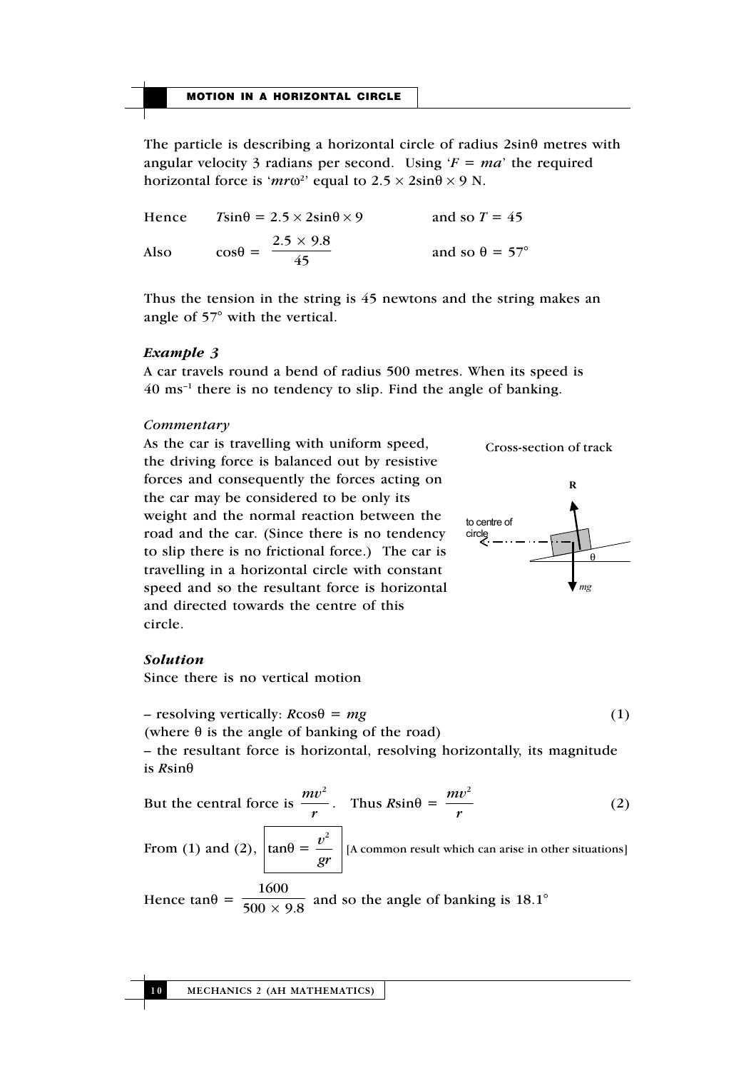The particle is describing a horizontal circle of radius $2\sin\theta$ metres with angular velocity 3 radians per second. Using '$F = ma$' the required horizontal force is '$mr\omega^2$' equal to $2.5 \times 2\sin\theta \times 9$ N.

Hence $\quad T\sin\theta = 2.5 \times 2\sin\theta \times 9 \quad$ and so $T = 45$

Also $\quad \cos\theta = \dfrac{2.5 \times 9.8}{45} \quad$ and so $\theta = 57°$

Thus the tension in the string is 45 newtons and the string makes an angle of 57° with the vertical.

### *Example 3*

A car travels round a bend of radius 500 metres. When its speed is 40 ms$^{-1}$ there is no tendency to slip. Find the angle of banking.

*Commentary*

As the car is travelling with uniform speed, the driving force is balanced out by resistive forces and consequently the forces acting on the car may be considered to be only its weight and the normal reaction between the road and the car. (Since there is no tendency to slip there is no frictional force.) The car is travelling in a horizontal circle with constant speed and so the resultant force is horizontal and directed towards the centre of this circle.

Cross-section of track

### *Solution*

Since there is no vertical motion

– resolving vertically: $R\cos\theta = mg \qquad (1)$

(where $\theta$ is the angle of banking of the road)

– the resultant force is horizontal, resolving horizontally, its magnitude is $R\sin\theta$

But the central force is $\dfrac{mv^2}{r}$. Thus $R\sin\theta = \dfrac{mv^2}{r} \qquad (2)$

From (1) and (2), $\boxed{\tan\theta = \dfrac{v^2}{gr}}$ [A common result which can arise in other situations]

Hence $\tan\theta = \dfrac{1600}{500 \times 9.8}$ and so the angle of banking is 18.1°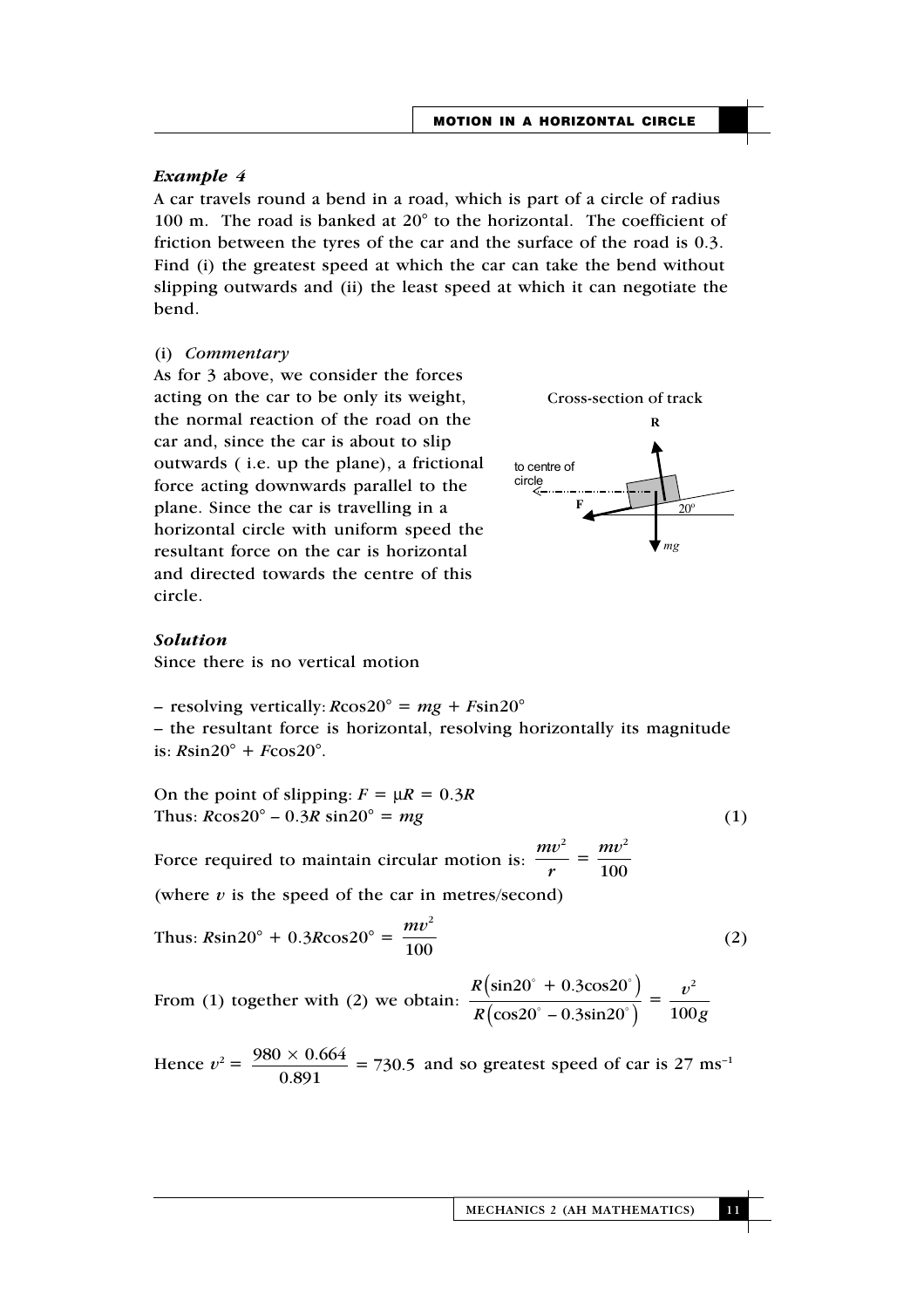### *Example 4*

A car travels round a bend in a road, which is part of a circle of radius 100 m. The road is banked at 20° to the horizontal. The coefficient of friction between the tyres of the car and the surface of the road is 0.3. Find (i) the greatest speed at which the car can take the bend without slipping outwards and (ii) the least speed at which it can negotiate the bend.

(i) *Commentary*

As for 3 above, we consider the forces acting on the car to be only its weight, the normal reaction of the road on the car and, since the car is about to slip outwards ( i.e. up the plane), a frictional force acting downwards parallel to the plane. Since the car is travelling in a horizontal circle with uniform speed the resultant force on the car is horizontal and directed towards the centre of this circle.

Cross-section of track

### *Solution*

Since there is no vertical motion

– resolving vertically: $R\cos 20° = mg + F\sin 20°$

– the resultant force is horizontal, resolving horizontally its magnitude is: $R\sin 20° + F\cos 20°$.

On the point of slipping: $F = \mu R = 0.3R$

Thus: $R\cos 20° - 0.3R\sin 20° = mg$ (1)

Force required to maintain circular motion is: $\dfrac{mv^2}{r} = \dfrac{mv^2}{100}$

(where $v$ is the speed of the car in metres/second)

Thus: $R\sin 20° + 0.3R\cos 20° = \dfrac{mv^2}{100}$ (2)

From (1) together with (2) we obtain: $\dfrac{R\left(\sin 20° + 0.3\cos 20°\right)}{R\left(\cos 20° - 0.3\sin 20°\right)} = \dfrac{v^2}{100g}$

Hence $v^2 = \dfrac{980 \times 0.664}{0.891} = 730.5$ and so greatest speed of car is $27\ \text{ms}^{-1}$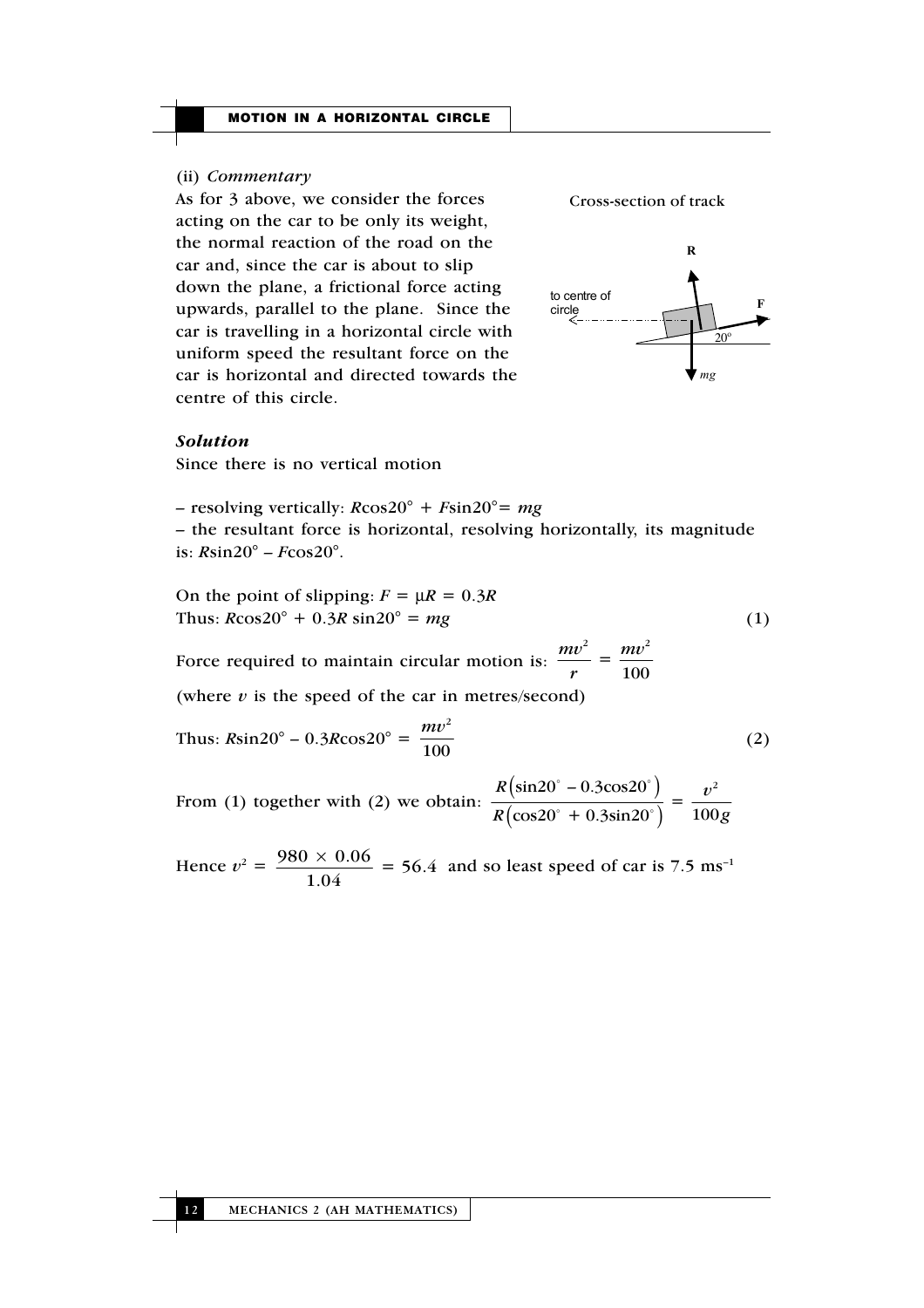(ii) *Commentary*

As for 3 above, we consider the forces acting on the car to be only its weight, the normal reaction of the road on the car and, since the car is about to slip down the plane, a frictional force acting upwards, parallel to the plane. Since the car is travelling in a horizontal circle with uniform speed the resultant force on the car is horizontal and directed towards the centre of this circle.

Cross-section of track

***Solution***

Since there is no vertical motion

– resolving vertically: $R\cos20° + F\sin20° = mg$

– the resultant force is horizontal, resolving horizontally, its magnitude is: $R\sin20° - F\cos20°$.

On the point of slipping: $F = \mu R = 0.3R$

Thus: $R\cos20° + 0.3R\sin20° = mg$ (1)

Force required to maintain circular motion is: $\dfrac{mv^2}{r} = \dfrac{mv^2}{100}$

(where $v$ is the speed of the car in metres/second)

Thus: $R\sin20° - 0.3R\cos20° = \dfrac{mv^2}{100}$ (2)

From (1) together with (2) we obtain: $\dfrac{R\left(\sin20° - 0.3\cos20°\right)}{R\left(\cos20° + 0.3\sin20°\right)} = \dfrac{v^2}{100g}$

Hence $v^2 = \dfrac{980 \times 0.06}{1.04} = 56.4$ and so least speed of car is $7.5 \text{ ms}^{-1}$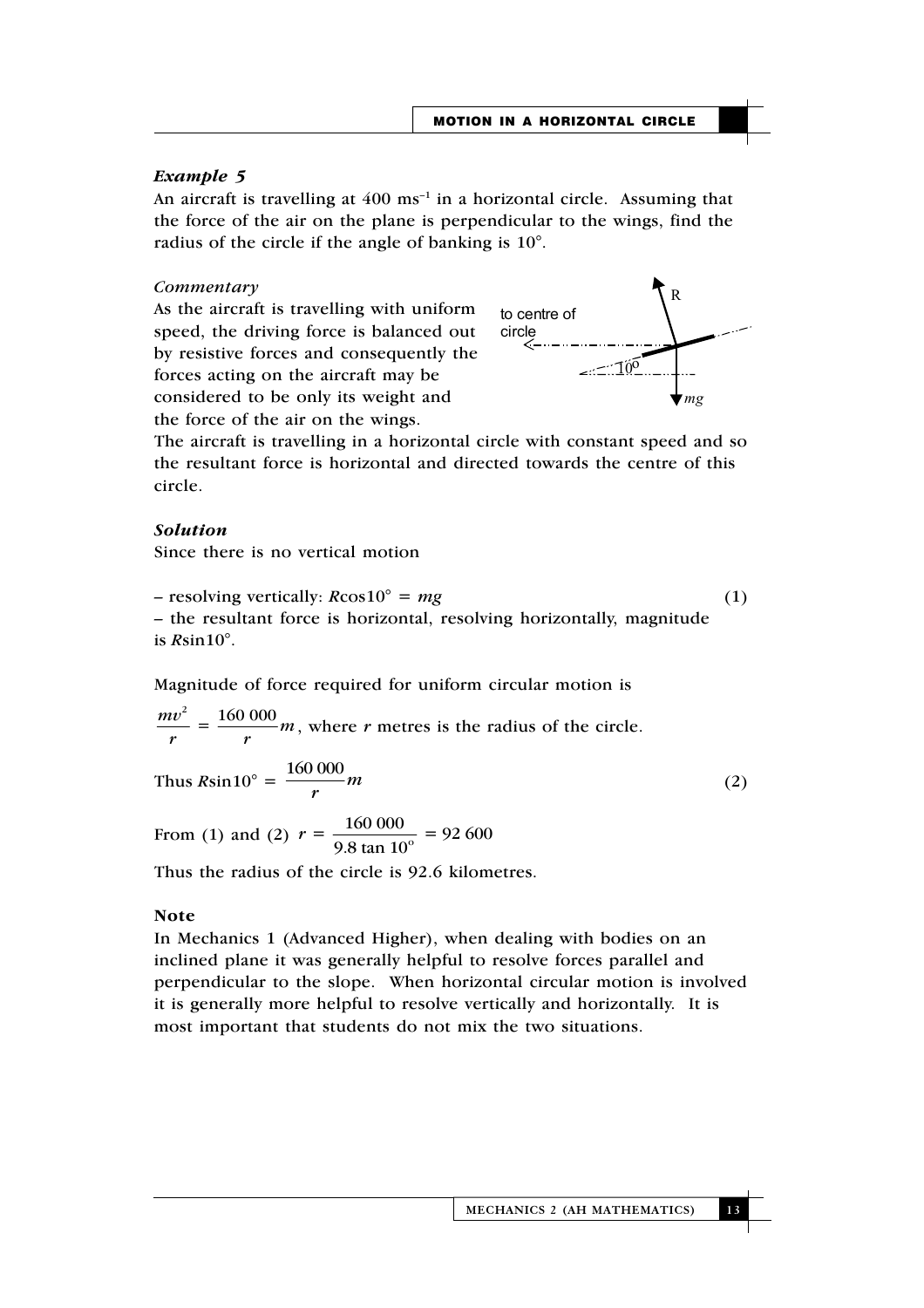### *Example 5*

An aircraft is travelling at 400 $ms^{-1}$ in a horizontal circle. Assuming that the force of the air on the plane is perpendicular to the wings, find the radius of the circle if the angle of banking is 10°.

*Commentary*

As the aircraft is travelling with uniform speed, the driving force is balanced out by resistive forces and consequently the forces acting on the aircraft may be considered to be only its weight and the force of the air on the wings.

The aircraft is travelling in a horizontal circle with constant speed and so the resultant force is horizontal and directed towards the centre of this circle.

### *Solution*

Since there is no vertical motion

– resolving vertically: $R\cos 10° = mg$ (1)

– the resultant force is horizontal, resolving horizontally, magnitude is $R\sin 10°$.

Magnitude of force required for uniform circular motion is

$\frac{mv^2}{r} = \frac{160\,000}{r}m$, where $r$ metres is the radius of the circle.

Thus $R\sin 10° = \frac{160\,000}{r}m$ (2)

From (1) and (2) $r = \frac{160\,000}{9.8 \tan 10°} = 92\,600$

Thus the radius of the circle is 92.6 kilometres.

**Note**

In Mechanics 1 (Advanced Higher), when dealing with bodies on an inclined plane it was generally helpful to resolve forces parallel and perpendicular to the slope. When horizontal circular motion is involved it is generally more helpful to resolve vertically and horizontally. It is most important that students do not mix the two situations.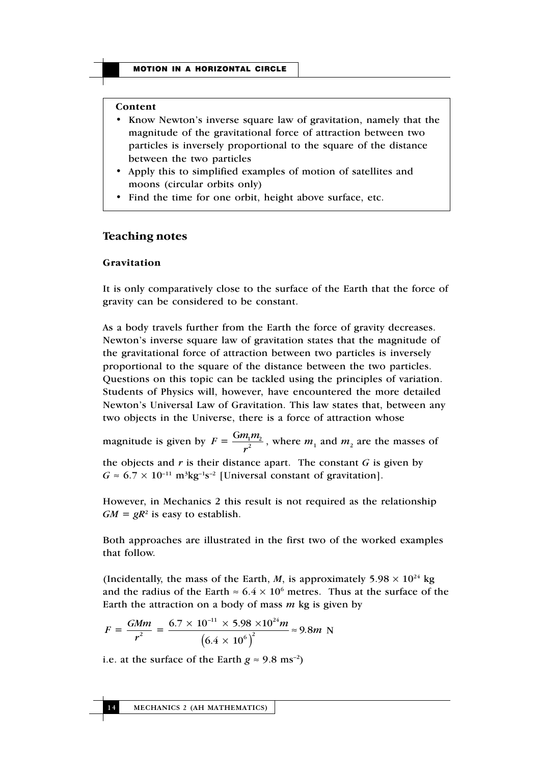**Content**

- Know Newton's inverse square law of gravitation, namely that the magnitude of the gravitational force of attraction between two particles is inversely proportional to the square of the distance between the two particles
- Apply this to simplified examples of motion of satellites and moons (circular orbits only)
- Find the time for one orbit, height above surface, etc.

## Teaching notes

### Gravitation

It is only comparatively close to the surface of the Earth that the force of gravity can be considered to be constant.

As a body travels further from the Earth the force of gravity decreases. Newton's inverse square law of gravitation states that the magnitude of the gravitational force of attraction between two particles is inversely proportional to the square of the distance between the two particles. Questions on this topic can be tackled using the principles of variation. Students of Physics will, however, have encountered the more detailed Newton's Universal Law of Gravitation. This law states that, between any two objects in the Universe, there is a force of attraction whose magnitude is given by $F = \dfrac{Gm_1m_2}{r^2}$, where $m_1$ and $m_2$ are the masses of the objects and $r$ is their distance apart. The constant $G$ is given by $G \approx 6.7 \times 10^{-11}$ m$^3$kg$^{-1}$s$^{-2}$ [Universal constant of gravitation].

However, in Mechanics 2 this result is not required as the relationship $GM = gR^2$ is easy to establish.

Both approaches are illustrated in the first two of the worked examples that follow.

(Incidentally, the mass of the Earth, $M$, is approximately $5.98 \times 10^{24}$ kg and the radius of the Earth $\approx 6.4 \times 10^6$ metres. Thus at the surface of the Earth the attraction on a body of mass $m$ kg is given by

$$F = \frac{GMm}{r^2} = \frac{6.7 \times 10^{-11} \times 5.98 \times 10^{24} m}{\left(6.4 \times 10^6\right)^2} \approx 9.8m \text{ N}$$

i.e. at the surface of the Earth $g \approx 9.8$ ms$^{-2}$)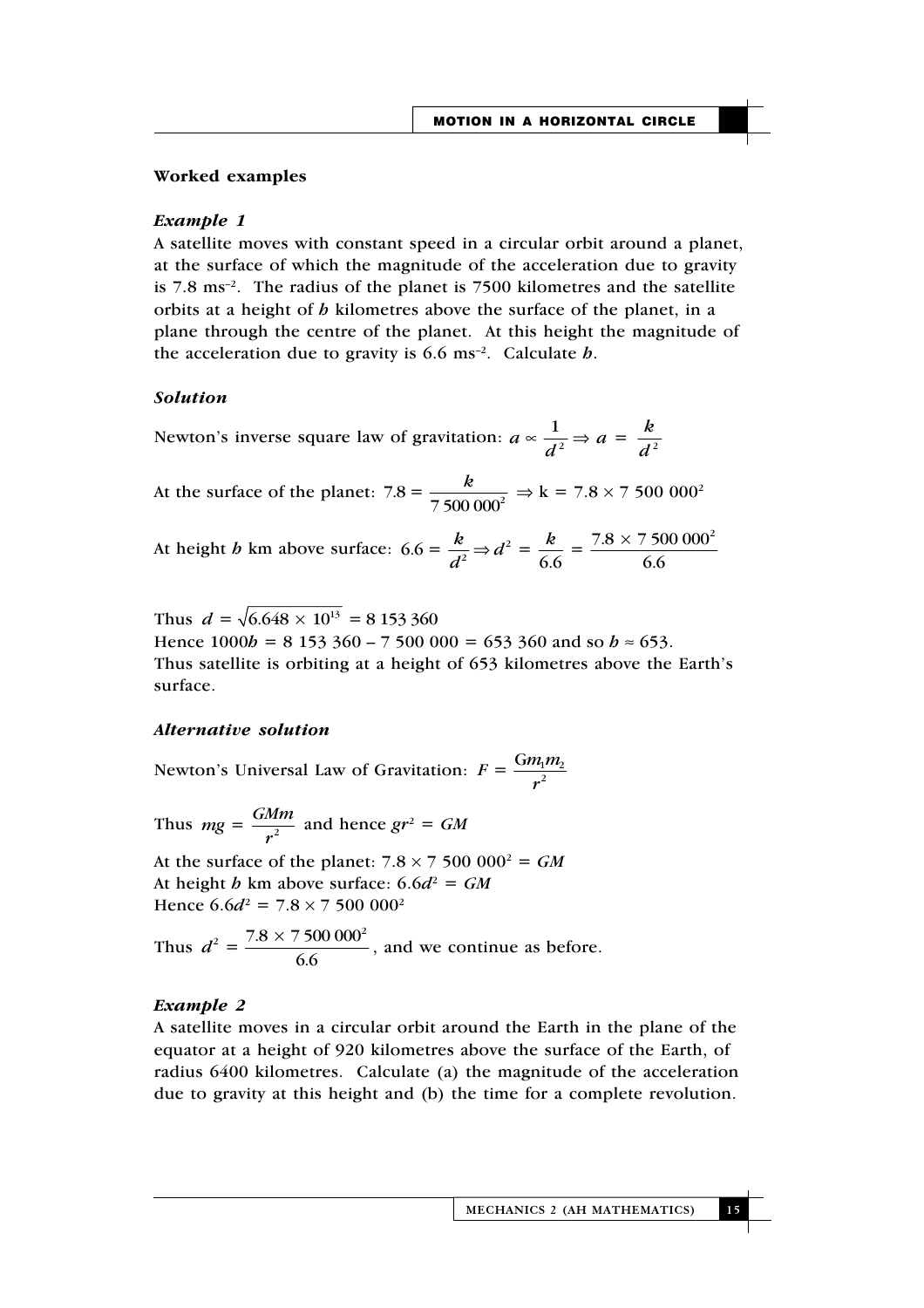**Worked examples**

***Example 1***

A satellite moves with constant speed in a circular orbit around a planet, at the surface of which the magnitude of the acceleration due to gravity is 7.8 $ms^{-2}$. The radius of the planet is 7500 kilometres and the satellite orbits at a height of $h$ kilometres above the surface of the planet, in a plane through the centre of the planet. At this height the magnitude of the acceleration due to gravity is 6.6 $ms^{-2}$. Calculate $h$.

***Solution***

Newton's inverse square law of gravitation: $a \propto \dfrac{1}{d^2} \Rightarrow a = \dfrac{k}{d^2}$

At the surface of the planet: $7.8 = \dfrac{k}{7\,500\,000^2} \Rightarrow k = 7.8 \times 7\,500\,000^2$

At height $h$ km above surface: $6.6 = \dfrac{k}{d^2} \Rightarrow d^2 = \dfrac{k}{6.6} = \dfrac{7.8 \times 7\,500\,000^2}{6.6}$

Thus $d = \sqrt{6.648 \times 10^{13}} = 8\,153\,360$

Hence $1000h = 8\,153\,360 - 7\,500\,000 = 653\,360$ and so $h \approx 653$.

Thus satellite is orbiting at a height of 653 kilometres above the Earth's surface.

***Alternative solution***

Newton's Universal Law of Gravitation: $F = \dfrac{Gm_1m_2}{r^2}$

Thus $mg = \dfrac{GMm}{r^2}$ and hence $gr^2 = GM$

At the surface of the planet: $7.8 \times 7\,500\,000^2 = GM$

At height $h$ km above surface: $6.6d^2 = GM$

Hence $6.6d^2 = 7.8 \times 7\,500\,000^2$

Thus $d^2 = \dfrac{7.8 \times 7\,500\,000^2}{6.6}$, and we continue as before.

***Example 2***

A satellite moves in a circular orbit around the Earth in the plane of the equator at a height of 920 kilometres above the surface of the Earth, of radius 6400 kilometres. Calculate (a) the magnitude of the acceleration due to gravity at this height and (b) the time for a complete revolution.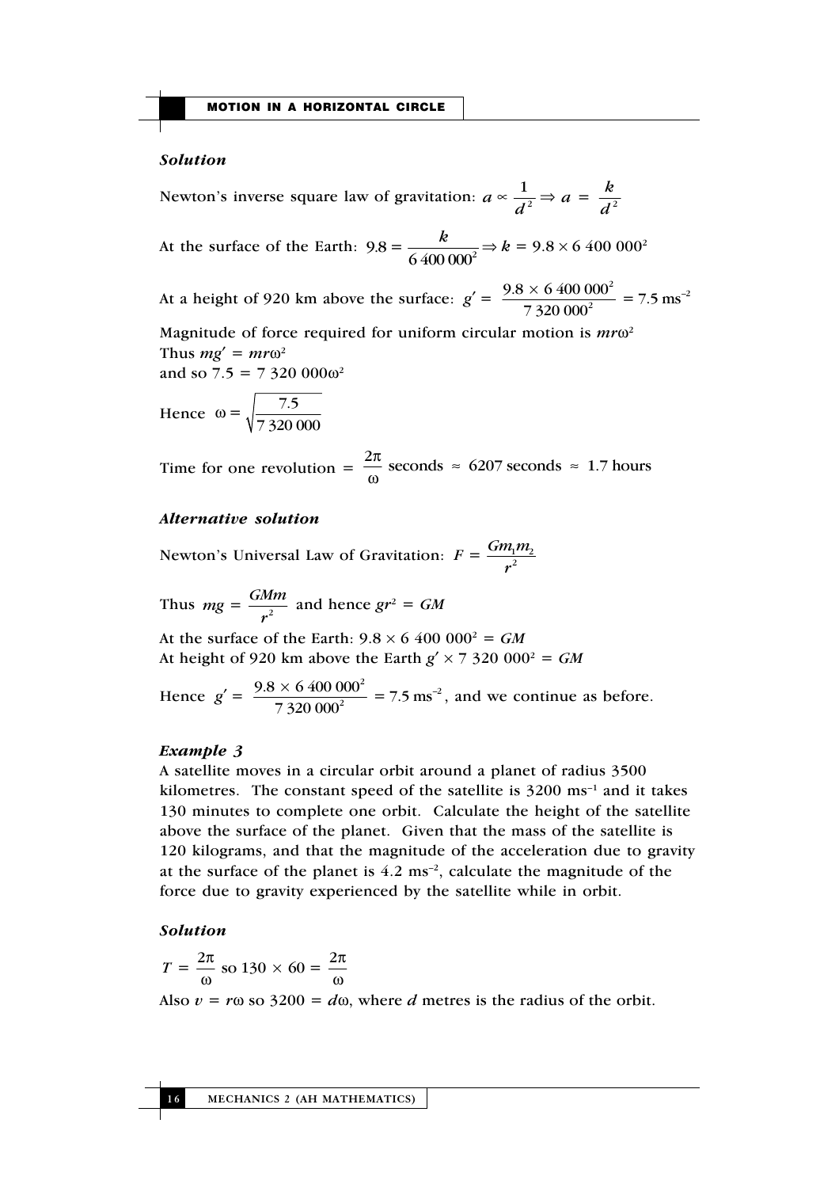### *Solution*

Newton's inverse square law of gravitation: $a \propto \dfrac{1}{d^2} \Rightarrow a = \dfrac{k}{d^2}$

At the surface of the Earth: $9.8 = \dfrac{k}{6\,400\,000^2} \Rightarrow k = 9.8 \times 6\,400\,000^2$

At a height of 920 km above the surface: $g' = \dfrac{9.8 \times 6\,400\,000^2}{7\,320\,000^2} = 7.5\ \text{ms}^{-2}$

Magnitude of force required for uniform circular motion is $mr\omega^2$

Thus $mg' = mr\omega^2$

and so $7.5 = 7\,320\,000\omega^2$

Hence $\omega = \sqrt{\dfrac{7.5}{7\,320\,000}}$

Time for one revolution $= \dfrac{2\pi}{\omega}$ seconds $\approx$ 6207 seconds $\approx$ 1.7 hours

### *Alternative solution*

Newton's Universal Law of Gravitation: $F = \dfrac{Gm_1m_2}{r^2}$

Thus $mg = \dfrac{GMm}{r^2}$ and hence $gr^2 = GM$

At the surface of the Earth: $9.8 \times 6\,400\,000^2 = GM$

At height of 920 km above the Earth $g' \times 7\,320\,000^2 = GM$

Hence $g' = \dfrac{9.8 \times 6\,400\,000^2}{7\,320\,000^2} = 7.5\ \text{ms}^{-2}$, and we continue as before.

### *Example 3*

A satellite moves in a circular orbit around a planet of radius 3500 kilometres. The constant speed of the satellite is 3200 $\text{ms}^{-1}$ and it takes 130 minutes to complete one orbit. Calculate the height of the satellite above the surface of the planet. Given that the mass of the satellite is 120 kilograms, and that the magnitude of the acceleration due to gravity at the surface of the planet is 4.2 $\text{ms}^{-2}$, calculate the magnitude of the force due to gravity experienced by the satellite while in orbit.

### *Solution*

$T = \dfrac{2\pi}{\omega}$ so $130 \times 60 = \dfrac{2\pi}{\omega}$

Also $v = r\omega$ so $3200 = d\omega$, where $d$ metres is the radius of the orbit.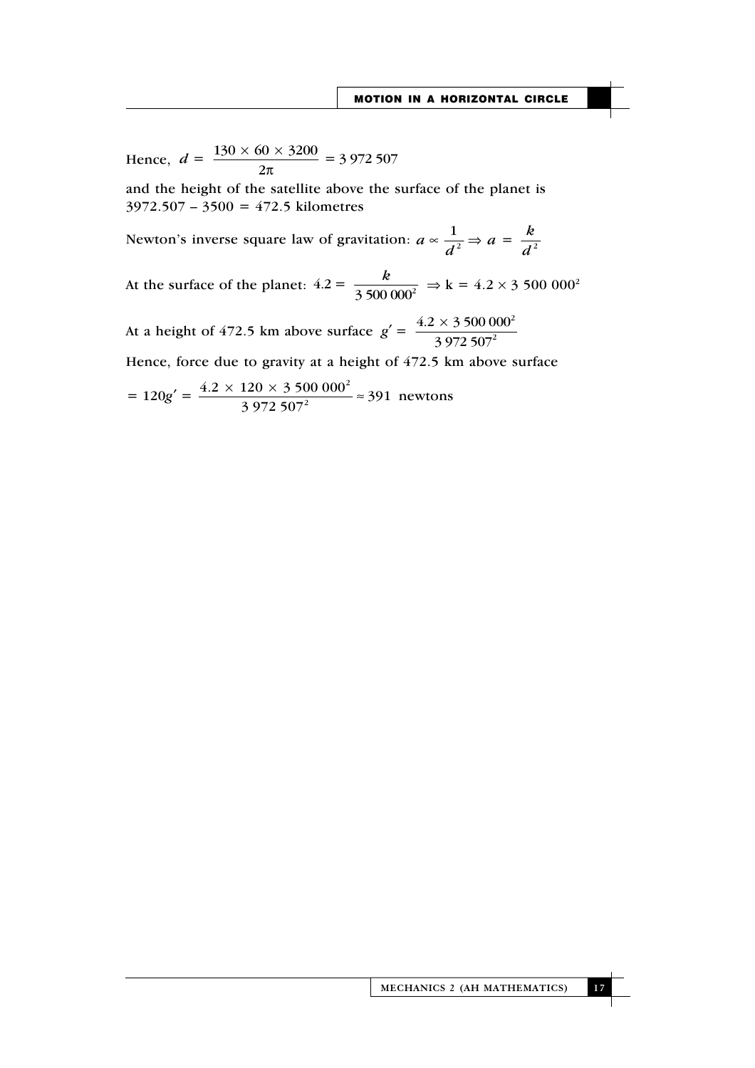Hence, $d = \dfrac{130 \times 60 \times 3200}{2\pi} = 3\,972\,507$

and the height of the satellite above the surface of the planet is $3972.507 - 3500 = 472.5$ kilometres

Newton's inverse square law of gravitation: $a \propto \dfrac{1}{d^2} \Rightarrow a = \dfrac{k}{d^2}$

At the surface of the planet: $4.2 = \dfrac{k}{3\,500\,000^2} \Rightarrow \text{k} = 4.2 \times 3\,500\,000^2$

At a height of 472.5 km above surface $g' = \dfrac{4.2 \times 3\,500\,000^2}{3\,972\,507^2}$

Hence, force due to gravity at a height of 472.5 km above surface

$= 120g' = \dfrac{4.2 \times 120 \times 3\,500\,000^2}{3\,972\,507^2} \approx 391$ newtons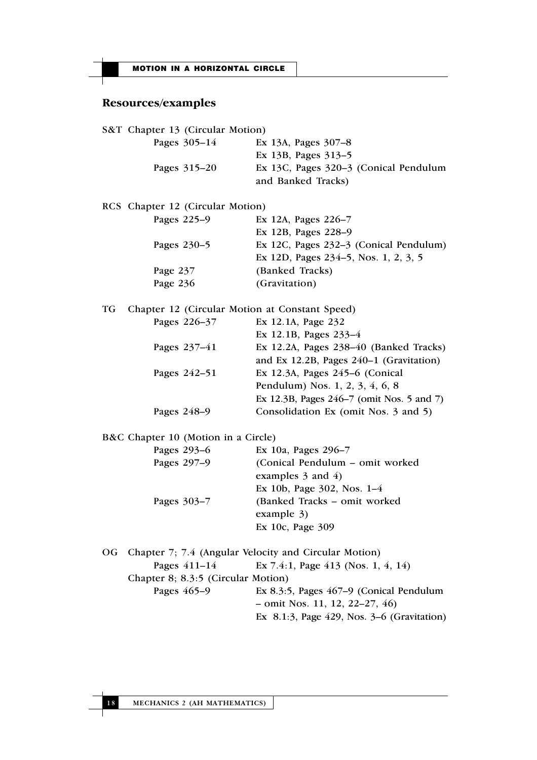## Resources/examples

S&T Chapter 13 (Circular Motion)

| | |
|---|---|
| Pages 305–14 | Ex 13A, Pages 307–8 |
| | Ex 13B, Pages 313–5 |
| Pages 315–20 | Ex 13C, Pages 320–3 (Conical Pendulum and Banked Tracks) |

RCS Chapter 12 (Circular Motion)

| | |
|---|---|
| Pages 225–9 | Ex 12A, Pages 226–7 |
| | Ex 12B, Pages 228–9 |
| Pages 230–5 | Ex 12C, Pages 232–3 (Conical Pendulum) |
| | Ex 12D, Pages 234–5, Nos. 1, 2, 3, 5 |
| Page 237 | (Banked Tracks) |
| Page 236 | (Gravitation) |

TG Chapter 12 (Circular Motion at Constant Speed)

| | |
|---|---|
| Pages 226–37 | Ex 12.1A, Page 232 |
| | Ex 12.1B, Pages 233–4 |
| Pages 237–41 | Ex 12.2A, Pages 238–40 (Banked Tracks) and Ex 12.2B, Pages 240–1 (Gravitation) |
| Pages 242–51 | Ex 12.3A, Pages 245–6 (Conical Pendulum) Nos. 1, 2, 3, 4, 6, 8 |
| | Ex 12.3B, Pages 246–7 (omit Nos. 5 and 7) |
| Pages 248–9 | Consolidation Ex (omit Nos. 3 and 5) |

B&C Chapter 10 (Motion in a Circle)

| | |
|---|---|
| Pages 293–6 | Ex 10a, Pages 296–7 |
| Pages 297–9 | (Conical Pendulum – omit worked examples 3 and 4) |
| | Ex 10b, Page 302, Nos. 1–4 |
| Pages 303–7 | (Banked Tracks – omit worked example 3) |
| | Ex 10c, Page 309 |

OG Chapter 7; 7.4 (Angular Velocity and Circular Motion)

| | |
|---|---|
| Pages 411–14 | Ex 7.4:1, Page 413 (Nos. 1, 4, 14) |

Chapter 8; 8.3:5 (Circular Motion)

| | |
|---|---|
| Pages 465–9 | Ex 8.3:5, Pages 467–9 (Conical Pendulum – omit Nos. 11, 12, 22–27, 46) |
| | Ex 8.1:3, Page 429, Nos. 3–6 (Gravitation) |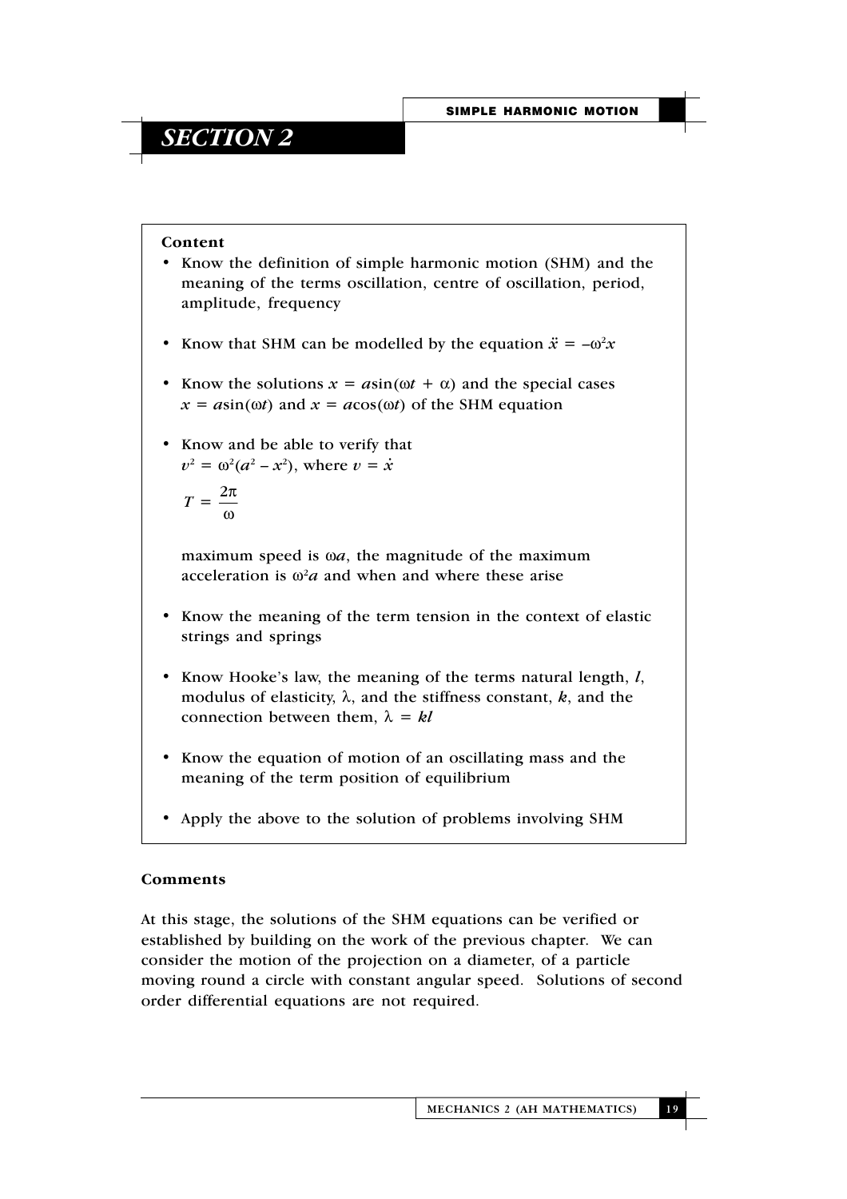# SECTION 2

**Content**

- Know the definition of simple harmonic motion (SHM) and the meaning of the terms oscillation, centre of oscillation, period, amplitude, frequency
- Know that SHM can be modelled by the equation $\ddot{x} = -\omega^2 x$
- Know the solutions $x = a\sin(\omega t + \alpha)$ and the special cases $x = a\sin(\omega t)$ and $x = a\cos(\omega t)$ of the SHM equation
- Know and be able to verify that
  $v^2 = \omega^2(a^2 - x^2)$, where $v = \dot{x}$

  $$T = \frac{2\pi}{\omega}$$

  maximum speed is $\omega a$, the magnitude of the maximum acceleration is $\omega^2 a$ and when and where these arise
- Know the meaning of the term tension in the context of elastic strings and springs
- Know Hooke's law, the meaning of the terms natural length, $l$, modulus of elasticity, $\lambda$, and the stiffness constant, $k$, and the connection between them, $\lambda = kl$
- Know the equation of motion of an oscillating mass and the meaning of the term position of equilibrium
- Apply the above to the solution of problems involving SHM

**Comments**

At this stage, the solutions of the SHM equations can be verified or established by building on the work of the previous chapter. We can consider the motion of the projection on a diameter, of a particle moving round a circle with constant angular speed. Solutions of second order differential equations are not required.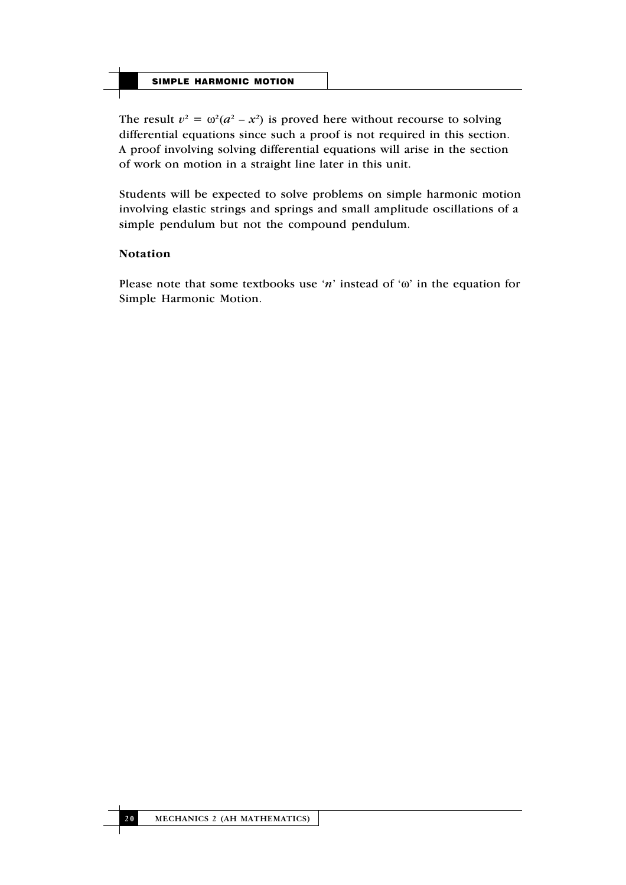The result $v^2 = \omega^2(a^2 - x^2)$ is proved here without recourse to solving differential equations since such a proof is not required in this section. A proof involving solving differential equations will arise in the section of work on motion in a straight line later in this unit.

Students will be expected to solve problems on simple harmonic motion involving elastic strings and springs and small amplitude oscillations of a simple pendulum but not the compound pendulum.

**Notation**

Please note that some textbooks use '$n$' instead of '$\omega$' in the equation for Simple Harmonic Motion.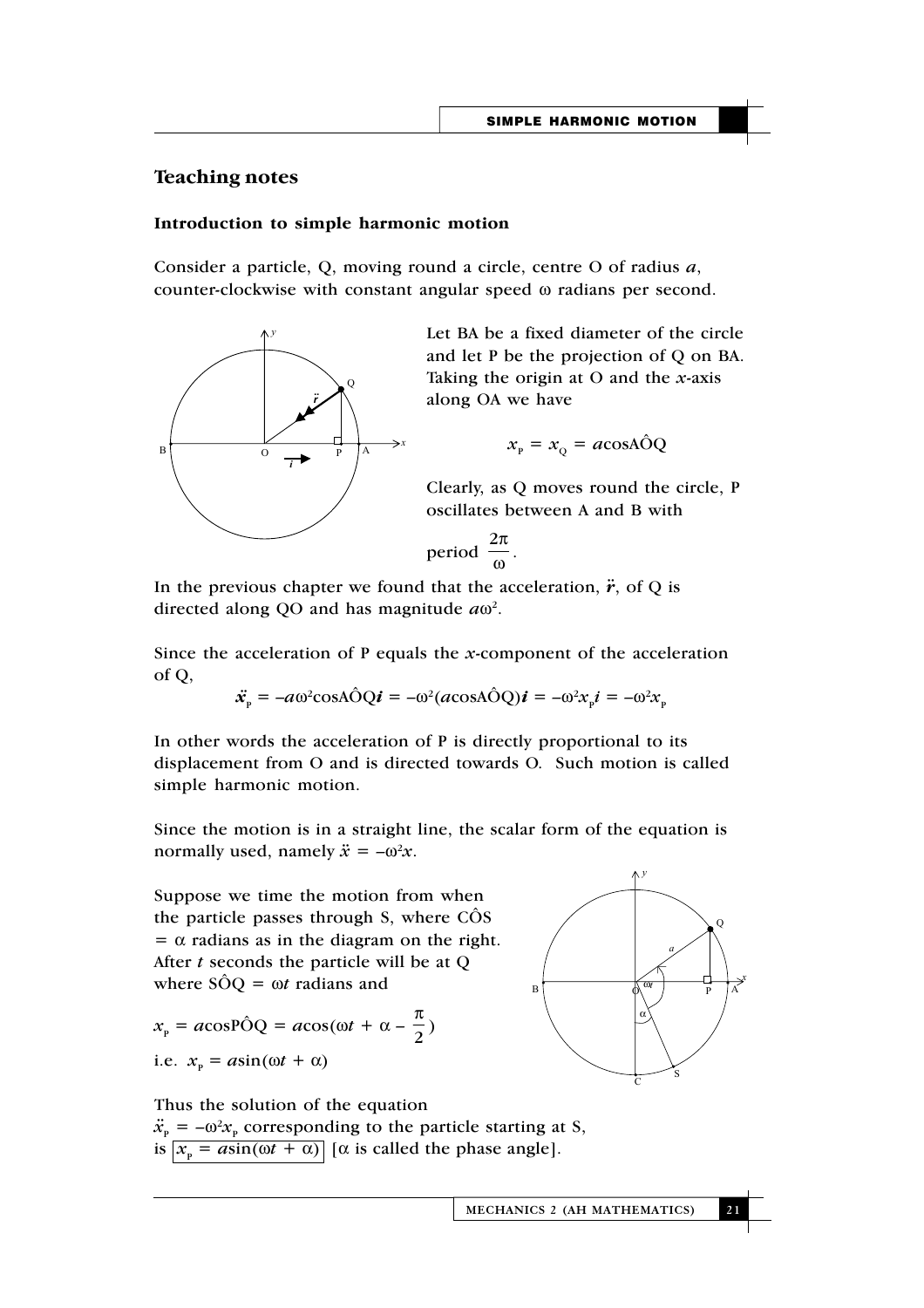## Teaching notes

### Introduction to simple harmonic motion

Consider a particle, Q, moving round a circle, centre O of radius $a$, counter-clockwise with constant angular speed $\omega$ radians per second.

Let BA be a fixed diameter of the circle and let P be the projection of Q on BA. Taking the origin at O and the $x$-axis along OA we have

$$x_P = x_Q = a\cos A\hat{O}Q$$

Clearly, as Q moves round the circle, P oscillates between A and B with period $\dfrac{2\pi}{\omega}$.

In the previous chapter we found that the acceleration, $\ddot{\boldsymbol{r}}$, of Q is directed along QO and has magnitude $a\omega^2$.

Since the acceleration of P equals the $x$-component of the acceleration of Q,

$$\ddot{\boldsymbol{x}}_P = -a\omega^2\cos A\hat{O}Q\boldsymbol{i} = -\omega^2(a\cos A\hat{O}Q)\boldsymbol{i} = -\omega^2 x_P\boldsymbol{i} = -\omega^2 \boldsymbol{x}_P$$

In other words the acceleration of P is directly proportional to its displacement from O and is directed towards O. Such motion is called simple harmonic motion.

Since the motion is in a straight line, the scalar form of the equation is normally used, namely $\ddot{x} = -\omega^2 x$.

Suppose we time the motion from when the particle passes through S, where $C\hat{O}S = \alpha$ radians as in the diagram on the right. After $t$ seconds the particle will be at Q where $S\hat{O}Q = \omega t$ radians and

$$x_P = a\cos P\hat{O}Q = a\cos(\omega t + \alpha - \frac{\pi}{2})$$

i.e. $x_P = a\sin(\omega t + \alpha)$

Thus the solution of the equation $\ddot{x}_P = -\omega^2 x_P$ corresponding to the particle starting at S, is $\boxed{x_P = a\sin(\omega t + \alpha)}$ [$\alpha$ is called the phase angle].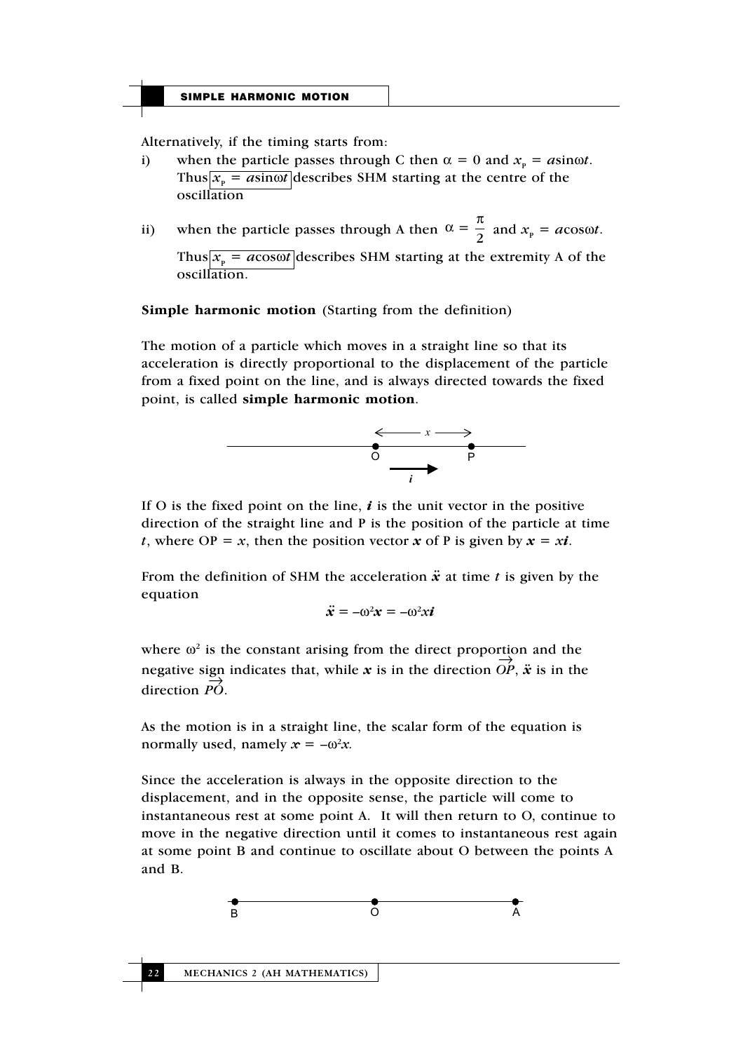Alternatively, if the timing starts from:

i) when the particle passes through C then $\alpha = 0$ and $x_P = a\sin\omega t$. Thus $\boxed{x_P = a\sin\omega t}$ describes SHM starting at the centre of the oscillation

ii) when the particle passes through A then $\alpha = \frac{\pi}{2}$ and $x_P = a\cos\omega t$. Thus $\boxed{x_P = a\cos\omega t}$ describes SHM starting at the extremity A of the oscillation.

**Simple harmonic motion** (Starting from the definition)

The motion of a particle which moves in a straight line so that its acceleration is directly proportional to the displacement of the particle from a fixed point on the line, and is always directed towards the fixed point, is called **simple harmonic motion**.

If O is the fixed point on the line, $\boldsymbol{i}$ is the unit vector in the positive direction of the straight line and P is the position of the particle at time $t$, where OP = $x$, then the position vector $\boldsymbol{x}$ of P is given by $\boldsymbol{x} = x\boldsymbol{i}$.

From the definition of SHM the acceleration $\ddot{\boldsymbol{x}}$ at time $t$ is given by the equation

$$\ddot{\boldsymbol{x}} = -\omega^2\boldsymbol{x} = -\omega^2 x\boldsymbol{i}$$

where $\omega^2$ is the constant arising from the direct proportion and the negative sign indicates that, while $\boldsymbol{x}$ is in the direction $\overrightarrow{OP}$, $\ddot{\boldsymbol{x}}$ is in the direction $\overrightarrow{PO}$.

As the motion is in a straight line, the scalar form of the equation is normally used, namely $\ddot{x} = -\omega^2 x$.

Since the acceleration is always in the opposite direction to the displacement, and in the opposite sense, the particle will come to instantaneous rest at some point A. It will then return to O, continue to move in the negative direction until it comes to instantaneous rest again at some point B and continue to oscillate about O between the points A and B.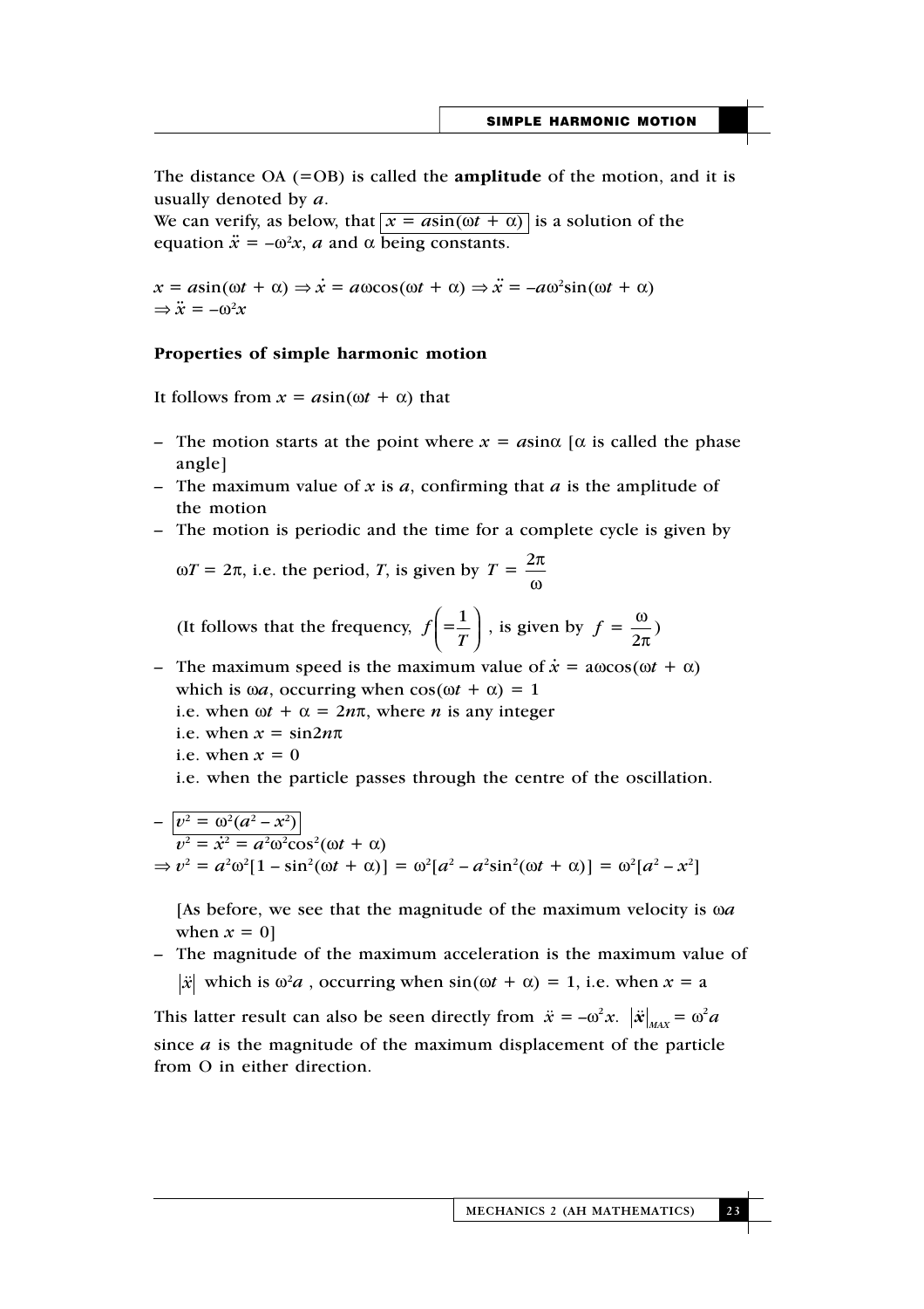The distance OA (=OB) is called the **amplitude** of the motion, and it is usually denoted by $a$.

We can verify, as below, that $\boxed{x = a\sin(\omega t + \alpha)}$ is a solution of the equation $\ddot{x} = -\omega^2 x$, $a$ and $\alpha$ being constants.

$$x = a\sin(\omega t + \alpha) \Rightarrow \dot{x} = a\omega\cos(\omega t + \alpha) \Rightarrow \ddot{x} = -a\omega^2\sin(\omega t + \alpha)$$
$$\Rightarrow \ddot{x} = -\omega^2 x$$

**Properties of simple harmonic motion**

It follows from $x = a\sin(\omega t + \alpha)$ that

- The motion starts at the point where $x = a\sin\alpha$ [$\alpha$ is called the phase angle]
- The maximum value of $x$ is $a$, confirming that $a$ is the amplitude of the motion
- The motion is periodic and the time for a complete cycle is given by

  $\omega T = 2\pi$, i.e. the period, $T$, is given by $T = \dfrac{2\pi}{\omega}$

  (It follows that the frequency, $f\left(=\dfrac{1}{T}\right)$, is given by $f = \dfrac{\omega}{2\pi}$)
- The maximum speed is the maximum value of $\dot{x} = a\omega\cos(\omega t + \alpha)$ which is $\omega a$, occurring when $\cos(\omega t + \alpha) = 1$
  i.e. when $\omega t + \alpha = 2n\pi$, where $n$ is any integer
  i.e. when $x = \sin 2n\pi$
  i.e. when $x = 0$
  i.e. when the particle passes through the centre of the oscillation.
- $\boxed{v^2 = \omega^2(a^2 - x^2)}$

  $v^2 = \dot{x}^2 = a^2\omega^2\cos^2(\omega t + \alpha)$
  
  $\Rightarrow v^2 = a^2\omega^2[1 - \sin^2(\omega t + \alpha)] = \omega^2[a^2 - a^2\sin^2(\omega t + \alpha)] = \omega^2[a^2 - x^2]$

  [As before, we see that the magnitude of the maximum velocity is $\omega a$ when $x = 0$]
- The magnitude of the maximum acceleration is the maximum value of $|\ddot{x}|$ which is $\omega^2 a$, occurring when $\sin(\omega t + \alpha) = 1$, i.e. when $x = a$

This latter result can also be seen directly from $\ddot{x} = -\omega^2 x$. $|\ddot{x}|_{MAX} = \omega^2 a$ since $a$ is the magnitude of the maximum displacement of the particle from O in either direction.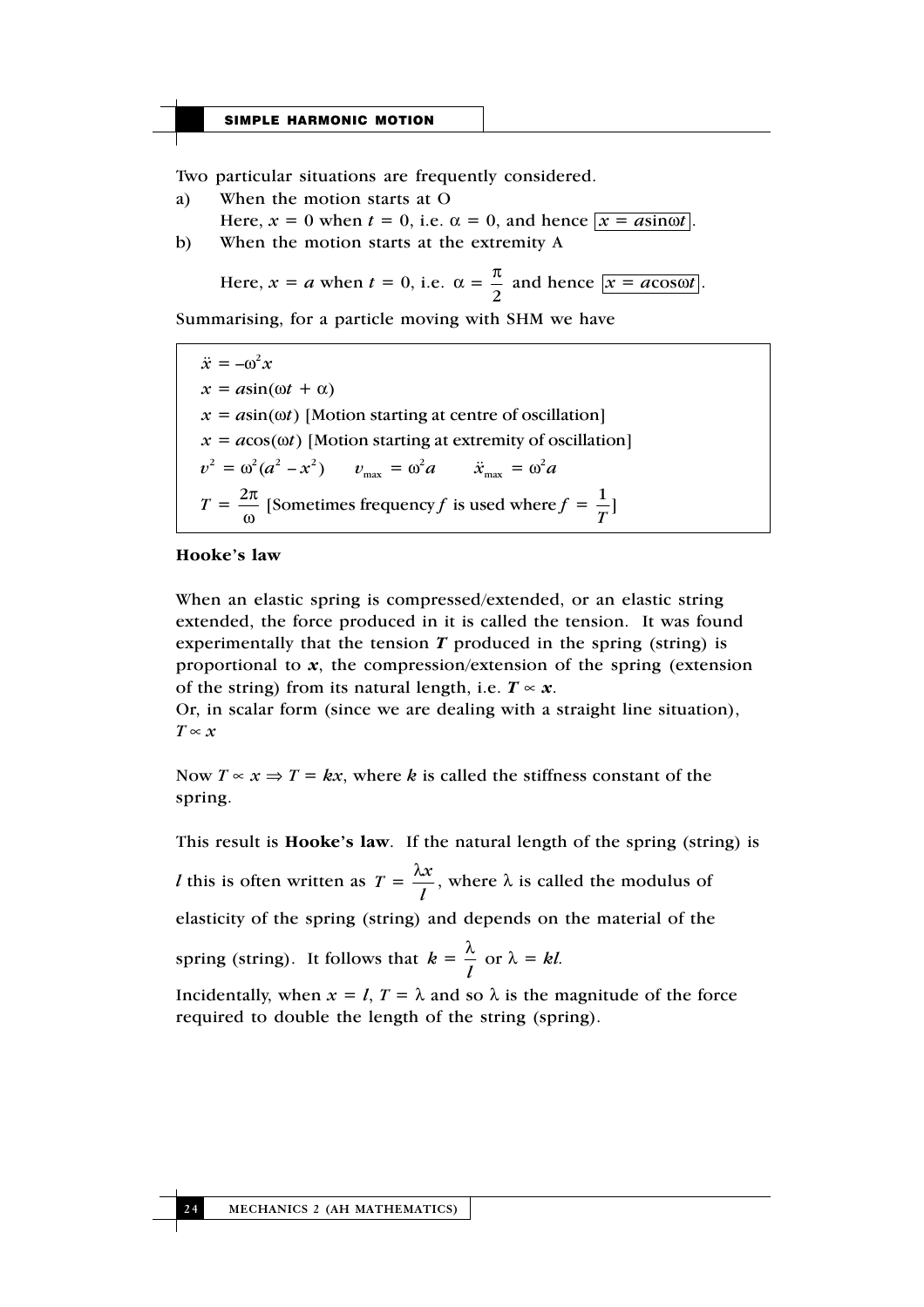Two particular situations are frequently considered.

a) When the motion starts at O

Here, $x = 0$ when $t = 0$, i.e. $\alpha = 0$, and hence $\boxed{x = a\sin\omega t}$.

b) When the motion starts at the extremity A

Here, $x = a$ when $t = 0$, i.e. $\alpha = \frac{\pi}{2}$ and hence $\boxed{x = a\cos\omega t}$.

Summarising, for a particle moving with SHM we have

> $\ddot{x} = -\omega^2 x$
>
> $x = a\sin(\omega t + \alpha)$
>
> $x = a\sin(\omega t)$ [Motion starting at centre of oscillation]
>
> $x = a\cos(\omega t)$ [Motion starting at extremity of oscillation]
>
> $v^2 = \omega^2(a^2 - x^2) \qquad v_{\max} = \omega^2 a \qquad \ddot{x}_{\max} = \omega^2 a$
>
> $T = \dfrac{2\pi}{\omega}$ [Sometimes frequency $f$ is used where $f = \dfrac{1}{T}$]

**Hooke's law**

When an elastic spring is compressed/extended, or an elastic string extended, the force produced in it is called the tension. It was found experimentally that the tension $\boldsymbol{T}$ produced in the spring (string) is proportional to $\boldsymbol{x}$, the compression/extension of the spring (extension of the string) from its natural length, i.e. $\boldsymbol{T} \propto \boldsymbol{x}$.

Or, in scalar form (since we are dealing with a straight line situation), $T \propto x$

Now $T \propto x \Rightarrow T = kx$, where $k$ is called the stiffness constant of the spring.

This result is **Hooke's law**. If the natural length of the spring (string) is $l$ this is often written as $T = \dfrac{\lambda x}{l}$, where $\lambda$ is called the modulus of elasticity of the spring (string) and depends on the material of the spring (string). It follows that $k = \dfrac{\lambda}{l}$ or $\lambda = kl$.

Incidentally, when $x = l$, $T = \lambda$ and so $\lambda$ is the magnitude of the force required to double the length of the string (spring).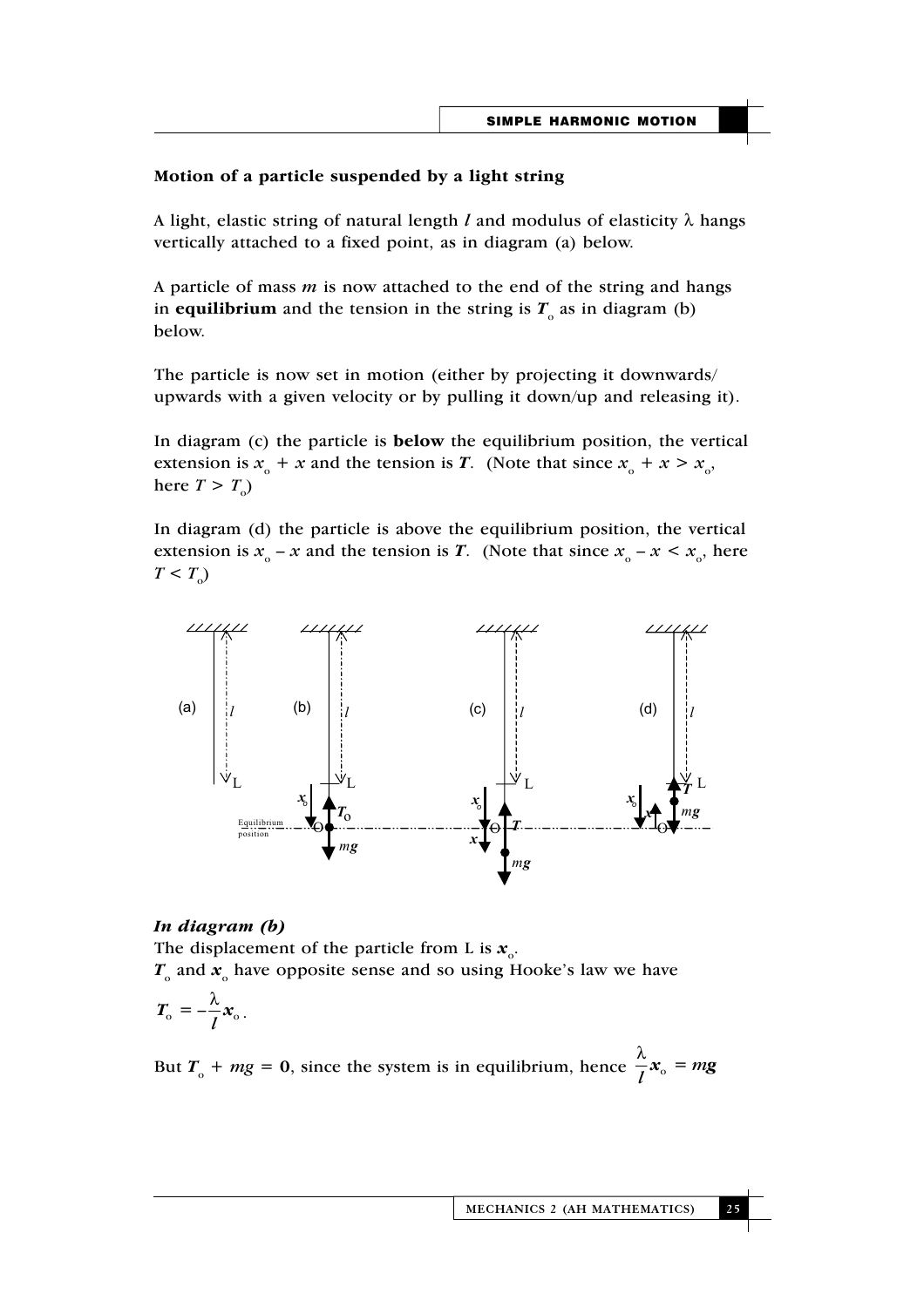**Motion of a particle suspended by a light string**

A light, elastic string of natural length $l$ and modulus of elasticity $\lambda$ hangs vertically attached to a fixed point, as in diagram (a) below.

A particle of mass $m$ is now attached to the end of the string and hangs in **equilibrium** and the tension in the string is $\boldsymbol{T}_o$ as in diagram (b) below.

The particle is now set in motion (either by projecting it downwards/upwards with a given velocity or by pulling it down/up and releasing it).

In diagram (c) the particle is **below** the equilibrium position, the vertical extension is $x_o + x$ and the tension is $\boldsymbol{T}$. (Note that since $x_o + x > x_o$, here $T > T_o$)

In diagram (d) the particle is above the equilibrium position, the vertical extension is $x_o - x$ and the tension is $\boldsymbol{T}$. (Note that since $x_o - x < x_o$, here $T < T_o$)

***In diagram (b)***

The displacement of the particle from L is $\boldsymbol{x}_o$.

$\boldsymbol{T}_o$ and $\boldsymbol{x}_o$ have opposite sense and so using Hooke's law we have

$$\boldsymbol{T}_o = -\frac{\lambda}{l}\boldsymbol{x}_o.$$

But $\boldsymbol{T}_o + m\boldsymbol{g} = \boldsymbol{0}$, since the system is in equilibrium, hence $\frac{\lambda}{l}\boldsymbol{x}_o = m\boldsymbol{g}$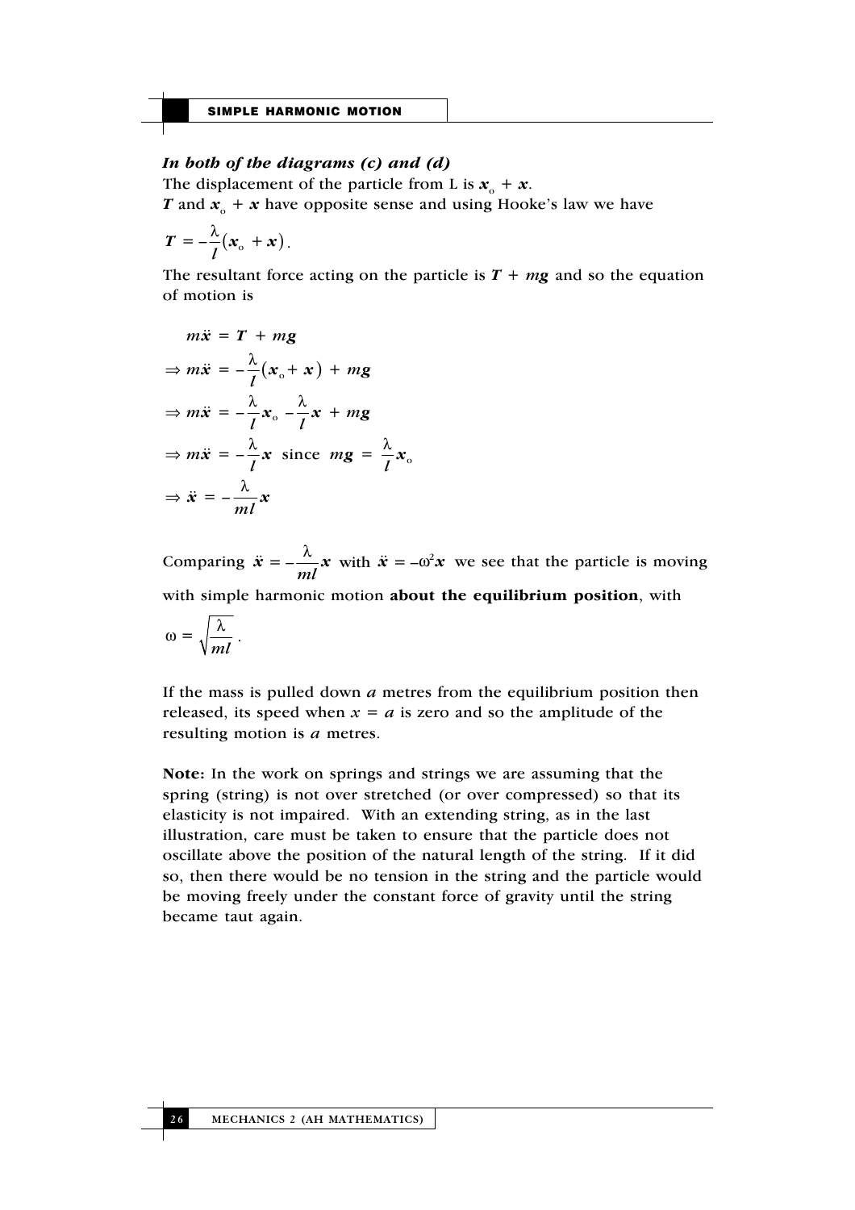***In both of the diagrams (c) and (d)***

The displacement of the particle from L is $\boldsymbol{x}_o + \boldsymbol{x}$.

$\boldsymbol{T}$ and $\boldsymbol{x}_o + \boldsymbol{x}$ have opposite sense and using Hooke's law we have

$$\boldsymbol{T} = -\frac{\lambda}{l}(\boldsymbol{x}_o + \boldsymbol{x}).$$

The resultant force acting on the particle is $\boldsymbol{T} + m\boldsymbol{g}$ and so the equation of motion is

$$m\ddot{\boldsymbol{x}} = \boldsymbol{T} + m\boldsymbol{g}$$

$$\Rightarrow m\ddot{\boldsymbol{x}} = -\frac{\lambda}{l}(\boldsymbol{x}_o + \boldsymbol{x}) + m\boldsymbol{g}$$

$$\Rightarrow m\ddot{\boldsymbol{x}} = -\frac{\lambda}{l}\boldsymbol{x}_o - \frac{\lambda}{l}\boldsymbol{x} + m\boldsymbol{g}$$

$$\Rightarrow m\ddot{\boldsymbol{x}} = -\frac{\lambda}{l}\boldsymbol{x} \text{ since } m\boldsymbol{g} = \frac{\lambda}{l}\boldsymbol{x}_o$$

$$\Rightarrow \ddot{\boldsymbol{x}} = -\frac{\lambda}{ml}\boldsymbol{x}$$

Comparing $\ddot{\boldsymbol{x}} = -\frac{\lambda}{ml}\boldsymbol{x}$ with $\ddot{\boldsymbol{x}} = -\omega^2\boldsymbol{x}$ we see that the particle is moving with simple harmonic motion **about the equilibrium position**, with

$$\omega = \sqrt{\frac{\lambda}{ml}}.$$

If the mass is pulled down $a$ metres from the equilibrium position then released, its speed when $x = a$ is zero and so the amplitude of the resulting motion is $a$ metres.

**Note:** In the work on springs and strings we are assuming that the spring (string) is not over stretched (or over compressed) so that its elasticity is not impaired. With an extending string, as in the last illustration, care must be taken to ensure that the particle does not oscillate above the position of the natural length of the string. If it did so, then there would be no tension in the string and the particle would be moving freely under the constant force of gravity until the string became taut again.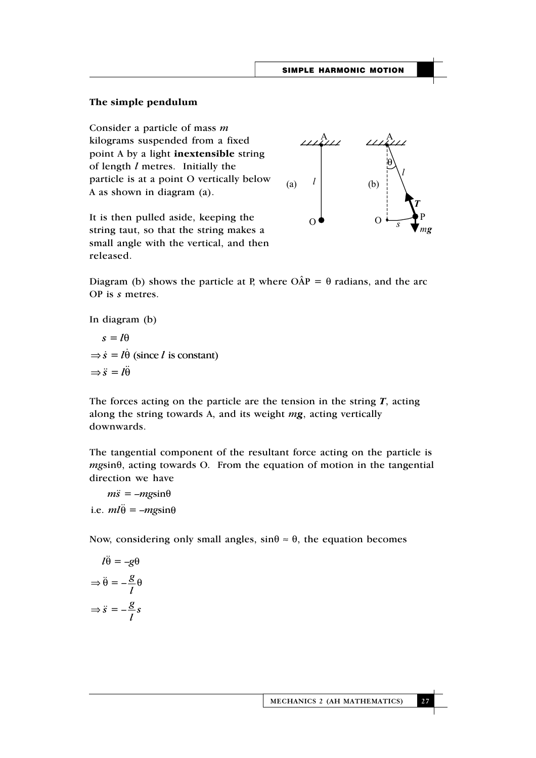### The simple pendulum

Consider a particle of mass $m$ kilograms suspended from a fixed point A by a light **inextensible** string of length $l$ metres. Initially the particle is at a point O vertically below A as shown in diagram (a).

It is then pulled aside, keeping the string taut, so that the string makes a small angle with the vertical, and then released.

Diagram (b) shows the particle at P, where $O\hat{A}P = \theta$ radians, and the arc OP is $s$ metres.

In diagram (b)

$$s = l\theta$$

$$\Rightarrow \dot{s} = l\dot{\theta} \text{ (since } l \text{ is constant)}$$

$$\Rightarrow \ddot{s} = l\ddot{\theta}$$

The forces acting on the particle are the tension in the string $\boldsymbol{T}$, acting along the string towards A, and its weight $m\boldsymbol{g}$, acting vertically downwards.

The tangential component of the resultant force acting on the particle is $mg\sin\theta$, acting towards O. From the equation of motion in the tangential direction we have

$$m\ddot{s} = -mg\sin\theta$$

i.e. $ml\ddot{\theta} = -mg\sin\theta$

Now, considering only small angles, $\sin\theta \approx \theta$, the equation becomes

$$l\ddot{\theta} = -g\theta$$

$$\Rightarrow \ddot{\theta} = -\frac{g}{l}\theta$$

$$\Rightarrow \ddot{s} = -\frac{g}{l}s$$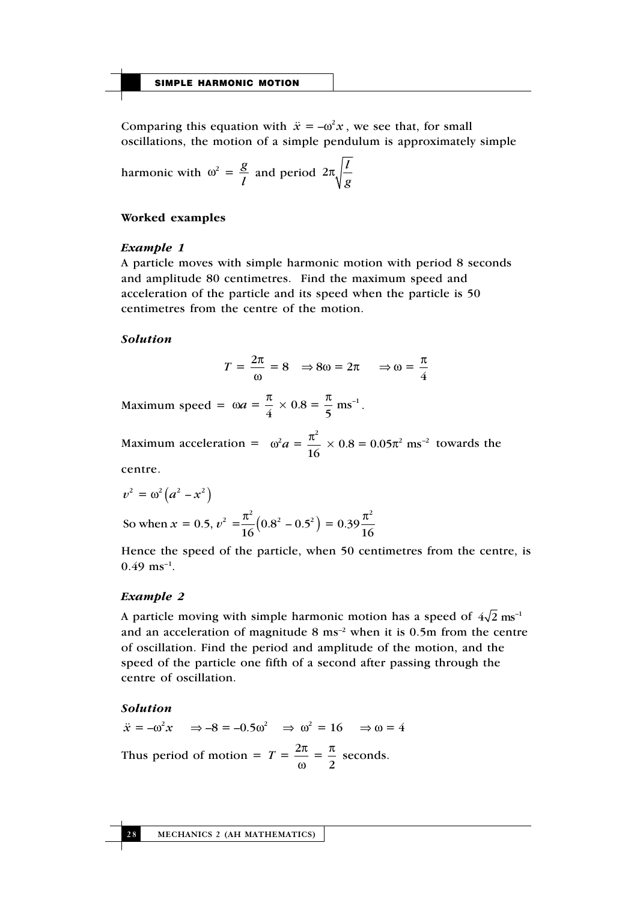Comparing this equation with $\ddot{x} = -\omega^2 x$, we see that, for small oscillations, the motion of a simple pendulum is approximately simple harmonic with $\omega^2 = \dfrac{g}{l}$ and period $2\pi\sqrt{\dfrac{l}{g}}$

**Worked examples**

***Example 1***

A particle moves with simple harmonic motion with period 8 seconds and amplitude 80 centimetres. Find the maximum speed and acceleration of the particle and its speed when the particle is 50 centimetres from the centre of the motion.

***Solution***

$$T = \frac{2\pi}{\omega} = 8 \quad \Rightarrow 8\omega = 2\pi \quad \Rightarrow \omega = \frac{\pi}{4}$$

Maximum speed $= \omega a = \dfrac{\pi}{4} \times 0.8 = \dfrac{\pi}{5}\ \text{ms}^{-1}$.

Maximum acceleration $= \omega^2 a = \dfrac{\pi^2}{16} \times 0.8 = 0.05\pi^2\ \text{ms}^{-2}$ towards the centre.

$v^2 = \omega^2\left(a^2 - x^2\right)$

So when $x = 0.5$, $v^2 = \dfrac{\pi^2}{16}\left(0.8^2 - 0.5^2\right) = 0.39\dfrac{\pi^2}{16}$

Hence the speed of the particle, when 50 centimetres from the centre, is $0.49\ \text{ms}^{-1}$.

***Example 2***

A particle moving with simple harmonic motion has a speed of $4\sqrt{2}\ \text{ms}^{-1}$ and an acceleration of magnitude 8 $\text{ms}^{-2}$ when it is 0.5m from the centre of oscillation. Find the period and amplitude of the motion, and the speed of the particle one fifth of a second after passing through the centre of oscillation.

***Solution***

$\ddot{x} = -\omega^2 x \quad \Rightarrow -8 = -0.5\omega^2 \quad \Rightarrow \omega^2 = 16 \quad \Rightarrow \omega = 4$

Thus period of motion $= T = \dfrac{2\pi}{\omega} = \dfrac{\pi}{2}$ seconds.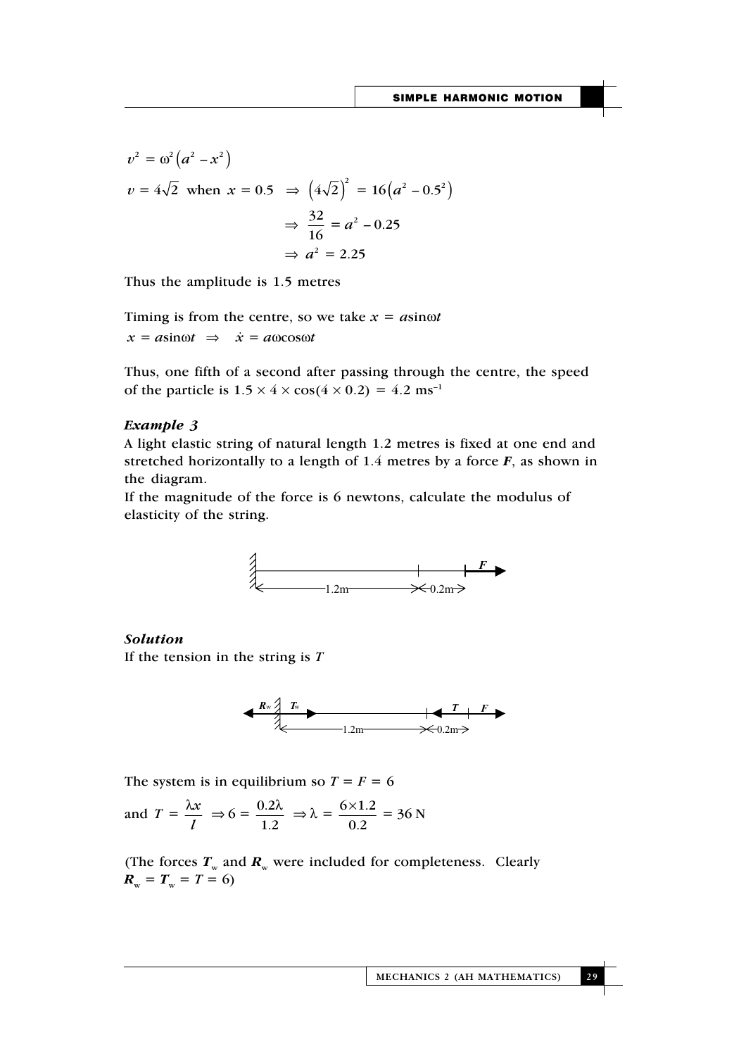$$v^2 = \omega^2\left(a^2 - x^2\right)$$

$$v = 4\sqrt{2} \text{ when } x = 0.5 \;\Rightarrow\; \left(4\sqrt{2}\right)^2 = 16\left(a^2 - 0.5^2\right)$$

$$\Rightarrow \frac{32}{16} = a^2 - 0.25$$

$$\Rightarrow a^2 = 2.25$$

Thus the amplitude is 1.5 metres

Timing is from the centre, so we take $x = a\sin\omega t$

$x = a\sin\omega t \;\Rightarrow\; \dot{x} = a\omega\cos\omega t$

Thus, one fifth of a second after passing through the centre, the speed of the particle is $1.5 \times 4 \times \cos(4 \times 0.2) = 4.2 \text{ ms}^{-1}$

### *Example 3*

A light elastic string of natural length 1.2 metres is fixed at one end and stretched horizontally to a length of 1.4 metres by a force $\boldsymbol{F}$, as shown in the diagram.

If the magnitude of the force is 6 newtons, calculate the modulus of elasticity of the string.

### *Solution*

If the tension in the string is $T$

The system is in equilibrium so $T = F = 6$

$$\text{and } T = \frac{\lambda x}{l} \;\Rightarrow 6 = \frac{0.2\lambda}{1.2} \;\Rightarrow \lambda = \frac{6 \times 1.2}{0.2} = 36 \text{ N}$$

(The forces $\boldsymbol{T}_w$ and $\boldsymbol{R}_w$ were included for completeness. Clearly $\boldsymbol{R}_w = \boldsymbol{T}_w = T = 6$)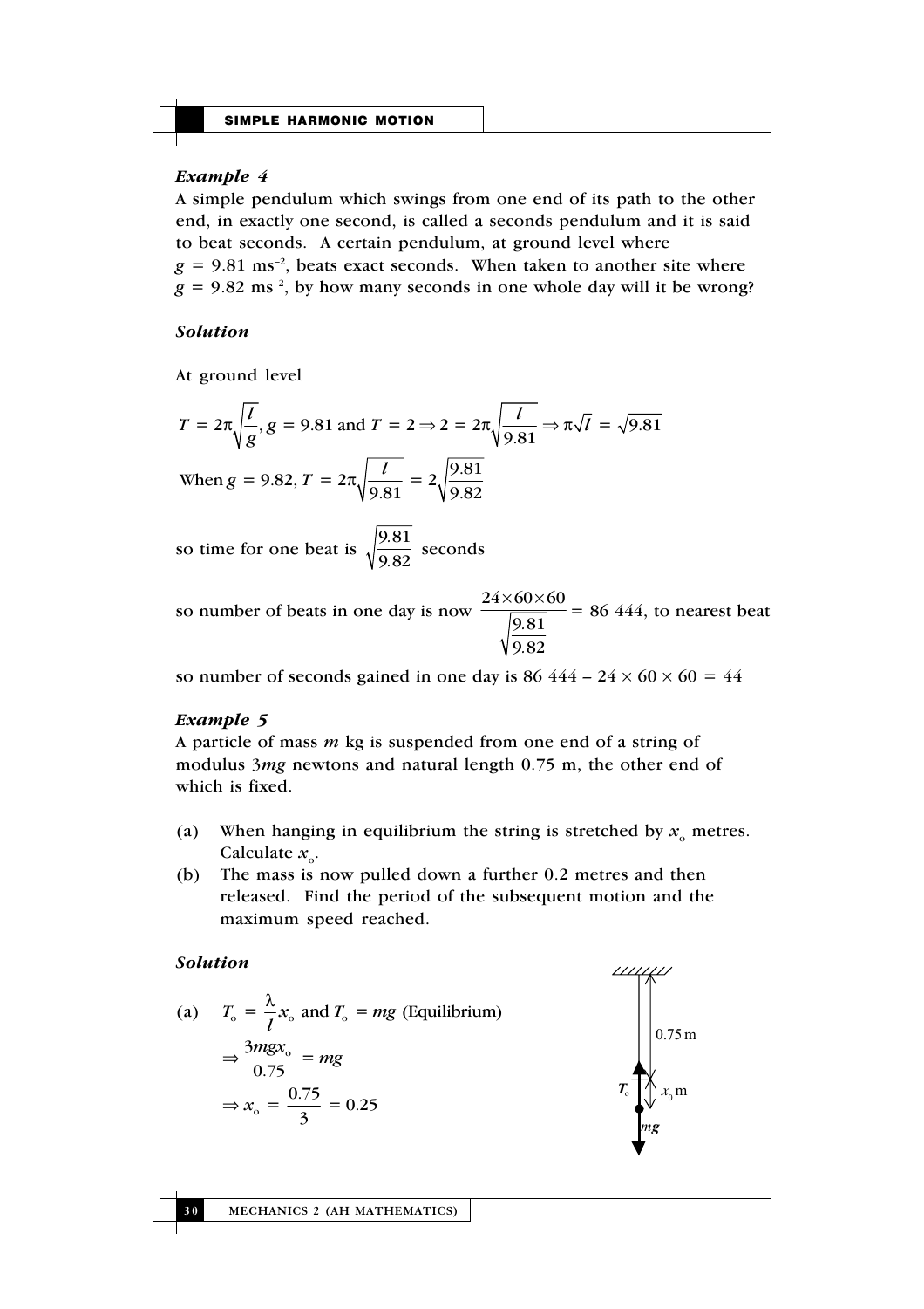### *Example 4*

A simple pendulum which swings from one end of its path to the other end, in exactly one second, is called a seconds pendulum and it is said to beat seconds. A certain pendulum, at ground level where $g = 9.81 \text{ ms}^{-2}$, beats exact seconds. When taken to another site where $g = 9.82 \text{ ms}^{-2}$, by how many seconds in one whole day will it be wrong?

### *Solution*

At ground level

$$T = 2\pi\sqrt{\frac{l}{g}},\ g = 9.81 \text{ and } T = 2 \Rightarrow 2 = 2\pi\sqrt{\frac{l}{9.81}} \Rightarrow \pi\sqrt{l} = \sqrt{9.81}$$

$$\text{When } g = 9.82,\ T = 2\pi\sqrt{\frac{l}{9.81}} = 2\sqrt{\frac{9.81}{9.82}}$$

so time for one beat is $\sqrt{\dfrac{9.81}{9.82}}$ seconds

so number of beats in one day is now $\dfrac{24\times60\times60}{\sqrt{\dfrac{9.81}{9.82}}} = 86\ 444$, to nearest beat

so number of seconds gained in one day is $86\ 444 - 24\times60\times60 = 44$

### *Example 5*

A particle of mass $m$ kg is suspended from one end of a string of modulus $3mg$ newtons and natural length 0.75 m, the other end of which is fixed.

(a) When hanging in equilibrium the string is stretched by $x_o$ metres. Calculate $x_o$.

(b) The mass is now pulled down a further 0.2 metres and then released. Find the period of the subsequent motion and the maximum speed reached.

### *Solution*

(a) $T_o = \dfrac{\lambda}{l}x_o$ and $T_o = mg$ (Equilibrium)

$$\Rightarrow \frac{3mgx_o}{0.75} = mg$$

$$\Rightarrow x_o = \frac{0.75}{3} = 0.25$$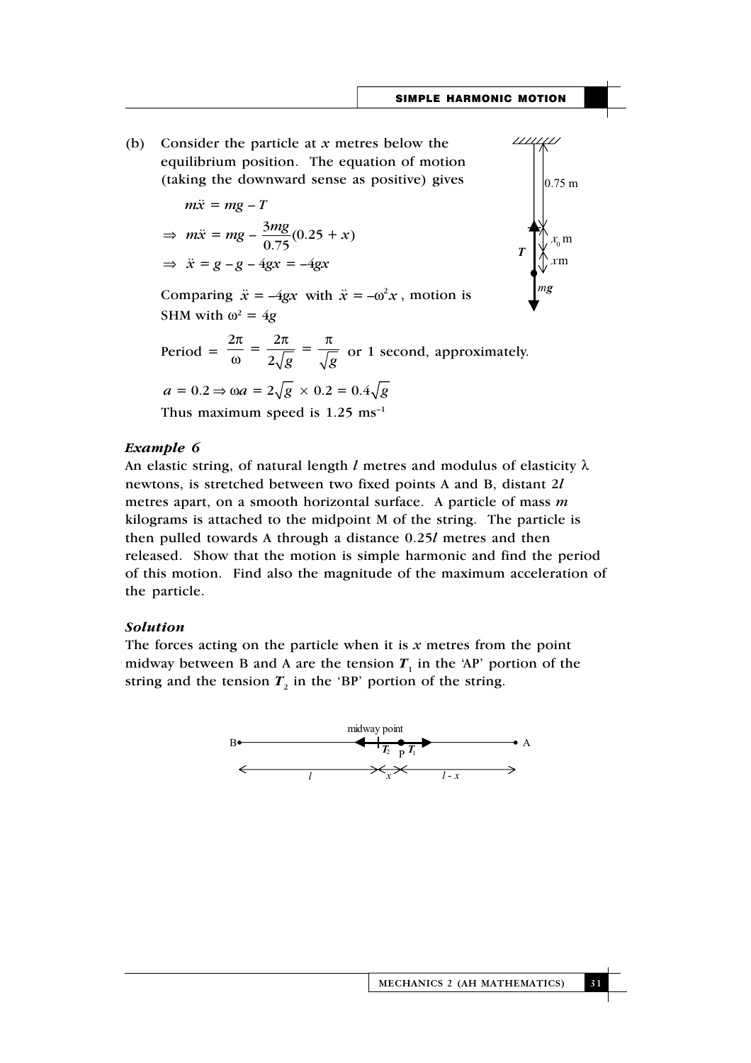(b) Consider the particle at $x$ metres below the equilibrium position. The equation of motion (taking the downward sense as positive) gives

$$m\ddot{x} = mg - T$$

$$\Rightarrow \; m\ddot{x} = mg - \frac{3mg}{0.75}(0.25 + x)$$

$$\Rightarrow \; \ddot{x} = g - g - 4gx = -4gx$$

Comparing $\ddot{x} = -4gx$ with $\ddot{x} = -\omega^2 x$, motion is SHM with $\omega^2 = 4g$

Period $= \dfrac{2\pi}{\omega} = \dfrac{2\pi}{2\sqrt{g}} = \dfrac{\pi}{\sqrt{g}}$ or 1 second, approximately.

$a = 0.2 \Rightarrow \omega a = 2\sqrt{g} \times 0.2 = 0.4\sqrt{g}$

Thus maximum speed is 1.25 $\text{ms}^{-1}$

### *Example 6*

An elastic string, of natural length $l$ metres and modulus of elasticity $\lambda$ newtons, is stretched between two fixed points A and B, distant $2l$ metres apart, on a smooth horizontal surface. A particle of mass $m$ kilograms is attached to the midpoint M of the string. The particle is then pulled towards A through a distance $0.25l$ metres and then released. Show that the motion is simple harmonic and find the period of this motion. Find also the magnitude of the maximum acceleration of the particle.

### *Solution*

The forces acting on the particle when it is $x$ metres from the point midway between B and A are the tension $T_1$ in the 'AP' portion of the string and the tension $T_2$ in the 'BP' portion of the string.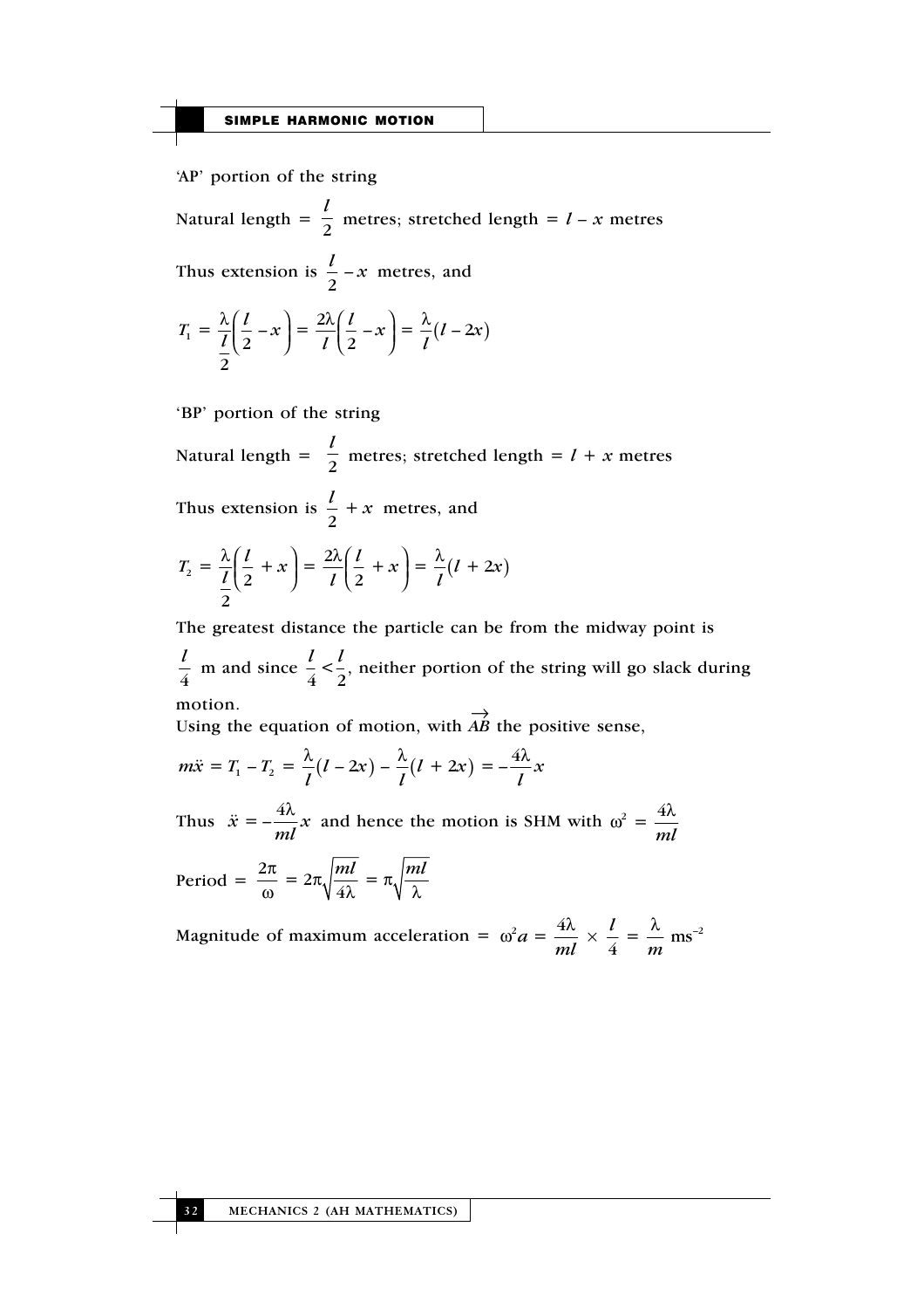'AP' portion of the string

Natural length = $\frac{l}{2}$ metres; stretched length = $l - x$ metres

Thus extension is $\frac{l}{2} - x$ metres, and

$$T_1 = \frac{\lambda}{\frac{l}{2}}\left(\frac{l}{2} - x\right) = \frac{2\lambda}{l}\left(\frac{l}{2} - x\right) = \frac{\lambda}{l}(l - 2x)$$

'BP' portion of the string

Natural length = $\frac{l}{2}$ metres; stretched length = $l + x$ metres

Thus extension is $\frac{l}{2} + x$ metres, and

$$T_2 = \frac{\lambda}{\frac{l}{2}}\left(\frac{l}{2} + x\right) = \frac{2\lambda}{l}\left(\frac{l}{2} + x\right) = \frac{\lambda}{l}(l + 2x)$$

The greatest distance the particle can be from the midway point is $\frac{l}{4}$ m and since $\frac{l}{4} < \frac{l}{2}$, neither portion of the string will go slack during motion.

Using the equation of motion, with $\overrightarrow{AB}$ the positive sense,

$$m\ddot{x} = T_1 - T_2 = \frac{\lambda}{l}(l - 2x) - \frac{\lambda}{l}(l + 2x) = -\frac{4\lambda}{l}x$$

Thus $\ddot{x} = -\frac{4\lambda}{ml}x$ and hence the motion is SHM with $\omega^2 = \frac{4\lambda}{ml}$

$$\text{Period} = \frac{2\pi}{\omega} = 2\pi\sqrt{\frac{ml}{4\lambda}} = \pi\sqrt{\frac{ml}{\lambda}}$$

Magnitude of maximum acceleration = $\omega^2 a = \frac{4\lambda}{ml} \times \frac{l}{4} = \frac{\lambda}{m}$ ms$^{-2}$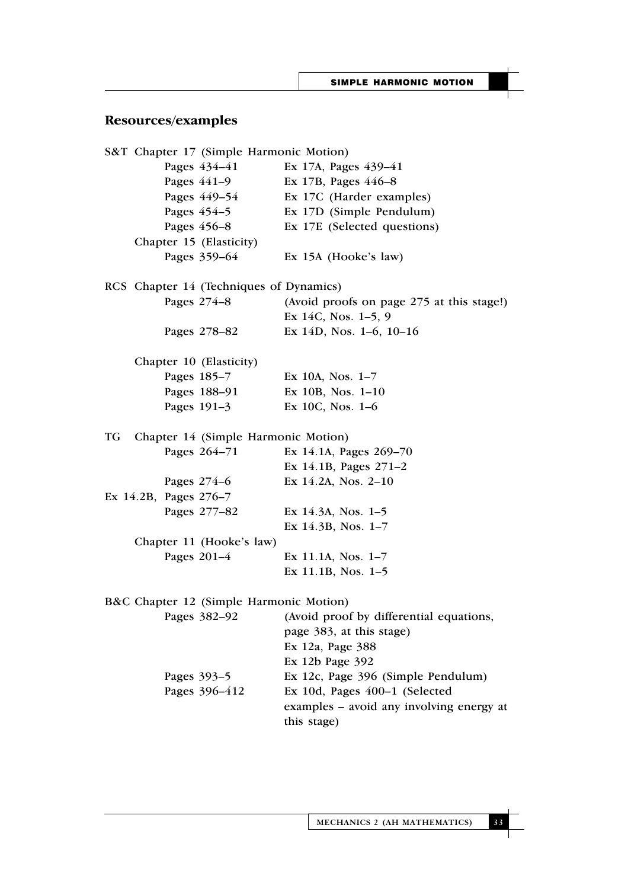## Resources/examples

S&T Chapter 17 (Simple Harmonic Motion)

| | |
|---|---|
| Pages 434–41 | Ex 17A, Pages 439–41 |
| Pages 441–9 | Ex 17B, Pages 446–8 |
| Pages 449–54 | Ex 17C (Harder examples) |
| Pages 454–5 | Ex 17D (Simple Pendulum) |
| Pages 456–8 | Ex 17E (Selected questions) |

Chapter 15 (Elasticity)

| | |
|---|---|
| Pages 359–64 | Ex 15A (Hooke's law) |

RCS Chapter 14 (Techniques of Dynamics)

| | |
|---|---|
| Pages 274–8 | (Avoid proofs on page 275 at this stage!) Ex 14C, Nos. 1–5, 9 |
| Pages 278–82 | Ex 14D, Nos. 1–6, 10–16 |

Chapter 10 (Elasticity)

| | |
|---|---|
| Pages 185–7 | Ex 10A, Nos. 1–7 |
| Pages 188–91 | Ex 10B, Nos. 1–10 |
| Pages 191–3 | Ex 10C, Nos. 1–6 |

TG Chapter 14 (Simple Harmonic Motion)

| | |
|---|---|
| Pages 264–71 | Ex 14.1A, Pages 269–70 |
| | Ex 14.1B, Pages 271–2 |
| Pages 274–6 | Ex 14.2A, Nos. 2–10 |
| Ex 14.2B, Pages 276–7 | |
| Pages 277–82 | Ex 14.3A, Nos. 1–5 |
| | Ex 14.3B, Nos. 1–7 |

Chapter 11 (Hooke's law)

| | |
|---|---|
| Pages 201–4 | Ex 11.1A, Nos. 1–7 |
| | Ex 11.1B, Nos. 1–5 |

B&C Chapter 12 (Simple Harmonic Motion)

| | |
|---|---|
| Pages 382–92 | (Avoid proof by differential equations, page 383, at this stage) |
| | Ex 12a, Page 388 |
| | Ex 12b Page 392 |
| Pages 393–5 | Ex 12c, Page 396 (Simple Pendulum) |
| Pages 396–412 | Ex 10d, Pages 400–1 (Selected examples – avoid any involving energy at this stage) |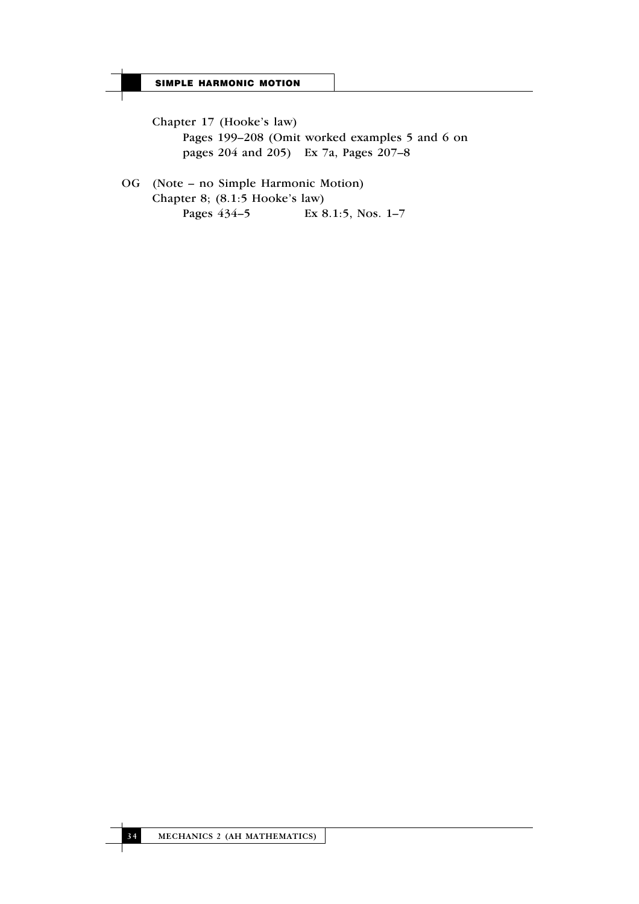Chapter 17 (Hooke's law)

Pages 199–208 (Omit worked examples 5 and 6 on pages 204 and 205)   Ex 7a, Pages 207–8

OG (Note – no Simple Harmonic Motion)

Chapter 8; (8.1:5 Hooke's law)

Pages 434–5   Ex 8.1:5, Nos. 1–7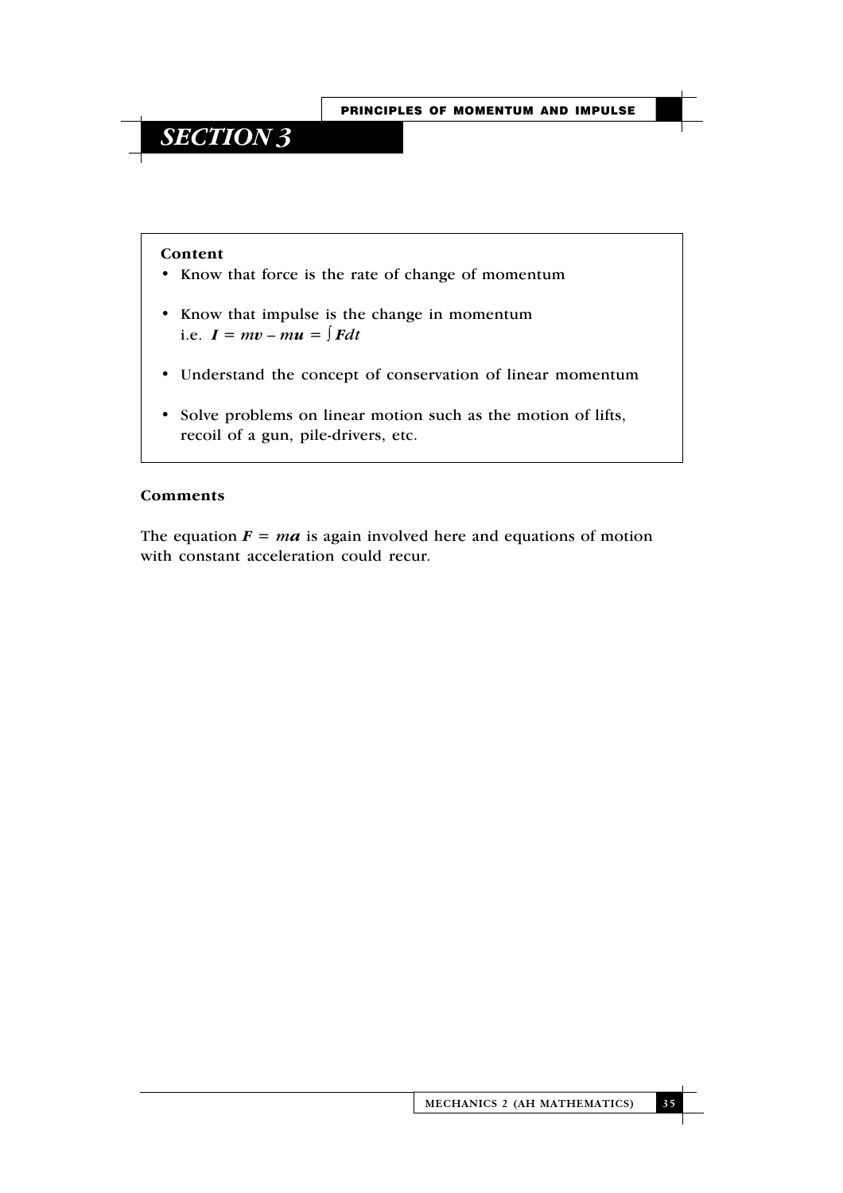# SECTION 3

## Content

- Know that force is the rate of change of momentum
- Know that impulse is the change in momentum i.e. $\boldsymbol{I} = m\boldsymbol{v} - m\boldsymbol{u} = \int \boldsymbol{F}dt$
- Understand the concept of conservation of linear momentum
- Solve problems on linear motion such as the motion of lifts, recoil of a gun, pile-drivers, etc.

## Comments

The equation $\boldsymbol{F} = m\boldsymbol{a}$ is again involved here and equations of motion with constant acceleration could recur.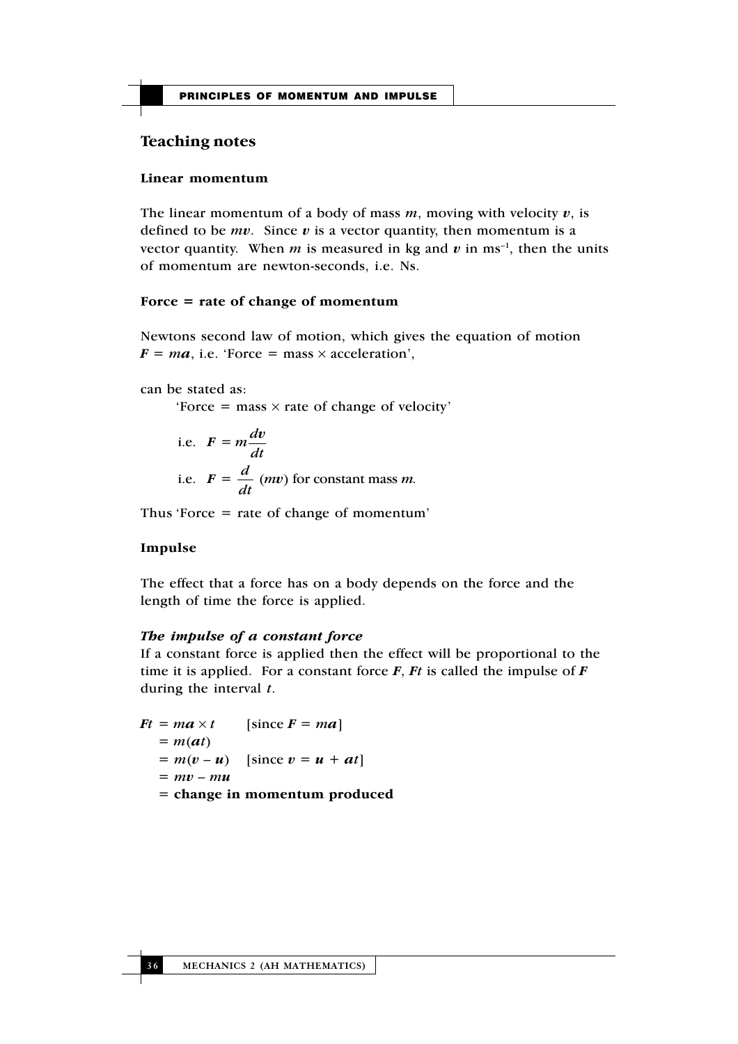## Teaching notes

### Linear momentum

The linear momentum of a body of mass $m$, moving with velocity $\boldsymbol{v}$, is defined to be $m\boldsymbol{v}$. Since $\boldsymbol{v}$ is a vector quantity, then momentum is a vector quantity. When $m$ is measured in kg and $\boldsymbol{v}$ in $\text{ms}^{-1}$, then the units of momentum are newton-seconds, i.e. Ns.

### Force = rate of change of momentum

Newtons second law of motion, which gives the equation of motion $\boldsymbol{F} = m\boldsymbol{a}$, i.e. 'Force = mass × acceleration',

can be stated as:

'Force = mass × rate of change of velocity'

i.e. $\boldsymbol{F} = m\dfrac{d\boldsymbol{v}}{dt}$

i.e. $\boldsymbol{F} = \dfrac{d}{dt}(m\boldsymbol{v})$ for constant mass $m$.

Thus 'Force = rate of change of momentum'

### Impulse

The effect that a force has on a body depends on the force and the length of time the force is applied.

***The impulse of a constant force***

If a constant force is applied then the effect will be proportional to the time it is applied. For a constant force $\boldsymbol{F}$, $\boldsymbol{F}t$ is called the impulse of $\boldsymbol{F}$ during the interval $t$.

$$
\begin{aligned}
\boldsymbol{F}t &= m\boldsymbol{a} \times t \qquad [\text{since } \boldsymbol{F} = m\boldsymbol{a}] \\
&= m(\boldsymbol{a}t) \\
&= m(\boldsymbol{v} - \boldsymbol{u}) \quad [\text{since } \boldsymbol{v} = \boldsymbol{u} + \boldsymbol{a}t] \\
&= m\boldsymbol{v} - m\boldsymbol{u} \\
&= \textbf{change in momentum produced}
\end{aligned}
$$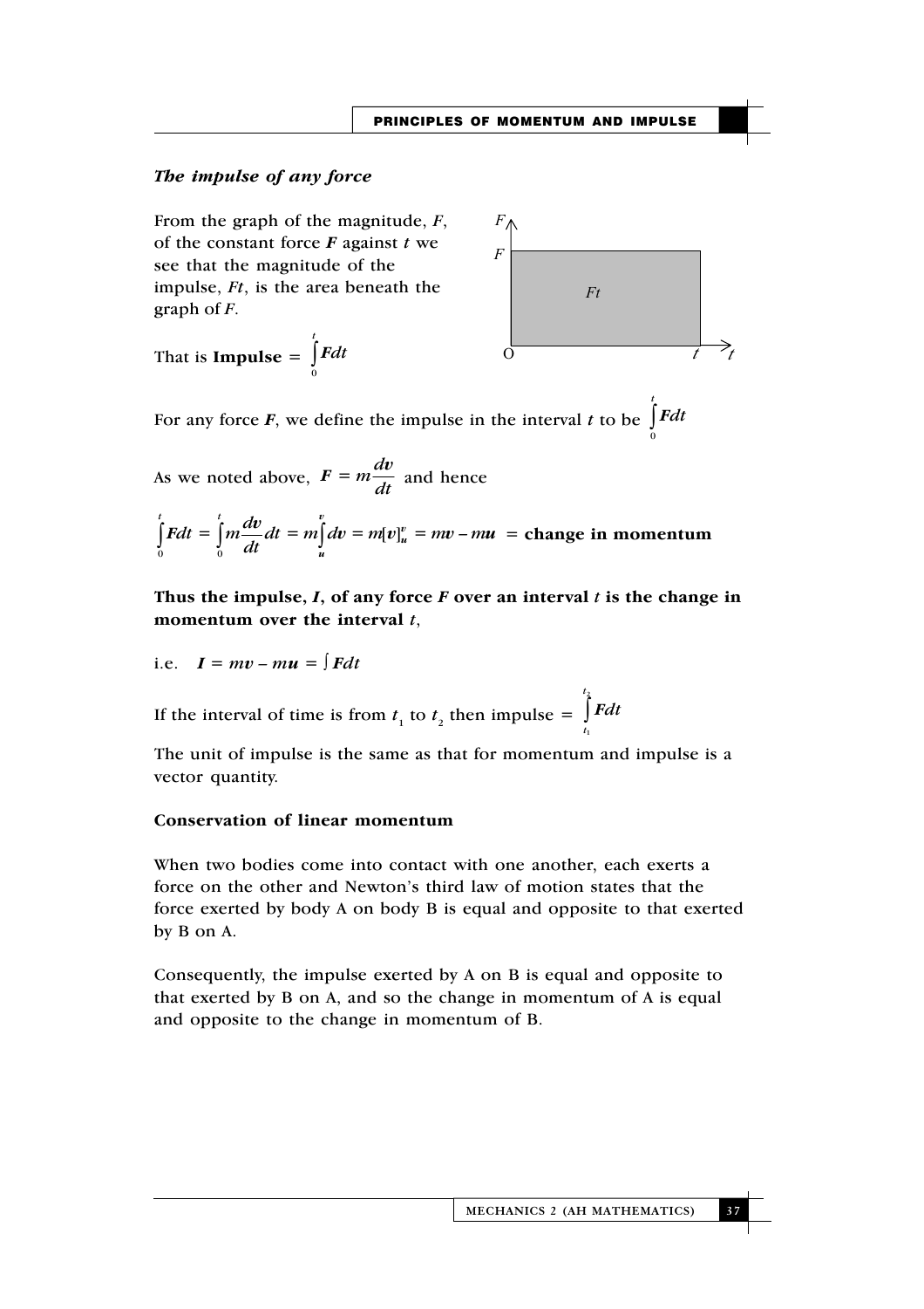### *The impulse of any force*

From the graph of the magnitude, $F$, of the constant force $\boldsymbol{F}$ against $t$ we see that the magnitude of the impulse, $Ft$, is the area beneath the graph of $F$.

That is **Impulse** $= \int_0^t \boldsymbol{F} dt$

For any force $\boldsymbol{F}$, we define the impulse in the interval $t$ to be $\int_0^t \boldsymbol{F} dt$

As we noted above, $\boldsymbol{F} = m\dfrac{d\boldsymbol{v}}{dt}$ and hence

$$\int_0^t \boldsymbol{F} dt = \int_0^t m\frac{d\boldsymbol{v}}{dt} dt = m\int_{\boldsymbol{u}}^{\boldsymbol{v}} d\boldsymbol{v} = m[\boldsymbol{v}]_{\boldsymbol{u}}^{\boldsymbol{v}} = m\boldsymbol{v} - m\boldsymbol{u} = \textbf{change in momentum}$$

**Thus the impulse, *I*, of any force *F* over an interval *t* is the change in momentum over the interval *t*,**

i.e. $\boldsymbol{I} = m\boldsymbol{v} - m\boldsymbol{u} = \int \boldsymbol{F} dt$

If the interval of time is from $t_1$ to $t_2$ then impulse $= \int_{t_1}^{t_2} \boldsymbol{F} dt$

The unit of impulse is the same as that for momentum and impulse is a vector quantity.

**Conservation of linear momentum**

When two bodies come into contact with one another, each exerts a force on the other and Newton's third law of motion states that the force exerted by body A on body B is equal and opposite to that exerted by B on A.

Consequently, the impulse exerted by A on B is equal and opposite to that exerted by B on A, and so the change in momentum of A is equal and opposite to the change in momentum of B.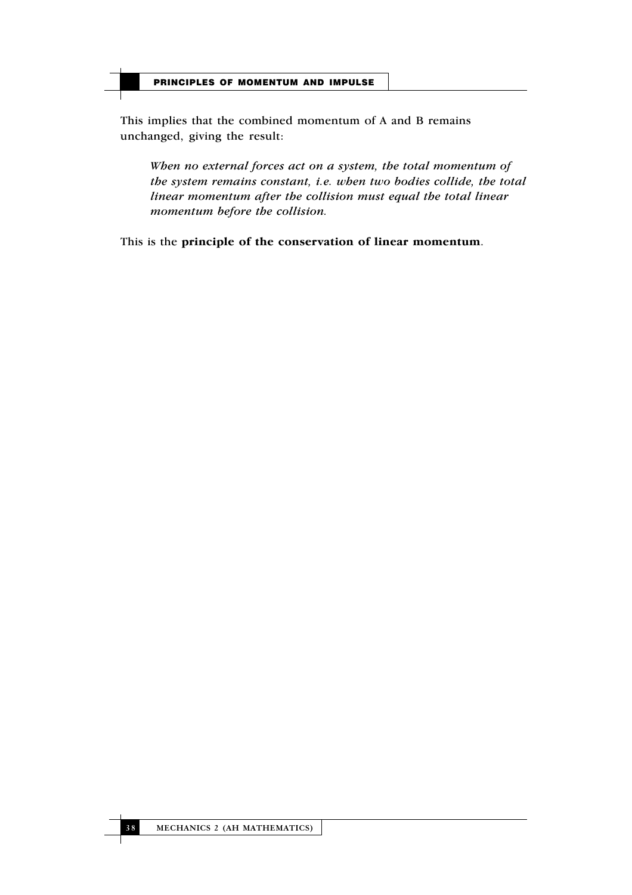This implies that the combined momentum of A and B remains unchanged, giving the result:

> *When no external forces act on a system, the total momentum of the system remains constant, i.e. when two bodies collide, the total linear momentum after the collision must equal the total linear momentum before the collision.*

This is the **principle of the conservation of linear momentum**.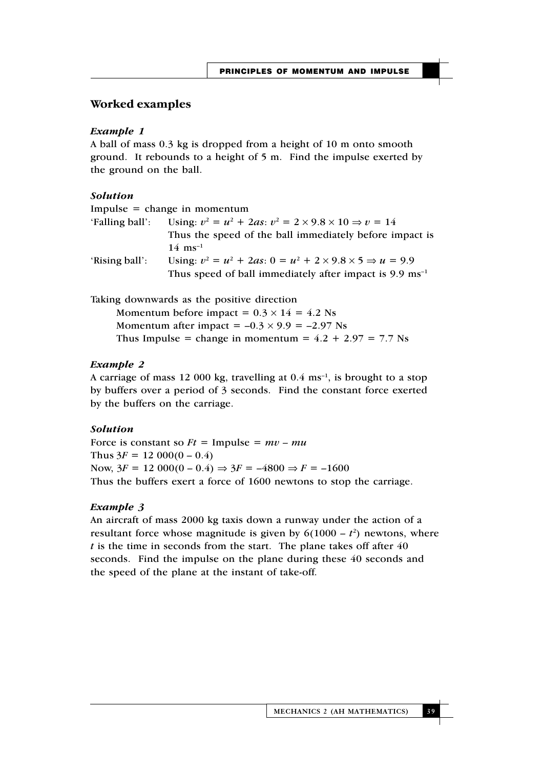## Worked examples

### *Example 1*

A ball of mass 0.3 kg is dropped from a height of 10 m onto smooth ground. It rebounds to a height of 5 m. Find the impulse exerted by the ground on the ball.

### *Solution*

Impulse = change in momentum

'Falling ball': Using: $v^2 = u^2 + 2as$: $v^2 = 2 \times 9.8 \times 10 \Rightarrow v = 14$
Thus the speed of the ball immediately before impact is $14 \text{ ms}^{-1}$

'Rising ball': Using: $v^2 = u^2 + 2as$: $0 = u^2 + 2 \times 9.8 \times 5 \Rightarrow u = 9.9$
Thus speed of ball immediately after impact is $9.9 \text{ ms}^{-1}$

Taking downwards as the positive direction

Momentum before impact $= 0.3 \times 14 = 4.2$ Ns

Momentum after impact $= -0.3 \times 9.9 = -2.97$ Ns

Thus Impulse = change in momentum $= 4.2 + 2.97 = 7.7$ Ns

### *Example 2*

A carriage of mass 12 000 kg, travelling at $0.4 \text{ ms}^{-1}$, is brought to a stop by buffers over a period of 3 seconds. Find the constant force exerted by the buffers on the carriage.

### *Solution*

Force is constant so $Ft = \text{Impulse} = mv - mu$

Thus $3F = 12\ 000(0 - 0.4)$

Now, $3F = 12\ 000(0 - 0.4) \Rightarrow 3F = -4800 \Rightarrow F = -1600$

Thus the buffers exert a force of 1600 newtons to stop the carriage.

### *Example 3*

An aircraft of mass 2000 kg taxis down a runway under the action of a resultant force whose magnitude is given by $6(1000 - t^2)$ newtons, where $t$ is the time in seconds from the start. The plane takes off after 40 seconds. Find the impulse on the plane during these 40 seconds and the speed of the plane at the instant of take-off.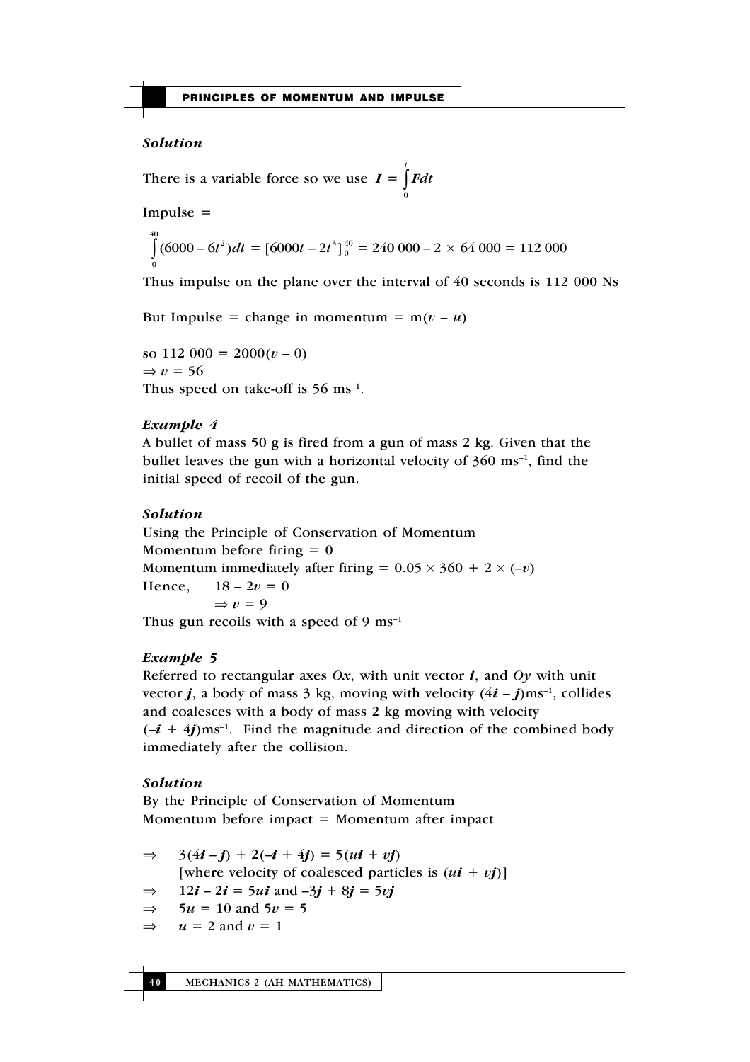### *Solution*

There is a variable force so we use $\boldsymbol{I} = \int_0^t \boldsymbol{F} dt$

Impulse =

$$\int_0^{40} (6000 - 6t^2)dt = [6000t - 2t^3]_0^{40} = 240\,000 - 2 \times 64\,000 = 112\,000$$

Thus impulse on the plane over the interval of 40 seconds is 112 000 Ns

But Impulse = change in momentum = $m(v - u)$

so $112\,000 = 2000(v - 0)$
$\Rightarrow v = 56$
Thus speed on take-off is 56 $\text{ms}^{-1}$.

### *Example 4*

A bullet of mass 50 g is fired from a gun of mass 2 kg. Given that the bullet leaves the gun with a horizontal velocity of 360 $\text{ms}^{-1}$, find the initial speed of recoil of the gun.

### *Solution*

Using the Principle of Conservation of Momentum
Momentum before firing = 0
Momentum immediately after firing = $0.05 \times 360 + 2 \times (-v)$
Hence, $\quad 18 - 2v = 0$
$\quad\quad\quad \Rightarrow v = 9$
Thus gun recoils with a speed of 9 $\text{ms}^{-1}$

### *Example 5*

Referred to rectangular axes *Ox*, with unit vector $\boldsymbol{i}$, and *Oy* with unit vector $\boldsymbol{j}$, a body of mass 3 kg, moving with velocity $(4\boldsymbol{i} - \boldsymbol{j})\text{ms}^{-1}$, collides and coalesces with a body of mass 2 kg moving with velocity $(-\boldsymbol{i} + 4\boldsymbol{j})\text{ms}^{-1}$. Find the magnitude and direction of the combined body immediately after the collision.

### *Solution*

By the Principle of Conservation of Momentum
Momentum before impact = Momentum after impact

$\Rightarrow \quad 3(4\boldsymbol{i} - \boldsymbol{j}) + 2(-\boldsymbol{i} + 4\boldsymbol{j}) = 5(u\boldsymbol{i} + v\boldsymbol{j})$
$\quad\quad$ [where velocity of coalesced particles is $(u\boldsymbol{i} + v\boldsymbol{j})$]
$\Rightarrow \quad 12\boldsymbol{i} - 2\boldsymbol{i} = 5u\boldsymbol{i}$ and $-3\boldsymbol{j} + 8\boldsymbol{j} = 5v\boldsymbol{j}$
$\Rightarrow \quad 5u = 10$ and $5v = 5$
$\Rightarrow \quad u = 2$ and $v = 1$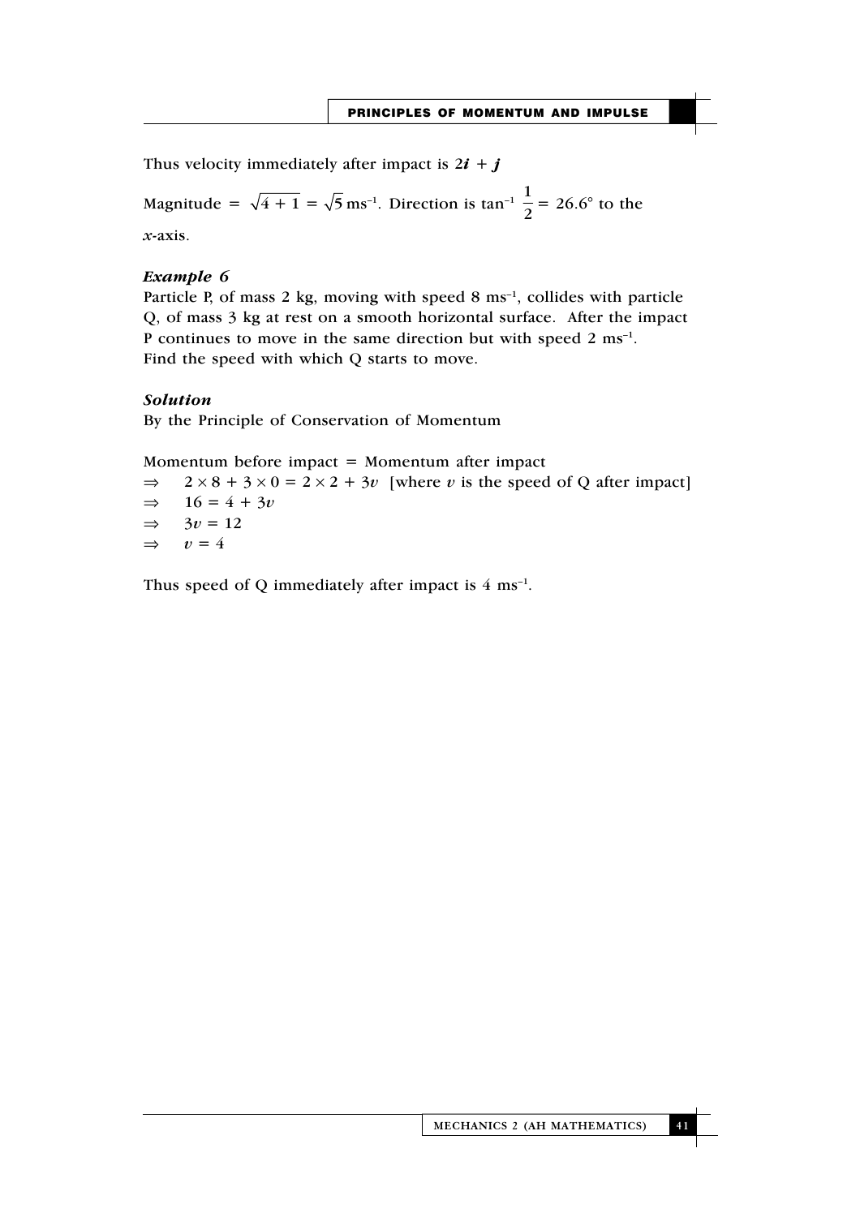Thus velocity immediately after impact is $2\boldsymbol{i} + \boldsymbol{j}$

Magnitude $= \sqrt{4 + 1} = \sqrt{5}\ \text{ms}^{-1}$. Direction is $\tan^{-1} \dfrac{1}{2} = 26.6°$ to the $x$-axis.

### *Example 6*

Particle P, of mass 2 kg, moving with speed 8 $\text{ms}^{-1}$, collides with particle Q, of mass 3 kg at rest on a smooth horizontal surface. After the impact P continues to move in the same direction but with speed 2 $\text{ms}^{-1}$. Find the speed with which Q starts to move.

### *Solution*

By the Principle of Conservation of Momentum

Momentum before impact = Momentum after impact

$\Rightarrow \quad 2 \times 8 + 3 \times 0 = 2 \times 2 + 3v$ [where $v$ is the speed of Q after impact]

$\Rightarrow \quad 16 = 4 + 3v$

$\Rightarrow \quad 3v = 12$

$\Rightarrow \quad v = 4$

Thus speed of Q immediately after impact is 4 $\text{ms}^{-1}$.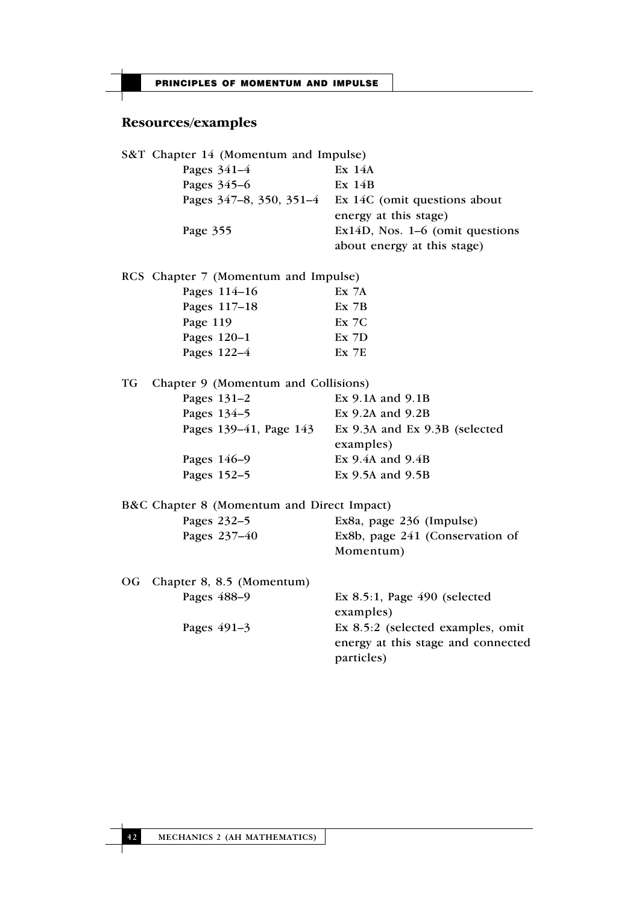## Resources/examples

S&T Chapter 14 (Momentum and Impulse)

| | |
|---|---|
| Pages 341–4 | Ex 14A |
| Pages 345–6 | Ex 14B |
| Pages 347–8, 350, 351–4 | Ex 14C (omit questions about energy at this stage) |
| Page 355 | Ex14D, Nos. 1–6 (omit questions about energy at this stage) |

RCS Chapter 7 (Momentum and Impulse)

| | |
|---|---|
| Pages 114–16 | Ex 7A |
| Pages 117–18 | Ex 7B |
| Page 119 | Ex 7C |
| Pages 120–1 | Ex 7D |
| Pages 122–4 | Ex 7E |

TG Chapter 9 (Momentum and Collisions)

| | |
|---|---|
| Pages 131–2 | Ex 9.1A and 9.1B |
| Pages 134–5 | Ex 9.2A and 9.2B |
| Pages 139–41, Page 143 | Ex 9.3A and Ex 9.3B (selected examples) |
| Pages 146–9 | Ex 9.4A and 9.4B |
| Pages 152–5 | Ex 9.5A and 9.5B |

B&C Chapter 8 (Momentum and Direct Impact)

| | |
|---|---|
| Pages 232–5 | Ex8a, page 236 (Impulse) |
| Pages 237–40 | Ex8b, page 241 (Conservation of Momentum) |

OG Chapter 8, 8.5 (Momentum)

| | |
|---|---|
| Pages 488–9 | Ex 8.5:1, Page 490 (selected examples) |
| Pages 491–3 | Ex 8.5:2 (selected examples, omit energy at this stage and connected particles) |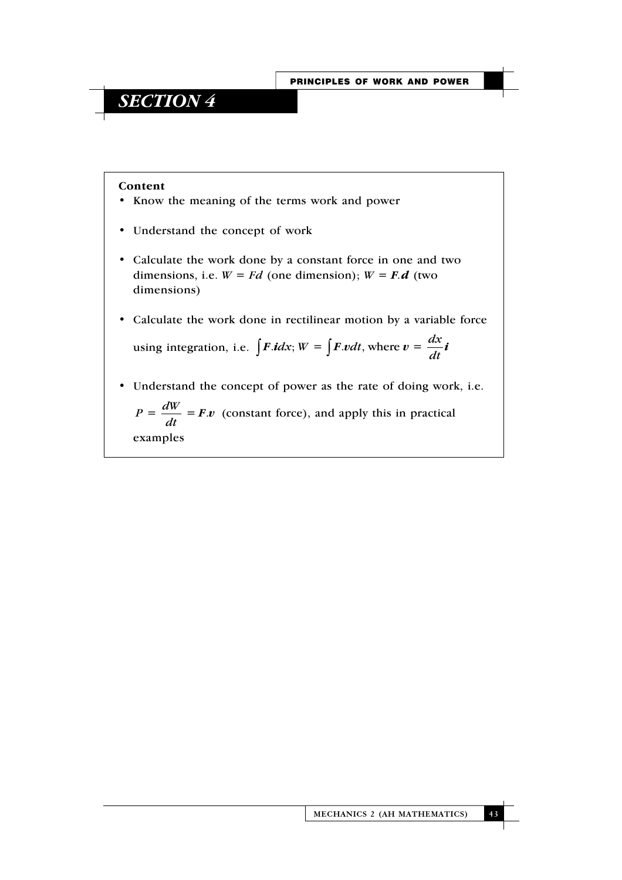# SECTION 4

**Content**

- Know the meaning of the terms work and power
- Understand the concept of work
- Calculate the work done by a constant force in one and two dimensions, i.e. $W = Fd$ (one dimension); $W = \boldsymbol{F}.\boldsymbol{d}$ (two dimensions)
- Calculate the work done in rectilinear motion by a variable force using integration, i.e. $\int \boldsymbol{F}.\boldsymbol{i}dx$; $W = \int \boldsymbol{F}.\boldsymbol{v}dt$, where $\boldsymbol{v} = \dfrac{dx}{dt}\boldsymbol{i}$
- Understand the concept of power as the rate of doing work, i.e. $P = \dfrac{dW}{dt} = \boldsymbol{F}.\boldsymbol{v}$ (constant force), and apply this in practical examples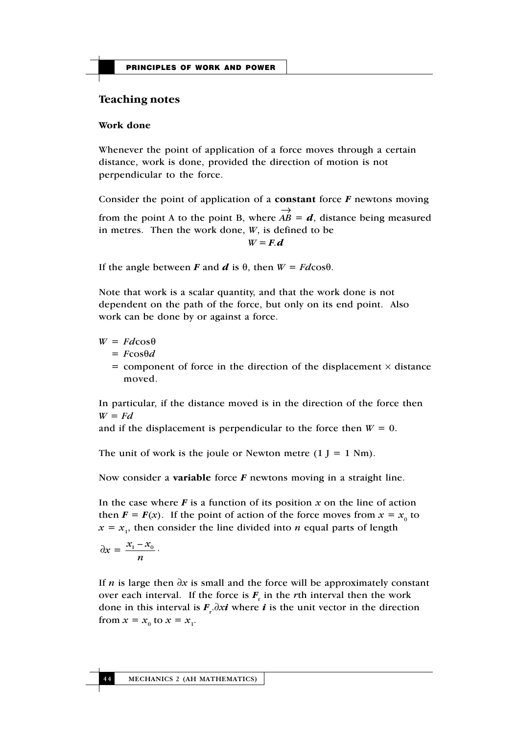## Teaching notes

### Work done

Whenever the point of application of a force moves through a certain distance, work is done, provided the direction of motion is not perpendicular to the force.

Consider the point of application of a **constant** force $\boldsymbol{F}$ newtons moving from the point A to the point B, where $\overrightarrow{AB} = \boldsymbol{d}$, distance being measured in metres. Then the work done, $W$, is defined to be

$$W = \boldsymbol{F}.\boldsymbol{d}$$

If the angle between $\boldsymbol{F}$ and $\boldsymbol{d}$ is $\theta$, then $W = Fd\cos\theta$.

Note that work is a scalar quantity, and that the work done is not dependent on the path of the force, but only on its end point. Also work can be done by or against a force.

$W = Fd\cos\theta$
$\quad = F\cos\theta d$
$\quad =$ component of force in the direction of the displacement $\times$ distance moved.

In particular, if the distance moved is in the direction of the force then $W = Fd$
and if the displacement is perpendicular to the force then $W = 0$.

The unit of work is the joule or Newton metre (1 J = 1 Nm).

Now consider a **variable** force $\boldsymbol{F}$ newtons moving in a straight line.

In the case where $\boldsymbol{F}$ is a function of its position $x$ on the line of action then $\boldsymbol{F} = \boldsymbol{F}(x)$. If the point of action of the force moves from $x = x_0$ to $x = x_1$, then consider the line divided into $n$ equal parts of length

$\partial x = \dfrac{x_1 - x_0}{n}$.

If $n$ is large then $\partial x$ is small and the force will be approximately constant over each interval. If the force is $\boldsymbol{F}_r$ in the $r$th interval then the work done in this interval is $\boldsymbol{F}_r.\partial x\boldsymbol{i}$ where $\boldsymbol{i}$ is the unit vector in the direction from $x = x_0$ to $x = x_1$.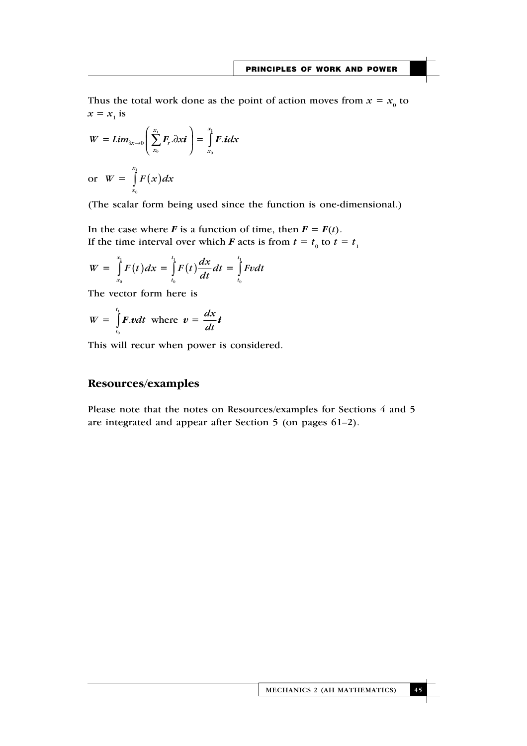Thus the total work done as the point of action moves from $x = x_0$ to $x = x_1$ is

$$W = Lim_{\partial x \to 0}\left(\sum_{x_0}^{x_1} \boldsymbol{F}_r . \partial x \boldsymbol{i}\right) = \int_{x_0}^{x_1} \boldsymbol{F}.\boldsymbol{i} dx$$

or $$W = \int_{x_0}^{x_1} F(x) dx$$

(The scalar form being used since the function is one-dimensional.)

In the case where $\boldsymbol{F}$ is a function of time, then $\boldsymbol{F} = \boldsymbol{F}(t)$.
If the time interval over which $\boldsymbol{F}$ acts is from $t = t_0$ to $t = t_1$

$$W = \int_{x_0}^{x_1} F(t) dx = \int_{t_0}^{t_1} F(t) \frac{dx}{dt} dt = \int_{t_0}^{t_1} Fv dt$$

The vector form here is

$$W = \int_{t_0}^{t_1} \boldsymbol{F}.\boldsymbol{v} dt \text{ where } \boldsymbol{v} = \frac{dx}{dt}\boldsymbol{i}$$

This will recur when power is considered.

## Resources/examples

Please note that the notes on Resources/examples for Sections 4 and 5 are integrated and appear after Section 5 (on pages 61–2).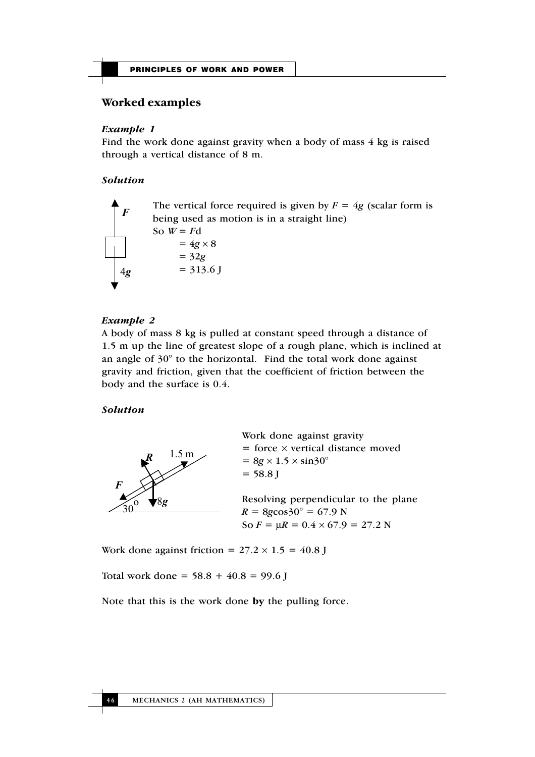## Worked examples

### *Example 1*

Find the work done against gravity when a body of mass 4 kg is raised through a vertical distance of 8 m.

### *Solution*

The vertical force required is given by $F = 4g$ (scalar form is being used as motion is in a straight line)

So $W = Fd$

$= 4g \times 8$

$= 32g$

$= 313.6$ J

### *Example 2*

A body of mass 8 kg is pulled at constant speed through a distance of 1.5 m up the line of greatest slope of a rough plane, which is inclined at an angle of 30° to the horizontal. Find the total work done against gravity and friction, given that the coefficient of friction between the body and the surface is 0.4.

### *Solution*

Work done against gravity

= force × vertical distance moved

$= 8g \times 1.5 \times \sin 30°$

$= 58.8$ J

Resolving perpendicular to the plane

$R = 8g\cos 30° = 67.9$ N

So $F = \mu R = 0.4 \times 67.9 = 27.2$ N

Work done against friction $= 27.2 \times 1.5 = 40.8$ J

Total work done $= 58.8 + 40.8 = 99.6$ J

Note that this is the work done **by** the pulling force.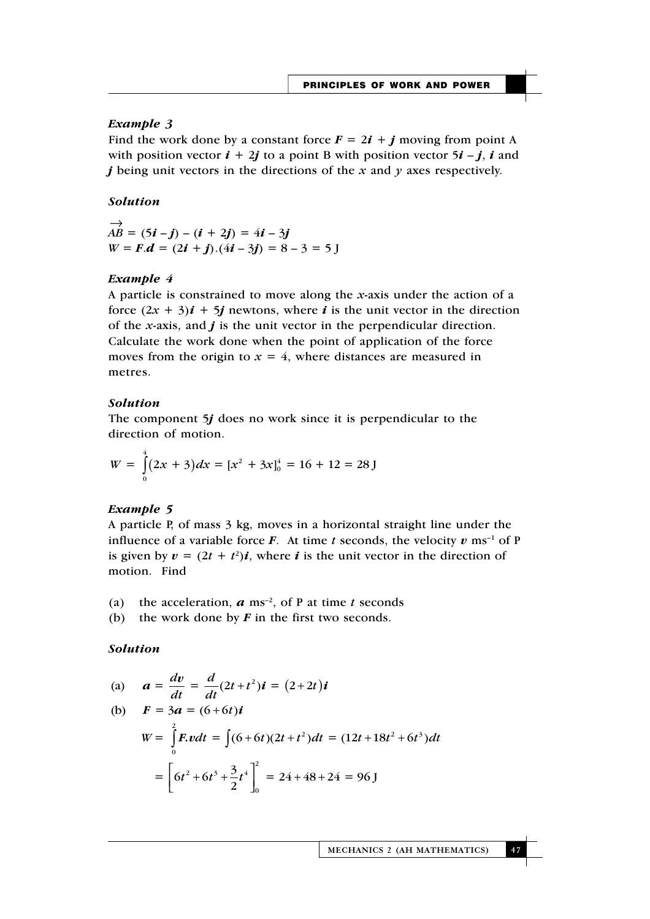### *Example 3*

Find the work done by a constant force $\boldsymbol{F} = 2\boldsymbol{i} + \boldsymbol{j}$ moving from point A with position vector $\boldsymbol{i} + 2\boldsymbol{j}$ to a point B with position vector $5\boldsymbol{i} - \boldsymbol{j}$, $\boldsymbol{i}$ and $\boldsymbol{j}$ being unit vectors in the directions of the $x$ and $y$ axes respectively.

### *Solution*

$\overrightarrow{AB} = (5\boldsymbol{i} - \boldsymbol{j}) - (\boldsymbol{i} + 2\boldsymbol{j}) = 4\boldsymbol{i} - 3\boldsymbol{j}$

$W = \boldsymbol{F}.\boldsymbol{d} = (2\boldsymbol{i} + \boldsymbol{j}).(4\boldsymbol{i} - 3\boldsymbol{j}) = 8 - 3 = 5 \text{ J}$

### *Example 4*

A particle is constrained to move along the $x$-axis under the action of a force $(2x + 3)\boldsymbol{i} + 5\boldsymbol{j}$ newtons, where $\boldsymbol{i}$ is the unit vector in the direction of the $x$-axis, and $\boldsymbol{j}$ is the unit vector in the perpendicular direction. Calculate the work done when the point of application of the force moves from the origin to $x = 4$, where distances are measured in metres.

### *Solution*

The component $5\boldsymbol{j}$ does no work since it is perpendicular to the direction of motion.

$$W = \int_0^4 (2x + 3)dx = [x^2 + 3x]_0^4 = 16 + 12 = 28 \text{ J}$$

### *Example 5*

A particle P, of mass 3 kg, moves in a horizontal straight line under the influence of a variable force $\boldsymbol{F}$. At time $t$ seconds, the velocity $\boldsymbol{v}$ ms$^{-1}$ of P is given by $\boldsymbol{v} = (2t + t^2)\boldsymbol{i}$, where $\boldsymbol{i}$ is the unit vector in the direction of motion. Find

(a) the acceleration, $\boldsymbol{a}$ ms$^{-2}$, of P at time $t$ seconds

(b) the work done by $\boldsymbol{F}$ in the first two seconds.

### *Solution*

(a) $\boldsymbol{a} = \dfrac{d\boldsymbol{v}}{dt} = \dfrac{d}{dt}(2t + t^2)\boldsymbol{i} = (2 + 2t)\boldsymbol{i}$

(b) $\boldsymbol{F} = 3\boldsymbol{a} = (6 + 6t)\boldsymbol{i}$

$$W = \int_0^2 \boldsymbol{F}.\boldsymbol{v}dt = \int (6 + 6t)(2t + t^2)dt = (12t + 18t^2 + 6t^3)dt$$

$$= \left[6t^2 + 6t^3 + \frac{3}{2}t^4\right]_0^2 = 24 + 48 + 24 = 96 \text{ J}$$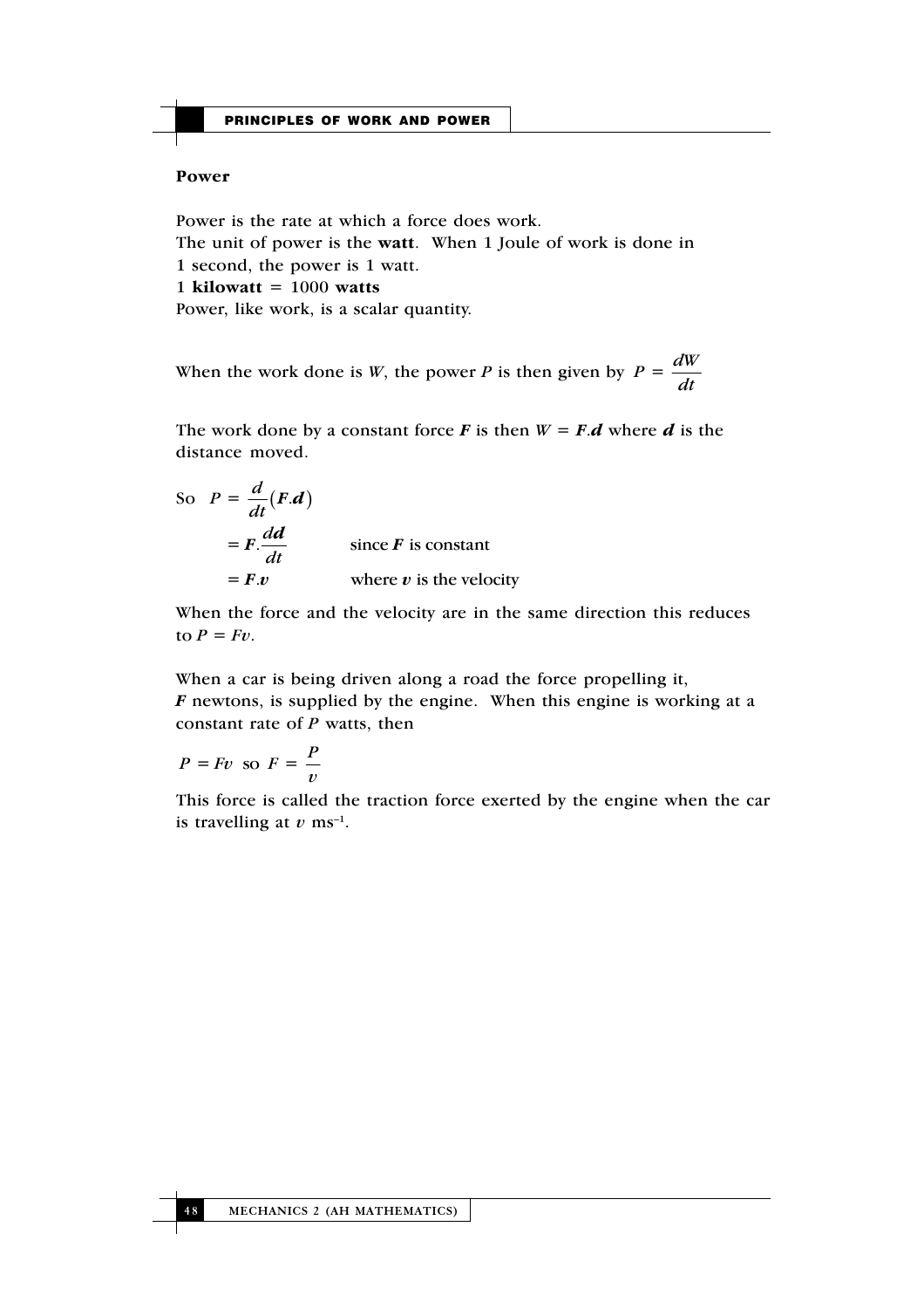### Power

Power is the rate at which a force does work.
The unit of power is the **watt**. When 1 Joule of work is done in 1 second, the power is 1 watt.
1 **kilowatt** = 1000 **watts**
Power, like work, is a scalar quantity.

When the work done is $W$, the power $P$ is then given by $P = \dfrac{dW}{dt}$

The work done by a constant force $\boldsymbol{F}$ is then $W = \boldsymbol{F}.\boldsymbol{d}$ where $\boldsymbol{d}$ is the distance moved.

$$
\begin{aligned}
\text{So} \quad P &= \frac{d}{dt}(\boldsymbol{F}.\boldsymbol{d}) \\
&= \boldsymbol{F}.\frac{d\boldsymbol{d}}{dt} && \text{since } \boldsymbol{F} \text{ is constant} \\
&= \boldsymbol{F}.\boldsymbol{v} && \text{where } \boldsymbol{v} \text{ is the velocity}
\end{aligned}
$$

When the force and the velocity are in the same direction this reduces to $P = Fv$.

When a car is being driven along a road the force propelling it, $\boldsymbol{F}$ newtons, is supplied by the engine. When this engine is working at a constant rate of $P$ watts, then

$$P = Fv \ \text{ so } \ F = \frac{P}{v}$$

This force is called the traction force exerted by the engine when the car is travelling at $v$ $ms^{-1}$.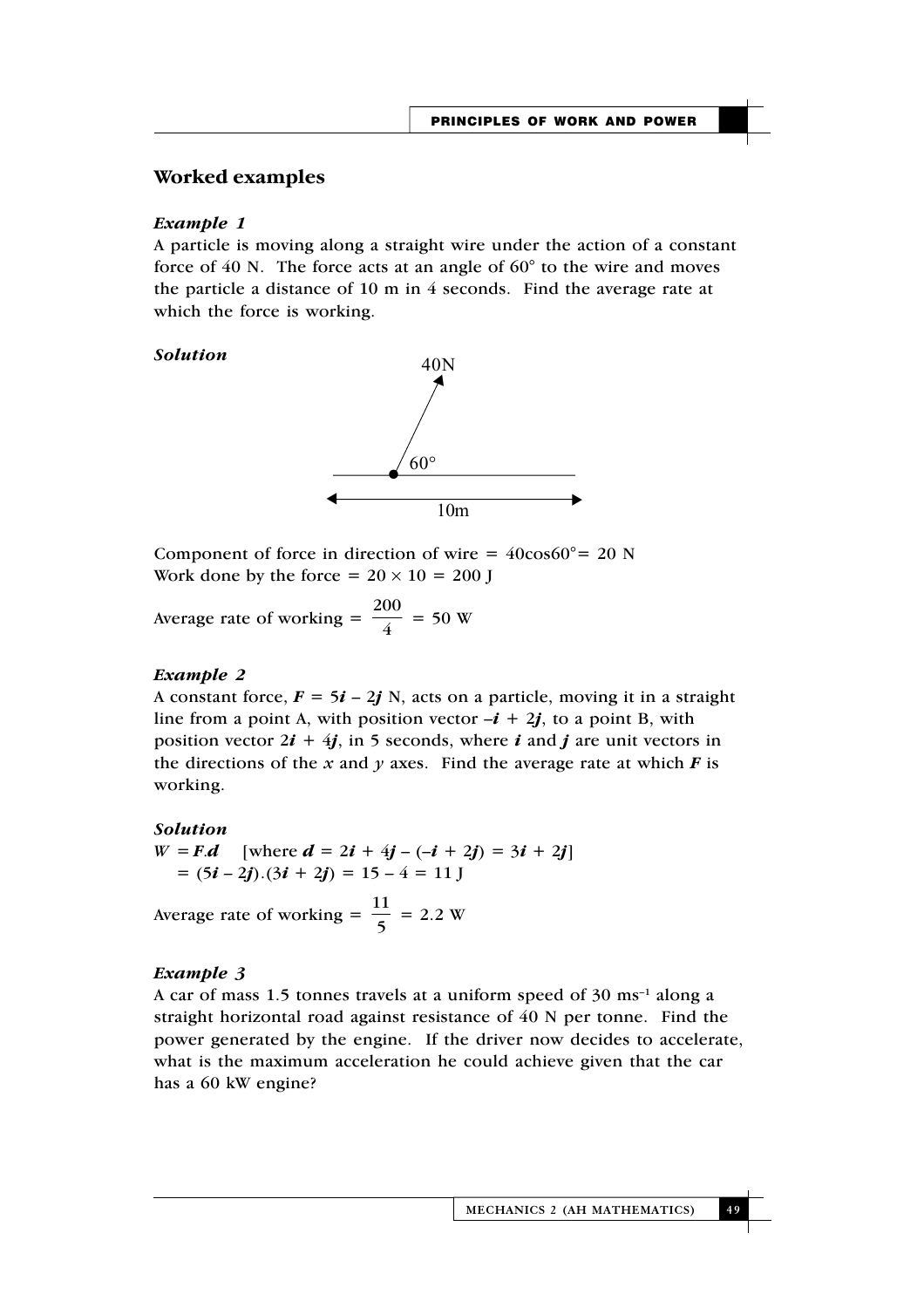## Worked examples

### *Example 1*

A particle is moving along a straight wire under the action of a constant force of 40 N. The force acts at an angle of 60° to the wire and moves the particle a distance of 10 m in 4 seconds. Find the average rate at which the force is working.

### *Solution*

40N

60°

10m

Component of force in direction of wire = $40\cos 60° = 20$ N
Work done by the force = $20 \times 10 = 200$ J

$$\text{Average rate of working} = \frac{200}{4} = 50 \text{ W}$$

### *Example 2*

A constant force, $\boldsymbol{F} = 5\boldsymbol{i} - 2\boldsymbol{j}$ N, acts on a particle, moving it in a straight line from a point A, with position vector $-\boldsymbol{i} + 2\boldsymbol{j}$, to a point B, with position vector $2\boldsymbol{i} + 4\boldsymbol{j}$, in 5 seconds, where $\boldsymbol{i}$ and $\boldsymbol{j}$ are unit vectors in the directions of the $x$ and $y$ axes. Find the average rate at which $\boldsymbol{F}$ is working.

### *Solution*

$W = \boldsymbol{F}.\boldsymbol{d}$ [where $\boldsymbol{d} = 2\boldsymbol{i} + 4\boldsymbol{j} - (-\boldsymbol{i} + 2\boldsymbol{j}) = 3\boldsymbol{i} + 2\boldsymbol{j}$]
$= (5\boldsymbol{i} - 2\boldsymbol{j}).(3\boldsymbol{i} + 2\boldsymbol{j}) = 15 - 4 = 11$ J

$$\text{Average rate of working} = \frac{11}{5} = 2.2 \text{ W}$$

### *Example 3*

A car of mass 1.5 tonnes travels at a uniform speed of 30 $\text{ms}^{-1}$ along a straight horizontal road against resistance of 40 N per tonne. Find the power generated by the engine. If the driver now decides to accelerate, what is the maximum acceleration he could achieve given that the car has a 60 kW engine?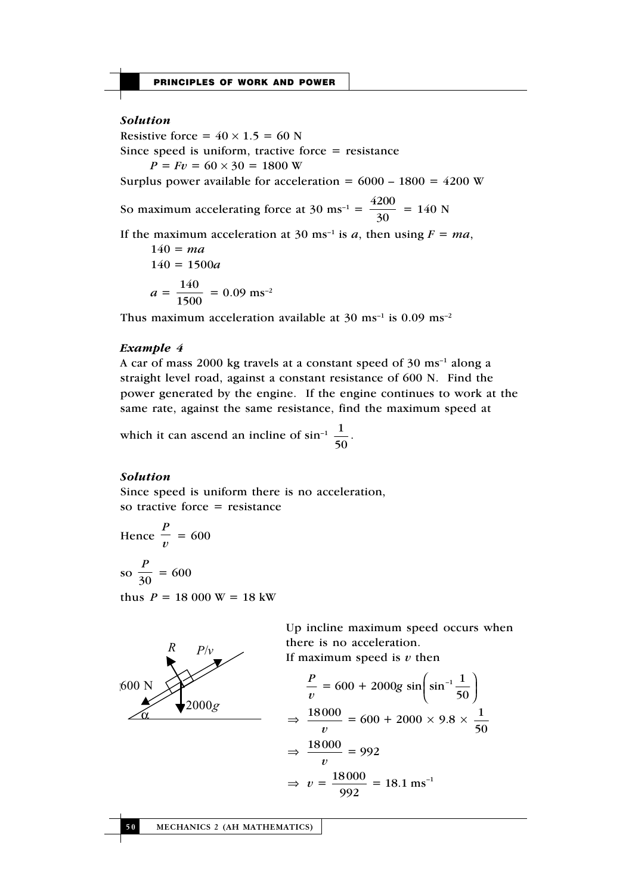***Solution***

Resistive force $= 40 \times 1.5 = 60$ N

Since speed is uniform, tractive force = resistance

$$P = Fv = 60 \times 30 = 1800 \text{ W}$$

Surplus power available for acceleration $= 6000 - 1800 = 4200$ W

So maximum accelerating force at 30 ms$^{-1}$ $= \dfrac{4200}{30} = 140$ N

If the maximum acceleration at 30 ms$^{-1}$ is $a$, then using $F = ma$,

$$140 = ma$$

$$140 = 1500a$$

$$a = \frac{140}{1500} = 0.09 \text{ ms}^{-2}$$

Thus maximum acceleration available at 30 ms$^{-1}$ is 0.09 ms$^{-2}$

***Example 4***

A car of mass 2000 kg travels at a constant speed of 30 ms$^{-1}$ along a straight level road, against a constant resistance of 600 N. Find the power generated by the engine. If the engine continues to work at the same rate, against the same resistance, find the maximum speed at which it can ascend an incline of $\sin^{-1} \dfrac{1}{50}$.

***Solution***

Since speed is uniform there is no acceleration,
so tractive force = resistance

Hence $\dfrac{P}{v} = 600$

so $\dfrac{P}{30} = 600$

thus $P = 18\,000$ W $= 18$ kW

Up incline maximum speed occurs when there is no acceleration.
If maximum speed is $v$ then

$$\frac{P}{v} = 600 + 2000g \sin\left(\sin^{-1}\frac{1}{50}\right)$$

$$\Rightarrow \frac{18\,000}{v} = 600 + 2000 \times 9.8 \times \frac{1}{50}$$

$$\Rightarrow \frac{18\,000}{v} = 992$$

$$\Rightarrow v = \frac{18\,000}{992} = 18.1 \text{ ms}^{-1}$$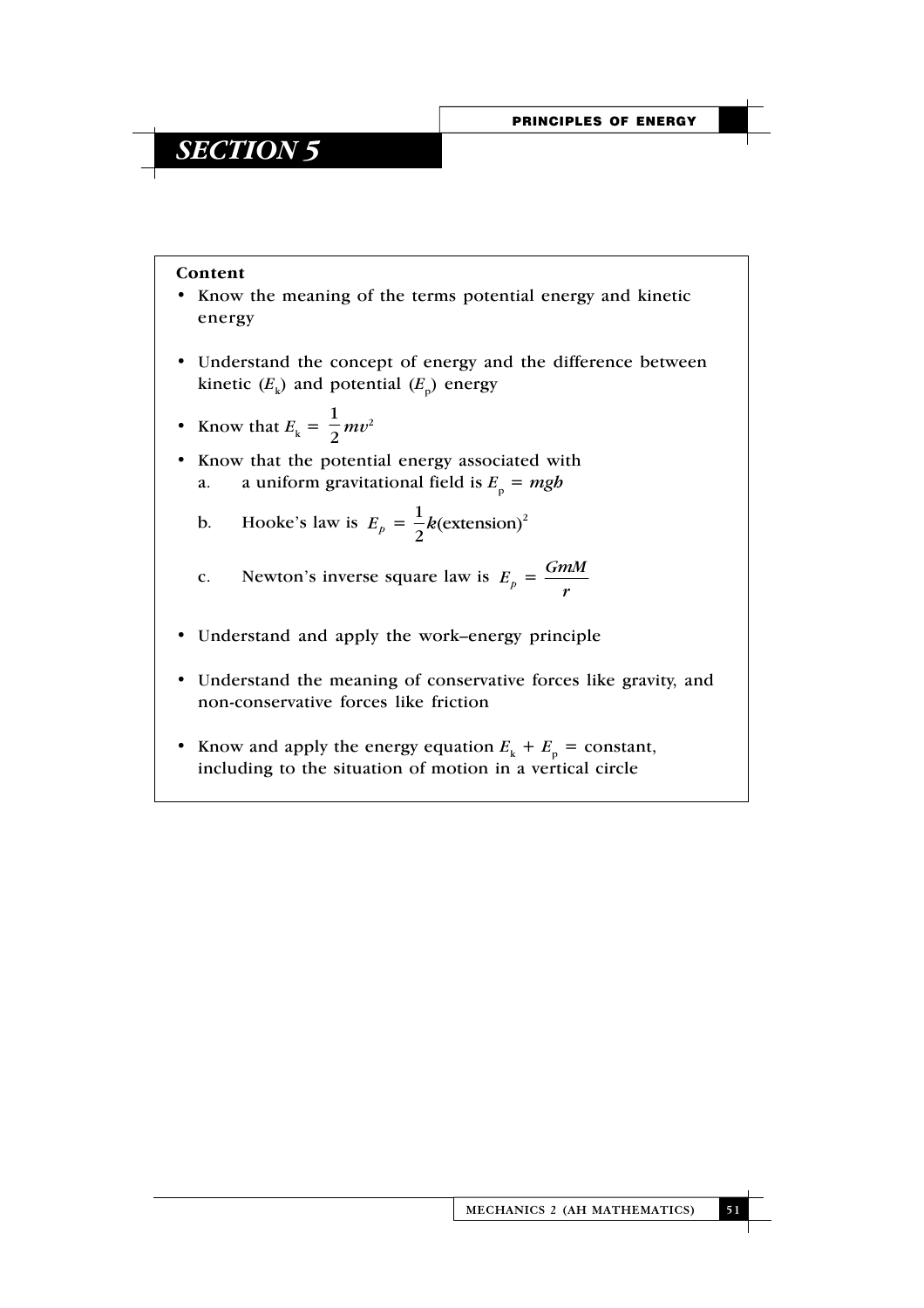# SECTION 5

**Content**

- Know the meaning of the terms potential energy and kinetic energy
- Understand the concept of energy and the difference between kinetic ($E_k$) and potential ($E_p$) energy
- Know that $E_k = \frac{1}{2}mv^2$
- Know that the potential energy associated with
  a. a uniform gravitational field is $E_p = mgh$
  b. Hooke's law is $E_p = \frac{1}{2}k(\text{extension})^2$
  c. Newton's inverse square law is $E_p = \frac{GmM}{r}$
- Understand and apply the work–energy principle
- Understand the meaning of conservative forces like gravity, and non-conservative forces like friction
- Know and apply the energy equation $E_k + E_p = \text{constant}$, including to the situation of motion in a vertical circle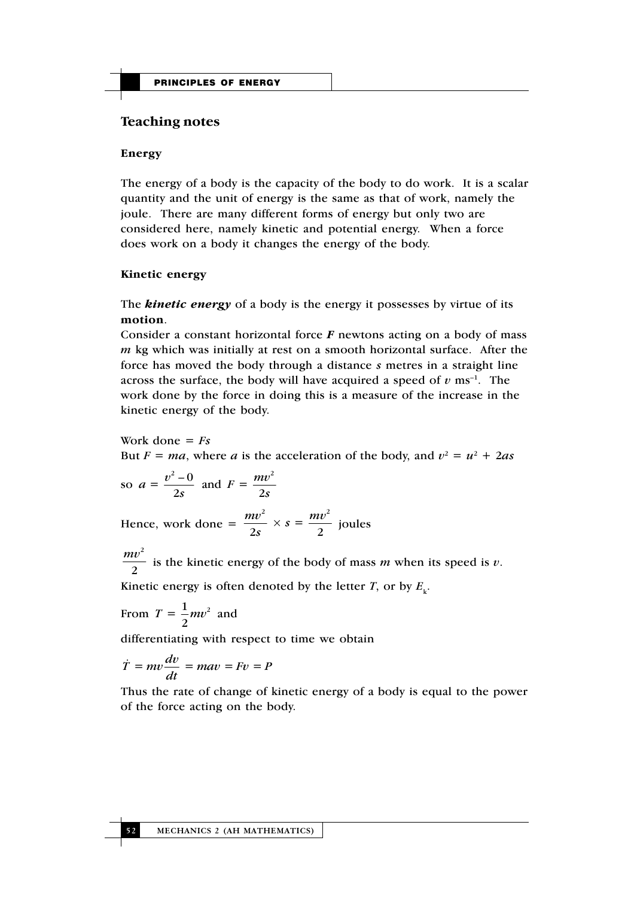## Teaching notes

### Energy

The energy of a body is the capacity of the body to do work. It is a scalar quantity and the unit of energy is the same as that of work, namely the joule. There are many different forms of energy but only two are considered here, namely kinetic and potential energy. When a force does work on a body it changes the energy of the body.

### Kinetic energy

The ***kinetic energy*** of a body is the energy it possesses by virtue of its **motion**.

Consider a constant horizontal force $\boldsymbol{F}$ newtons acting on a body of mass $m$ kg which was initially at rest on a smooth horizontal surface. After the force has moved the body through a distance $s$ metres in a straight line across the surface, the body will have acquired a speed of $v$ ms$^{-1}$. The work done by the force in doing this is a measure of the increase in the kinetic energy of the body.

Work done = $Fs$

But $F = ma$, where $a$ is the acceleration of the body, and $v^2 = u^2 + 2as$

so $a = \dfrac{v^2 - 0}{2s}$ and $F = \dfrac{mv^2}{2s}$

Hence, work done = $\dfrac{mv^2}{2s} \times s = \dfrac{mv^2}{2}$ joules

$\dfrac{mv^2}{2}$ is the kinetic energy of the body of mass $m$ when its speed is $v$.

Kinetic energy is often denoted by the letter $T$, or by $E_k$.

From $T = \dfrac{1}{2}mv^2$ and

differentiating with respect to time we obtain

$$\dot{T} = mv\frac{dv}{dt} = mav = Fv = P$$

Thus the rate of change of kinetic energy of a body is equal to the power of the force acting on the body.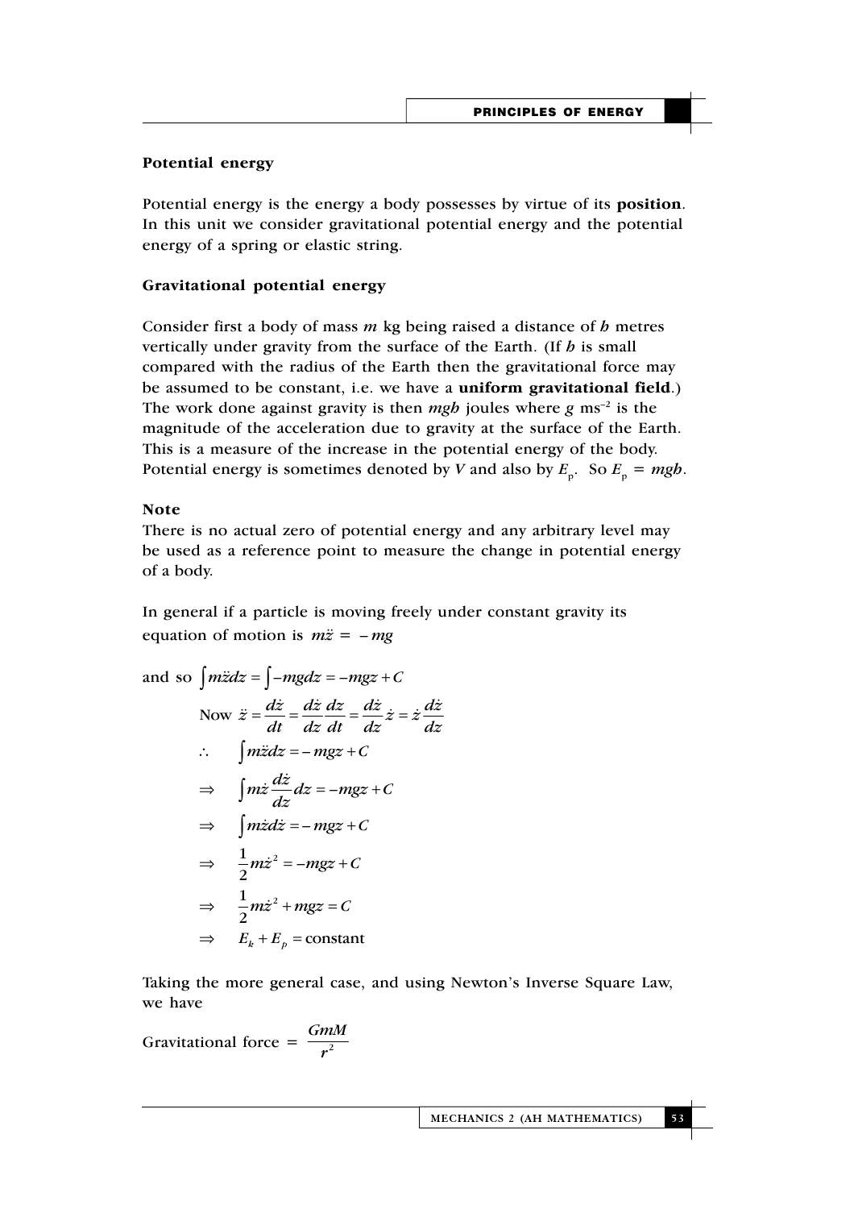### Potential energy

Potential energy is the energy a body possesses by virtue of its **position**. In this unit we consider gravitational potential energy and the potential energy of a spring or elastic string.

### Gravitational potential energy

Consider first a body of mass $m$ kg being raised a distance of $h$ metres vertically under gravity from the surface of the Earth. (If $h$ is small compared with the radius of the Earth then the gravitational force may be assumed to be constant, i.e. we have a **uniform gravitational field**.) The work done against gravity is then $mgh$ joules where $g$ ms$^{-2}$ is the magnitude of the acceleration due to gravity at the surface of the Earth. This is a measure of the increase in the potential energy of the body. Potential energy is sometimes denoted by $V$ and also by $E_p$. So $E_p = mgh$.

**Note**

There is no actual zero of potential energy and any arbitrary level may be used as a reference point to measure the change in potential energy of a body.

In general if a particle is moving freely under constant gravity its equation of motion is $m\ddot{z} = -mg$

and so $\int m\ddot{z}\,dz = \int -mg\,dz = -mgz + C$

$$\text{Now } \ddot{z} = \frac{d\dot{z}}{dt} = \frac{d\dot{z}}{dz}\frac{dz}{dt} = \frac{d\dot{z}}{dz}\dot{z} = \dot{z}\frac{d\dot{z}}{dz}$$

$$\therefore \quad \int m\ddot{z}\,dz = -mgz + C$$

$$\Rightarrow \quad \int m\dot{z}\frac{d\dot{z}}{dz}\,dz = -mgz + C$$

$$\Rightarrow \quad \int m\dot{z}\,d\dot{z} = -mgz + C$$

$$\Rightarrow \quad \frac{1}{2}m\dot{z}^2 = -mgz + C$$

$$\Rightarrow \quad \frac{1}{2}m\dot{z}^2 + mgz = C$$

$$\Rightarrow \quad E_k + E_p = \text{constant}$$

Taking the more general case, and using Newton's Inverse Square Law, we have

$$\text{Gravitational force} = \frac{GmM}{r^2}$$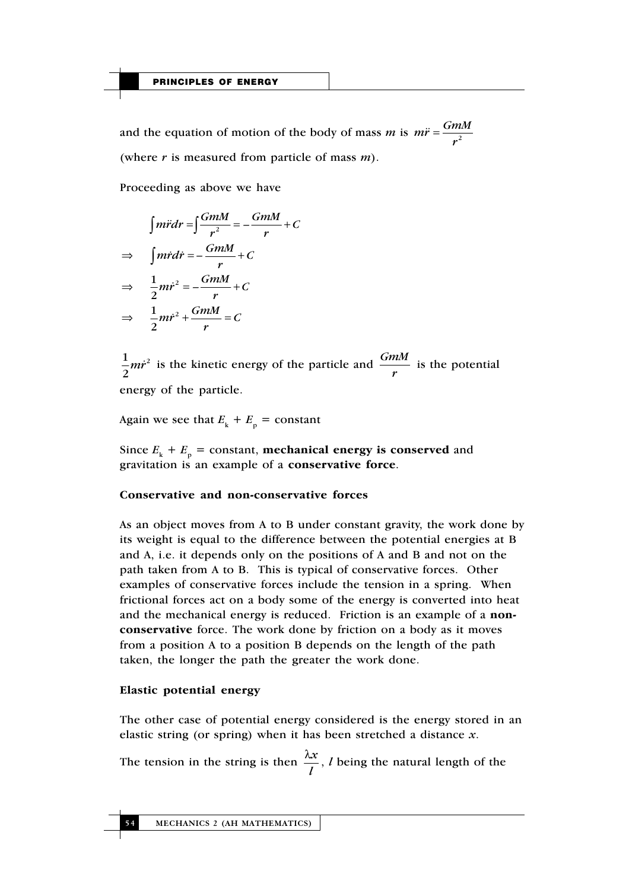and the equation of motion of the body of mass $m$ is $m\ddot{r} = \frac{GmM}{r^2}$

(where $r$ is measured from particle of mass $m$).

Proceeding as above we have

$$\int m\ddot{r}dr = \int \frac{GmM}{r^2} = -\frac{GmM}{r} + C$$

$$\Rightarrow \quad \int m\dot{r}d\dot{r} = -\frac{GmM}{r} + C$$

$$\Rightarrow \quad \frac{1}{2}m\dot{r}^2 = -\frac{GmM}{r} + C$$

$$\Rightarrow \quad \frac{1}{2}m\dot{r}^2 + \frac{GmM}{r} = C$$

$\frac{1}{2}m\dot{r}^2$ is the kinetic energy of the particle and $\frac{GmM}{r}$ is the potential energy of the particle.

Again we see that $E_k + E_p$ = constant

Since $E_k + E_p$ = constant, **mechanical energy is conserved** and gravitation is an example of a **conservative force**.

### Conservative and non-conservative forces

As an object moves from A to B under constant gravity, the work done by its weight is equal to the difference between the potential energies at B and A, i.e. it depends only on the positions of A and B and not on the path taken from A to B. This is typical of conservative forces. Other examples of conservative forces include the tension in a spring. When frictional forces act on a body some of the energy is converted into heat and the mechanical energy is reduced. Friction is an example of a **non-conservative** force. The work done by friction on a body as it moves from a position A to a position B depends on the length of the path taken, the longer the path the greater the work done.

### Elastic potential energy

The other case of potential energy considered is the energy stored in an elastic string (or spring) when it has been stretched a distance $x$.

The tension in the string is then $\frac{\lambda x}{l}$, $l$ being the natural length of the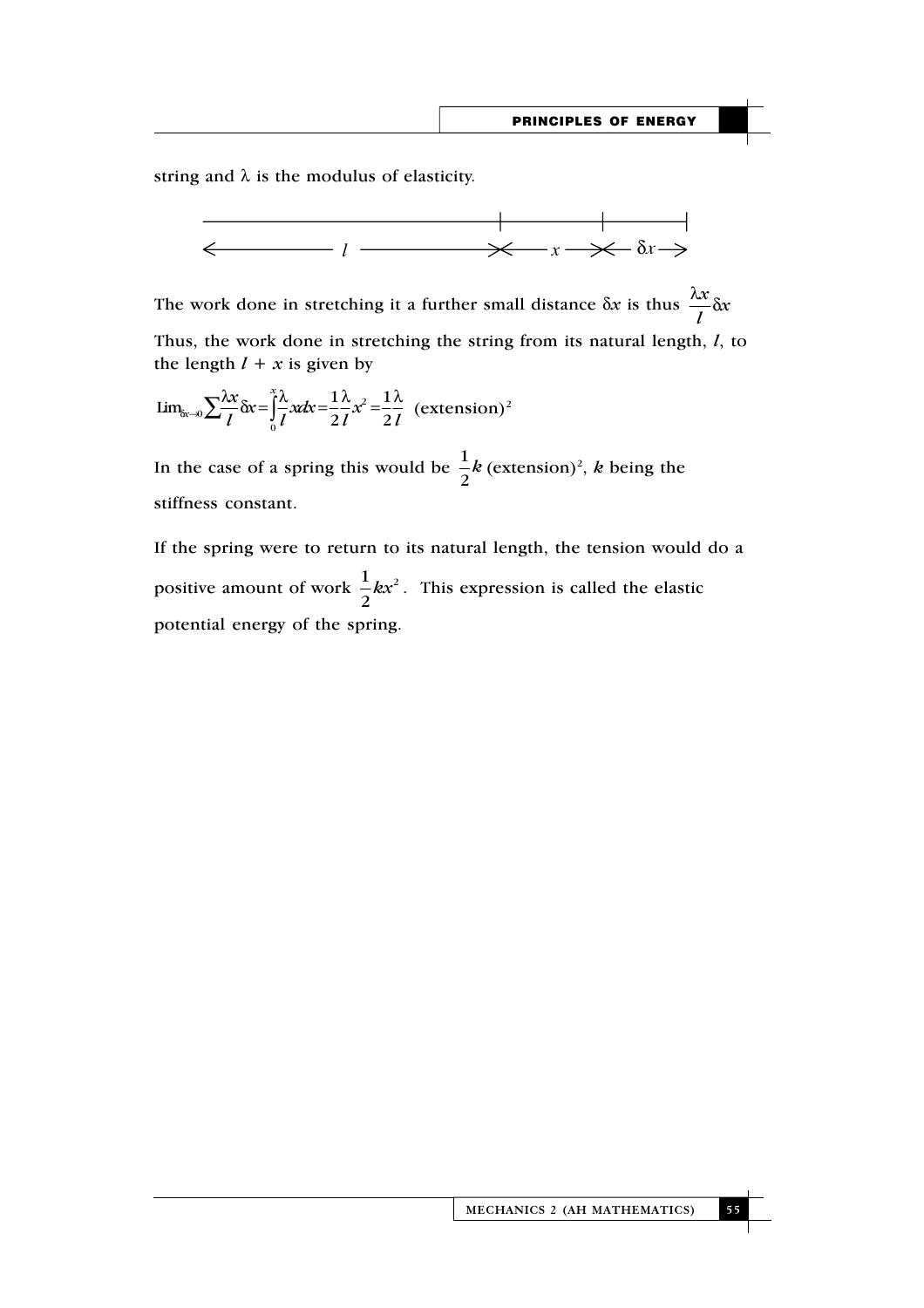string and $\lambda$ is the modulus of elasticity.

$$\longleftarrow l \longrightarrow\longleftarrow x \longrightarrow\longleftarrow \delta x \longrightarrow$$

The work done in stretching it a further small distance $\delta x$ is thus $\frac{\lambda x}{l}\delta x$

Thus, the work done in stretching the string from its natural length, $l$, to the length $l + x$ is given by

$$\lim_{\delta x \to 0} \sum \frac{\lambda x}{l}\delta x = \int_0^x \frac{\lambda}{l} x\,dx = \frac{1}{2}\frac{\lambda}{l}x^2 = \frac{1}{2}\frac{\lambda}{l} \text{ (extension)}^2$$

In the case of a spring this would be $\frac{1}{2}k$ (extension)$^2$, $k$ being the stiffness constant.

If the spring were to return to its natural length, the tension would do a positive amount of work $\frac{1}{2}kx^2$. This expression is called the elastic potential energy of the spring.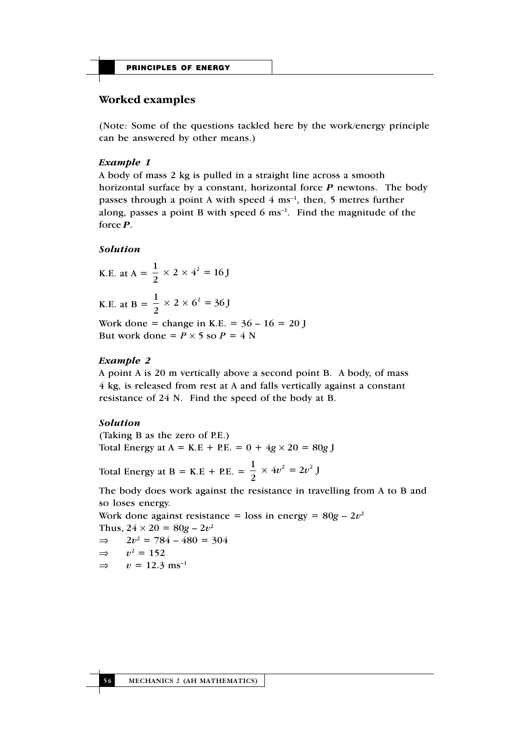## Worked examples

(Note: Some of the questions tackled here by the work/energy principle can be answered by other means.)

### *Example 1*

A body of mass 2 kg is pulled in a straight line across a smooth horizontal surface by a constant, horizontal force $\boldsymbol{P}$ newtons. The body passes through a point A with speed 4 $\text{ms}^{-1}$, then, 5 metres further along, passes a point B with speed 6 $\text{ms}^{-1}$. Find the magnitude of the force $\boldsymbol{P}$.

### *Solution*

K.E. at A $= \dfrac{1}{2} \times 2 \times 4^2 = 16\,\text{J}$

K.E. at B $= \dfrac{1}{2} \times 2 \times 6^2 = 36\,\text{J}$

Work done = change in K.E. $= 36 - 16 = 20$ J

But work done $= P \times 5$ so $P = 4$ N

### *Example 2*

A point A is 20 m vertically above a second point B. A body, of mass 4 kg, is released from rest at A and falls vertically against a constant resistance of 24 N. Find the speed of the body at B.

### *Solution*

(Taking B as the zero of P.E.)

Total Energy at A = K.E + P.E. $= 0 + 4g \times 20 = 80g$ J

Total Energy at B = K.E + P.E. $= \dfrac{1}{2} \times 4v^2 = 2v^2$ J

The body does work against the resistance in travelling from A to B and so loses energy.

Work done against resistance = loss in energy $= 80g - 2v^2$

Thus, $24 \times 20 = 80g - 2v^2$

$\Rightarrow \quad 2v^2 = 784 - 480 = 304$

$\Rightarrow \quad v^2 = 152$

$\Rightarrow \quad v = 12.3\ \text{ms}^{-1}$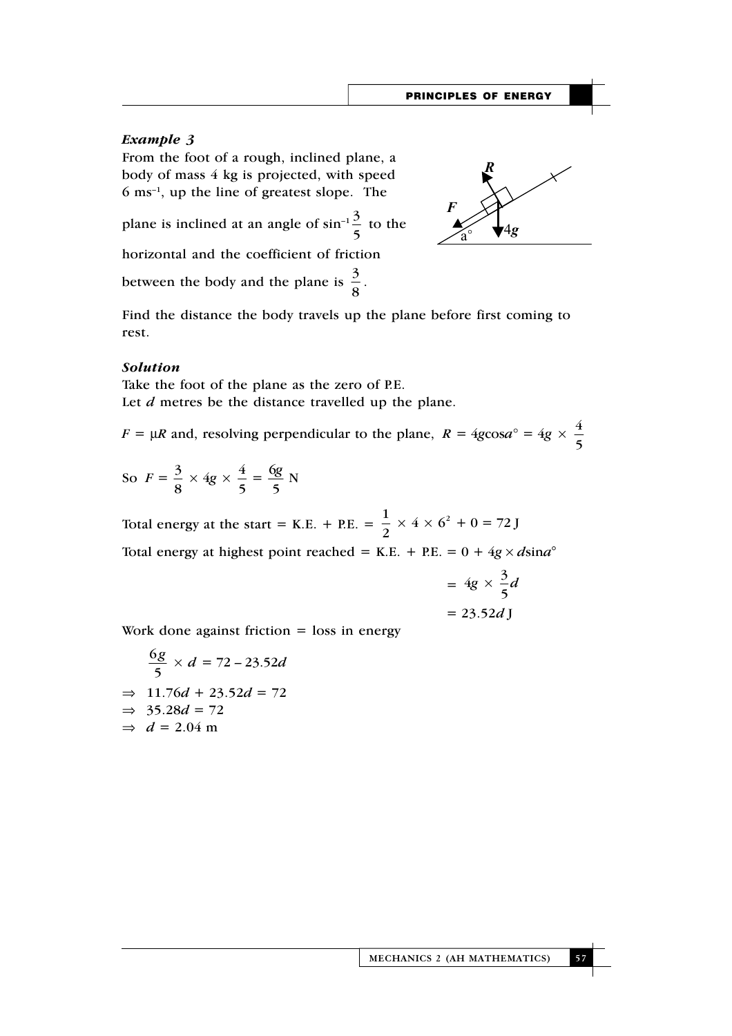***Example 3***

From the foot of a rough, inclined plane, a body of mass 4 kg is projected, with speed 6 $ms^{-1}$, up the line of greatest slope. The plane is inclined at an angle of $\sin^{-1}\frac{3}{5}$ to the horizontal and the coefficient of friction between the body and the plane is $\frac{3}{8}$.

Find the distance the body travels up the plane before first coming to rest.

***Solution***

Take the foot of the plane as the zero of P.E.

Let $d$ metres be the distance travelled up the plane.

$F = \mu R$ and, resolving perpendicular to the plane, $R = 4g\cos a° = 4g \times \frac{4}{5}$

So $F = \frac{3}{8} \times 4g \times \frac{4}{5} = \frac{6g}{5}$ N

Total energy at the start = K.E. + P.E. = $\frac{1}{2} \times 4 \times 6^2 + 0 = 72$ J

Total energy at highest point reached = K.E. + P.E. = $0 + 4g \times d\sin a°$

$$= 4g \times \frac{3}{5}d$$

$$= 23.52d \text{ J}$$

Work done against friction = loss in energy

$$\frac{6g}{5} \times d = 72 - 23.52d$$

$\Rightarrow$ $11.76d + 23.52d = 72$

$\Rightarrow$ $35.28d = 72$

$\Rightarrow$ $d = 2.04$ m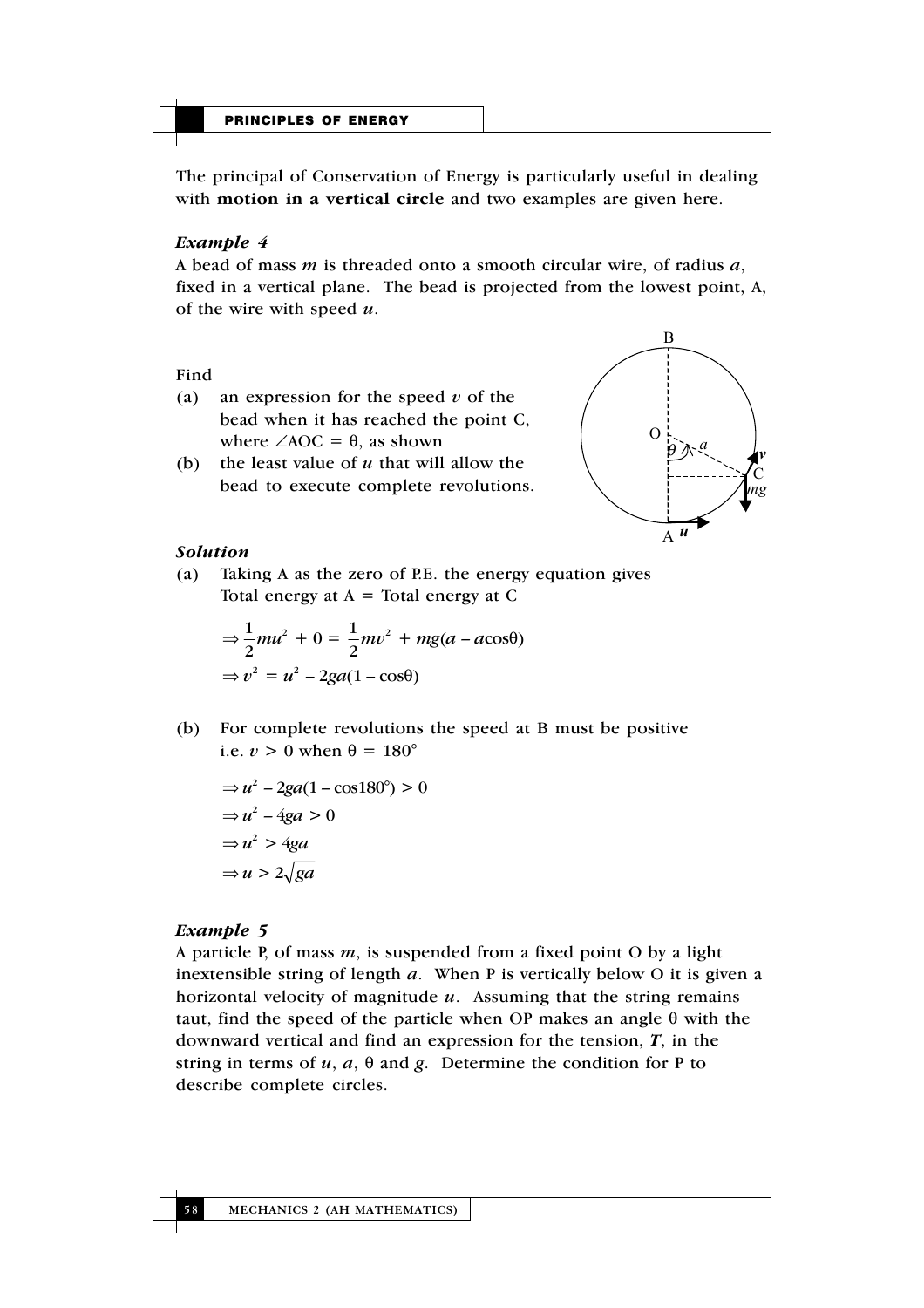The principal of Conservation of Energy is particularly useful in dealing with **motion in a vertical circle** and two examples are given here.

***Example 4***

A bead of mass $m$ is threaded onto a smooth circular wire, of radius $a$, fixed in a vertical plane. The bead is projected from the lowest point, A, of the wire with speed $u$.

Find

(a) an expression for the speed $v$ of the bead when it has reached the point C, where $\angle AOC = \theta$, as shown

(b) the least value of $u$ that will allow the bead to execute complete revolutions.

***Solution***

(a) Taking A as the zero of P.E. the energy equation gives
Total energy at A = Total energy at C

$$\Rightarrow \frac{1}{2}mu^2 + 0 = \frac{1}{2}mv^2 + mg(a - a\cos\theta)$$

$$\Rightarrow v^2 = u^2 - 2ga(1 - \cos\theta)$$

(b) For complete revolutions the speed at B must be positive
i.e. $v > 0$ when $\theta = 180°$

$$\Rightarrow u^2 - 2ga(1 - \cos 180°) > 0$$

$$\Rightarrow u^2 - 4ga > 0$$

$$\Rightarrow u^2 > 4ga$$

$$\Rightarrow u > 2\sqrt{ga}$$

***Example 5***

A particle P, of mass $m$, is suspended from a fixed point O by a light inextensible string of length $a$. When P is vertically below O it is given a horizontal velocity of magnitude $u$. Assuming that the string remains taut, find the speed of the particle when OP makes an angle $\theta$ with the downward vertical and find an expression for the tension, $\boldsymbol{T}$, in the string in terms of $u$, $a$, $\theta$ and $g$. Determine the condition for P to describe complete circles.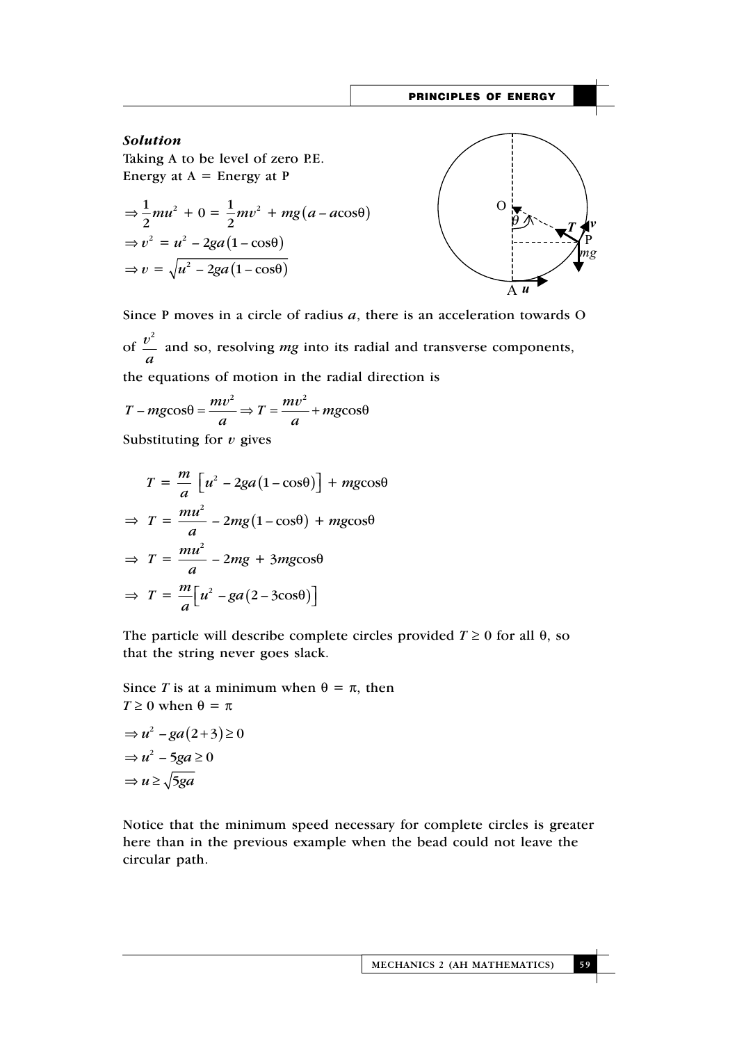***Solution***

Taking A to be level of zero P.E.

Energy at A = Energy at P

$$\Rightarrow \frac{1}{2}mu^2 + 0 = \frac{1}{2}mv^2 + mg(a - a\cos\theta)$$

$$\Rightarrow v^2 = u^2 - 2ga(1 - \cos\theta)$$

$$\Rightarrow v = \sqrt{u^2 - 2ga(1 - \cos\theta)}$$

Since P moves in a circle of radius $a$, there is an acceleration towards O of $\frac{v^2}{a}$ and so, resolving $mg$ into its radial and transverse components, the equations of motion in the radial direction is

$$T - mg\cos\theta = \frac{mv^2}{a} \Rightarrow T = \frac{mv^2}{a} + mg\cos\theta$$

Substituting for $v$ gives

$$T = \frac{m}{a}\left[u^2 - 2ga(1 - \cos\theta)\right] + mg\cos\theta$$

$$\Rightarrow \ T = \frac{mu^2}{a} - 2mg(1 - \cos\theta) + mg\cos\theta$$

$$\Rightarrow \ T = \frac{mu^2}{a} - 2mg + 3mg\cos\theta$$

$$\Rightarrow \ T = \frac{m}{a}\left[u^2 - ga(2 - 3\cos\theta)\right]$$

The particle will describe complete circles provided $T \geq 0$ for all $\theta$, so that the string never goes slack.

Since $T$ is at a minimum when $\theta = \pi$, then
$T \geq 0$ when $\theta = \pi$

$$\Rightarrow u^2 - ga(2 + 3) \geq 0$$

$$\Rightarrow u^2 - 5ga \geq 0$$

$$\Rightarrow u \geq \sqrt{5ga}$$

Notice that the minimum speed necessary for complete circles is greater here than in the previous example when the bead could not leave the circular path.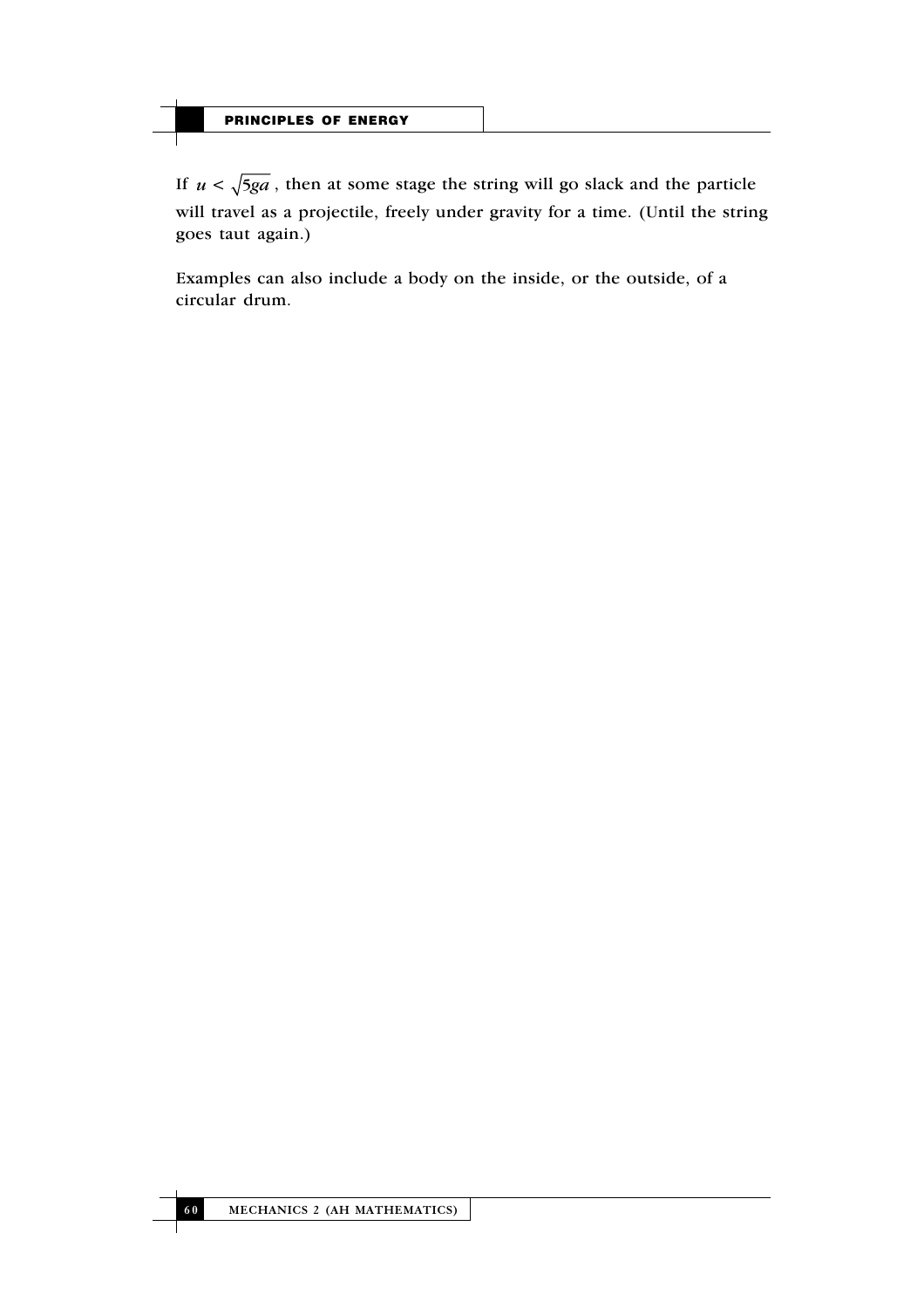If $u < \sqrt{5ga}$, then at some stage the string will go slack and the particle will travel as a projectile, freely under gravity for a time. (Until the string goes taut again.)

Examples can also include a body on the inside, or the outside, of a circular drum.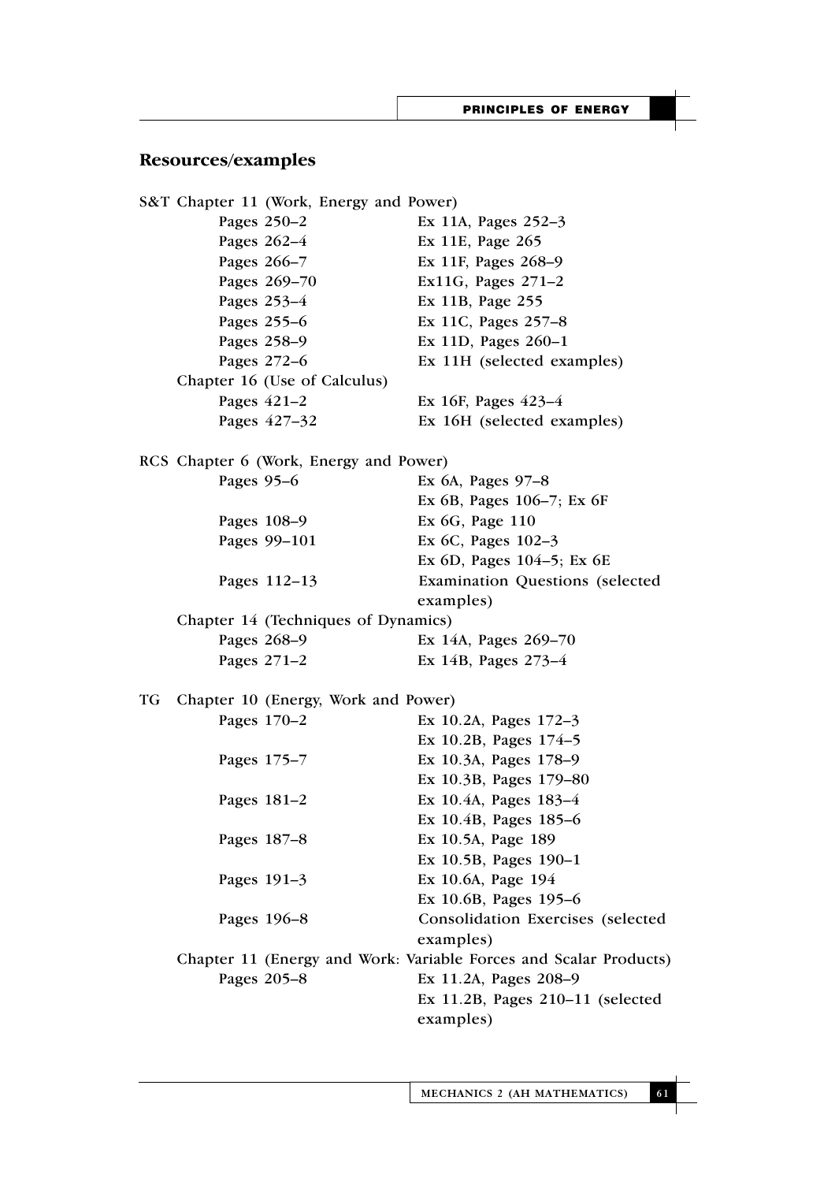## Resources/examples

S&T Chapter 11 (Work, Energy and Power)

| | |
|---|---|
| Pages 250–2 | Ex 11A, Pages 252–3 |
| Pages 262–4 | Ex 11E, Page 265 |
| Pages 266–7 | Ex 11F, Pages 268–9 |
| Pages 269–70 | Ex11G, Pages 271–2 |
| Pages 253–4 | Ex 11B, Page 255 |
| Pages 255–6 | Ex 11C, Pages 257–8 |
| Pages 258–9 | Ex 11D, Pages 260–1 |
| Pages 272–6 | Ex 11H (selected examples) |

Chapter 16 (Use of Calculus)

| | |
|---|---|
| Pages 421–2 | Ex 16F, Pages 423–4 |
| Pages 427–32 | Ex 16H (selected examples) |

RCS Chapter 6 (Work, Energy and Power)

| | |
|---|---|
| Pages 95–6 | Ex 6A, Pages 97–8 |
| | Ex 6B, Pages 106–7; Ex 6F |
| Pages 108–9 | Ex 6G, Page 110 |
| Pages 99–101 | Ex 6C, Pages 102–3 |
| | Ex 6D, Pages 104–5; Ex 6E |
| Pages 112–13 | Examination Questions (selected examples) |

Chapter 14 (Techniques of Dynamics)

| | |
|---|---|
| Pages 268–9 | Ex 14A, Pages 269–70 |
| Pages 271–2 | Ex 14B, Pages 273–4 |

TG Chapter 10 (Energy, Work and Power)

| | |
|---|---|
| Pages 170–2 | Ex 10.2A, Pages 172–3 |
| | Ex 10.2B, Pages 174–5 |
| Pages 175–7 | Ex 10.3A, Pages 178–9 |
| | Ex 10.3B, Pages 179–80 |
| Pages 181–2 | Ex 10.4A, Pages 183–4 |
| | Ex 10.4B, Pages 185–6 |
| Pages 187–8 | Ex 10.5A, Page 189 |
| | Ex 10.5B, Pages 190–1 |
| Pages 191–3 | Ex 10.6A, Page 194 |
| | Ex 10.6B, Pages 195–6 |
| Pages 196–8 | Consolidation Exercises (selected examples) |

Chapter 11 (Energy and Work: Variable Forces and Scalar Products)

| | |
|---|---|
| Pages 205–8 | Ex 11.2A, Pages 208–9 |
| | Ex 11.2B, Pages 210–11 (selected examples) |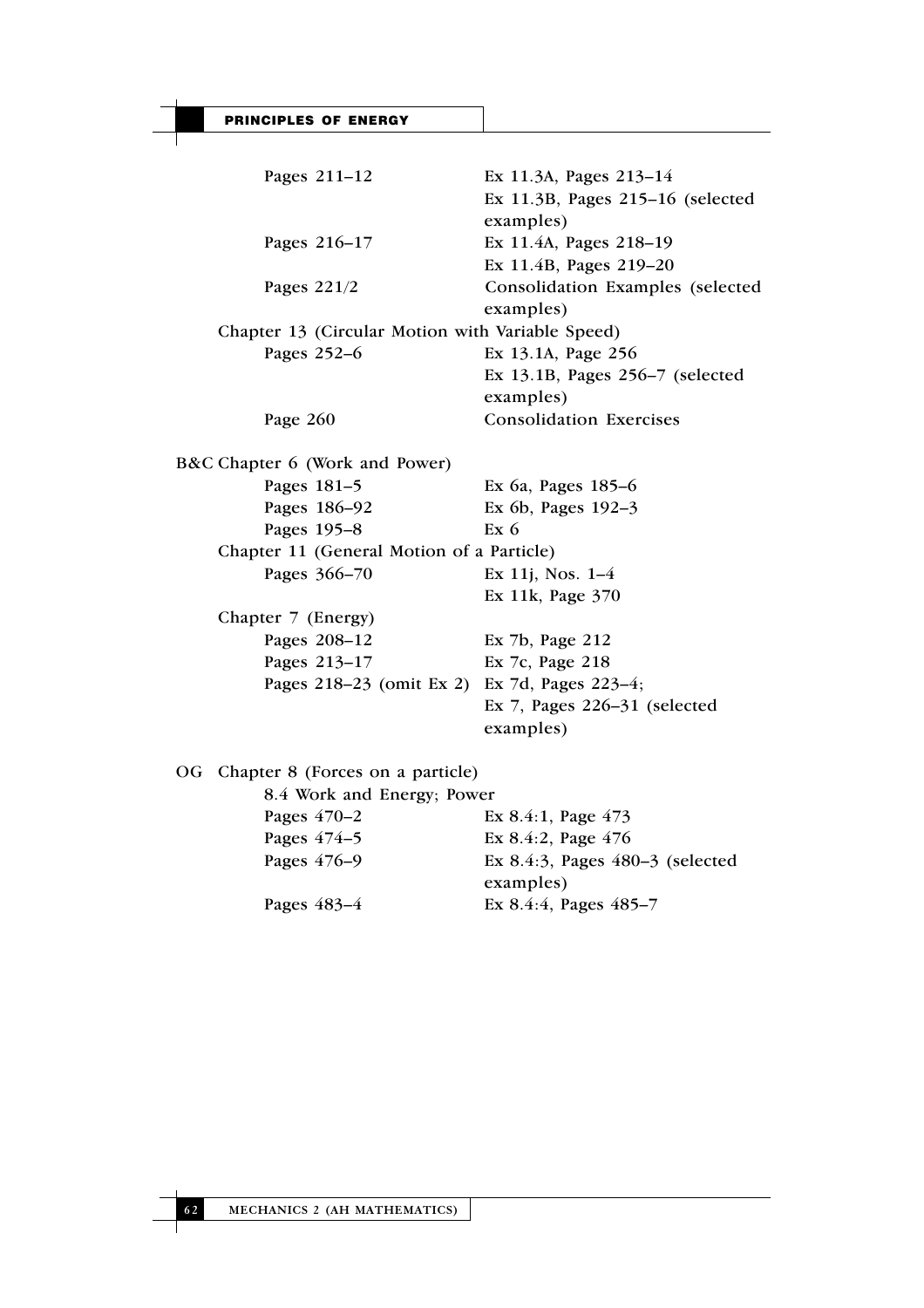| | |
|---|---|
| Pages 211–12 | Ex 11.3A, Pages 213–14 |
| | Ex 11.3B, Pages 215–16 (selected examples) |
| Pages 216–17 | Ex 11.4A, Pages 218–19 |
| | Ex 11.4B, Pages 219–20 |
| Pages 221/2 | Consolidation Examples (selected examples) |
| **Chapter 13 (Circular Motion with Variable Speed)** | |
| Pages 252–6 | Ex 13.1A, Page 256 |
| | Ex 13.1B, Pages 256–7 (selected examples) |
| Page 260 | Consolidation Exercises |

B&C Chapter 6 (Work and Power)

| | |
|---|---|
| Pages 181–5 | Ex 6a, Pages 185–6 |
| Pages 186–92 | Ex 6b, Pages 192–3 |
| Pages 195–8 | Ex 6 |
| **Chapter 11 (General Motion of a Particle)** | |
| Pages 366–70 | Ex 11j, Nos. 1–4 |
| | Ex 11k, Page 370 |
| **Chapter 7 (Energy)** | |
| Pages 208–12 | Ex 7b, Page 212 |
| Pages 213–17 | Ex 7c, Page 218 |
| Pages 218–23 (omit Ex 2) | Ex 7d, Pages 223–4; |
| | Ex 7, Pages 226–31 (selected examples) |

OG Chapter 8 (Forces on a particle)

8.4 Work and Energy; Power

| | |
|---|---|
| Pages 470–2 | Ex 8.4:1, Page 473 |
| Pages 474–5 | Ex 8.4:2, Page 476 |
| Pages 476–9 | Ex 8.4:3, Pages 480–3 (selected examples) |
| Pages 483–4 | Ex 8.4:4, Pages 485–7 |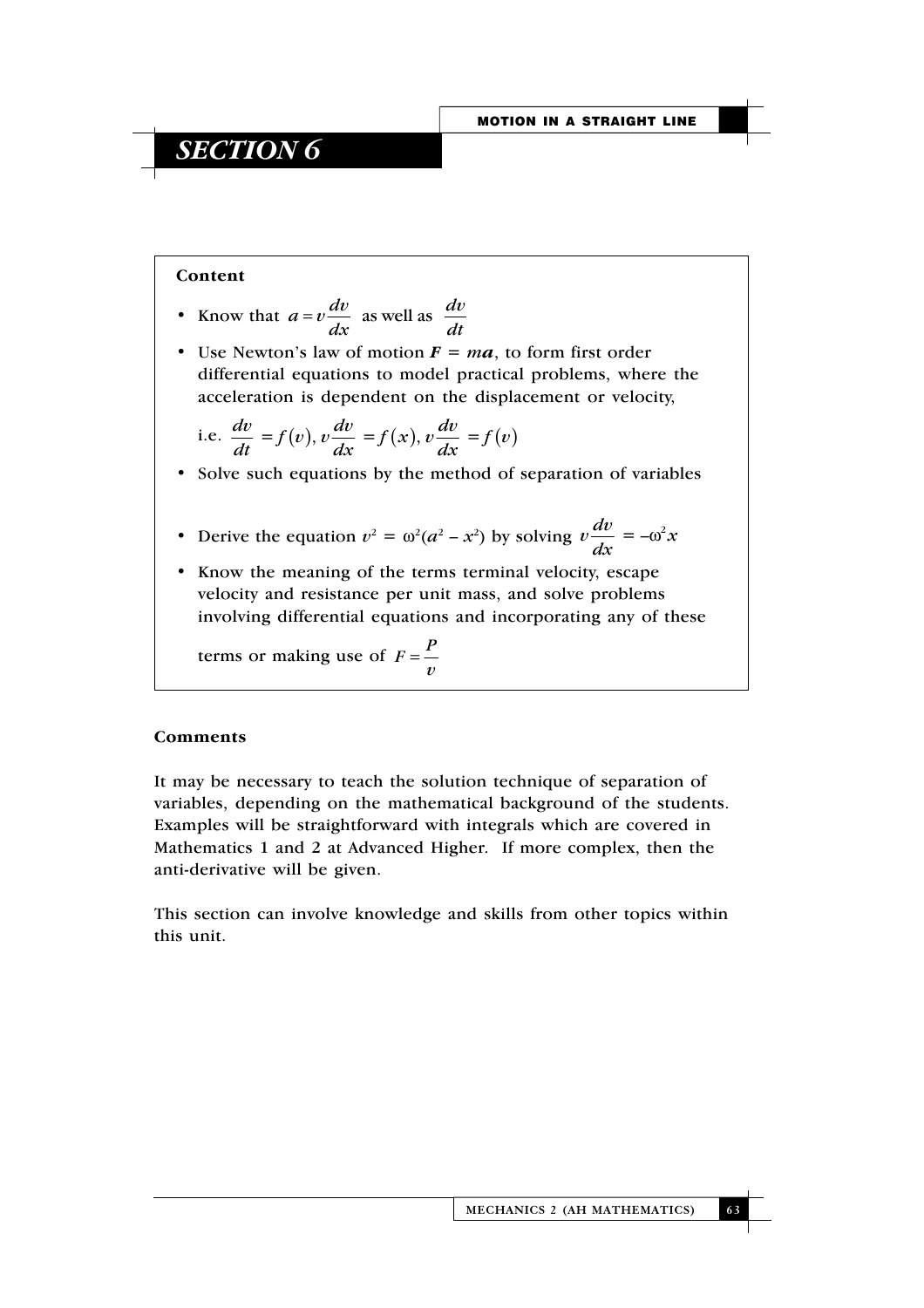# SECTION 6

**Content**

- Know that $a = v\frac{dv}{dx}$ as well as $\frac{dv}{dt}$
- Use Newton's law of motion $\boldsymbol{F} = m\boldsymbol{a}$, to form first order differential equations to model practical problems, where the acceleration is dependent on the displacement or velocity,

  i.e. $\frac{dv}{dt} = f(v), v\frac{dv}{dx} = f(x), v\frac{dv}{dx} = f(v)$
- Solve such equations by the method of separation of variables
- Derive the equation $v^2 = \omega^2(a^2 - x^2)$ by solving $v\frac{dv}{dx} = -\omega^2 x$
- Know the meaning of the terms terminal velocity, escape velocity and resistance per unit mass, and solve problems involving differential equations and incorporating any of these terms or making use of $F = \frac{P}{v}$

**Comments**

It may be necessary to teach the solution technique of separation of variables, depending on the mathematical background of the students. Examples will be straightforward with integrals which are covered in Mathematics 1 and 2 at Advanced Higher. If more complex, then the anti-derivative will be given.

This section can involve knowledge and skills from other topics within this unit.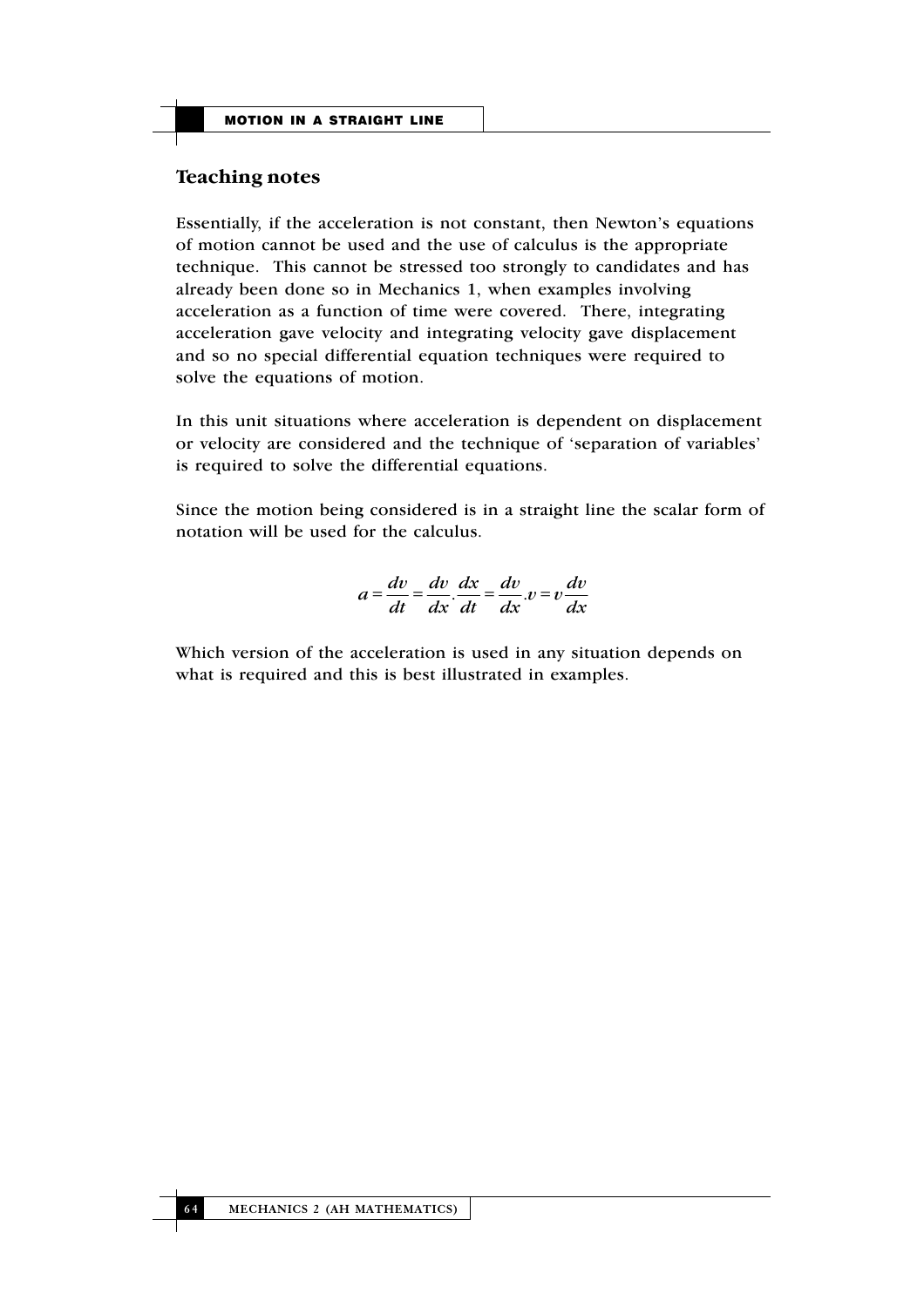## Teaching notes

Essentially, if the acceleration is not constant, then Newton's equations of motion cannot be used and the use of calculus is the appropriate technique. This cannot be stressed too strongly to candidates and has already been done so in Mechanics 1, when examples involving acceleration as a function of time were covered. There, integrating acceleration gave velocity and integrating velocity gave displacement and so no special differential equation techniques were required to solve the equations of motion.

In this unit situations where acceleration is dependent on displacement or velocity are considered and the technique of 'separation of variables' is required to solve the differential equations.

Since the motion being considered is in a straight line the scalar form of notation will be used for the calculus.

$$a = \frac{dv}{dt} = \frac{dv}{dx} . \frac{dx}{dt} = \frac{dv}{dx} . v = v\frac{dv}{dx}$$

Which version of the acceleration is used in any situation depends on what is required and this is best illustrated in examples.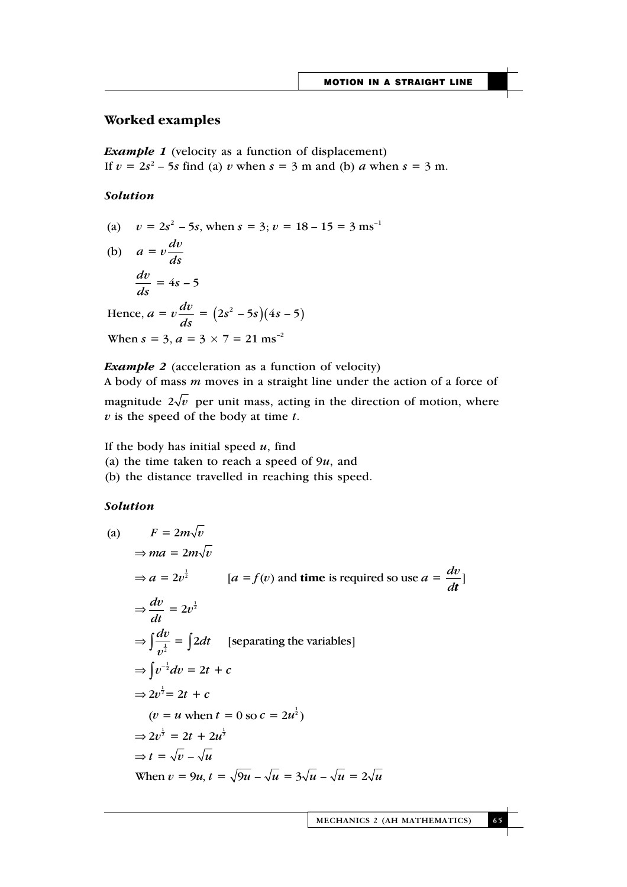## Worked examples

***Example 1*** (velocity as a function of displacement)
If $v = 2s^2 - 5s$ find (a) $v$ when $s = 3$ m and (b) $a$ when $s = 3$ m.

***Solution***

(a) $v = 2s^2 - 5s$, when $s = 3$; $v = 18 - 15 = 3 \text{ ms}^{-1}$

(b) $a = v\dfrac{dv}{ds}$

$$\frac{dv}{ds} = 4s - 5$$

Hence, $a = v\dfrac{dv}{ds} = \left(2s^2 - 5s\right)\left(4s - 5\right)$

When $s = 3$, $a = 3 \times 7 = 21 \text{ ms}^{-2}$

***Example 2*** (acceleration as a function of velocity)
A body of mass $m$ moves in a straight line under the action of a force of magnitude $2\sqrt{v}$ per unit mass, acting in the direction of motion, where $v$ is the speed of the body at time $t$.

If the body has initial speed $u$, find
(a) the time taken to reach a speed of $9u$, and
(b) the distance travelled in reaching this speed.

***Solution***

(a) $F = 2m\sqrt{v}$

$\Rightarrow ma = 2m\sqrt{v}$

$\Rightarrow a = 2v^{\frac{1}{2}}$ [$a = f(v)$ and **time** is required so use $a = \dfrac{dv}{dt}$]

$\Rightarrow \dfrac{dv}{dt} = 2v^{\frac{1}{2}}$

$\Rightarrow \displaystyle\int \frac{dv}{v^{\frac{1}{2}}} = \int 2dt$ [separating the variables]

$\Rightarrow \displaystyle\int v^{-\frac{1}{2}}dv = 2t + c$

$\Rightarrow 2v^{\frac{1}{2}} = 2t + c$

($v = u$ when $t = 0$ so $c = 2u^{\frac{1}{2}}$)

$\Rightarrow 2v^{\frac{1}{2}} = 2t + 2u^{\frac{1}{2}}$

$\Rightarrow t = \sqrt{v} - \sqrt{u}$

When $v = 9u$, $t = \sqrt{9u} - \sqrt{u} = 3\sqrt{u} - \sqrt{u} = 2\sqrt{u}$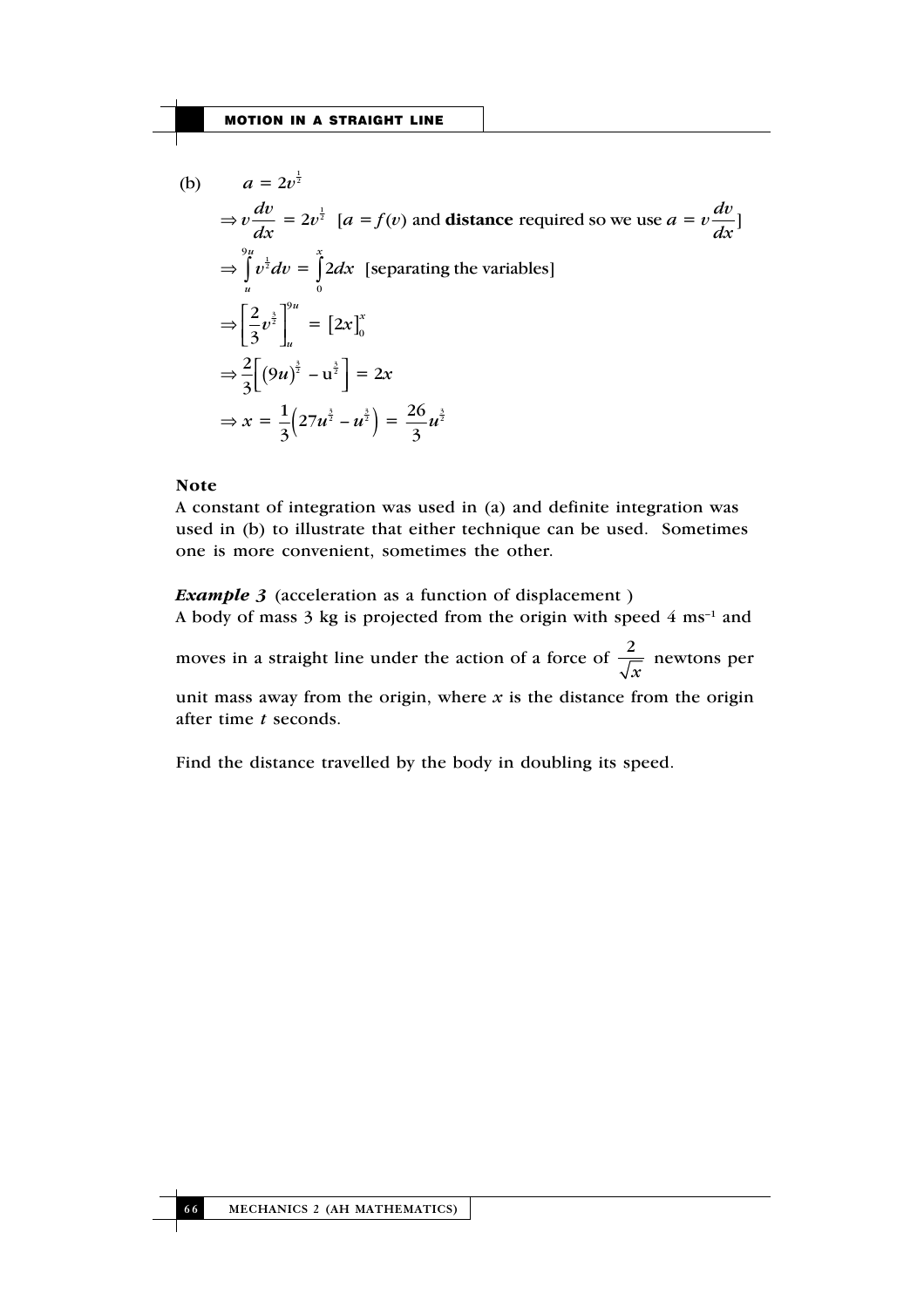(b) $\quad a = 2v^{\frac{1}{2}}$

$$\Rightarrow v\frac{dv}{dx} = 2v^{\frac{1}{2}} \quad [a = f(v) \text{ and } \textbf{distance} \text{ required so we use } a = v\frac{dv}{dx}]$$

$$\Rightarrow \int_u^{9u} v^{\frac{1}{2}} dv = \int_0^x 2dx \quad \text{[separating the variables]}$$

$$\Rightarrow \left[\frac{2}{3}v^{\frac{3}{2}}\right]_u^{9u} = \left[2x\right]_0^x$$

$$\Rightarrow \frac{2}{3}\left[(9u)^{\frac{3}{2}} - u^{\frac{3}{2}}\right] = 2x$$

$$\Rightarrow x = \frac{1}{3}\left(27u^{\frac{3}{2}} - u^{\frac{3}{2}}\right) = \frac{26}{3}u^{\frac{3}{2}}$$

**Note**

A constant of integration was used in (a) and definite integration was used in (b) to illustrate that either technique can be used. Sometimes one is more convenient, sometimes the other.

***Example 3*** (acceleration as a function of displacement )

A body of mass 3 kg is projected from the origin with speed 4 ms$^{-1}$ and moves in a straight line under the action of a force of $\frac{2}{\sqrt{x}}$ newtons per unit mass away from the origin, where $x$ is the distance from the origin after time $t$ seconds.

Find the distance travelled by the body in doubling its speed.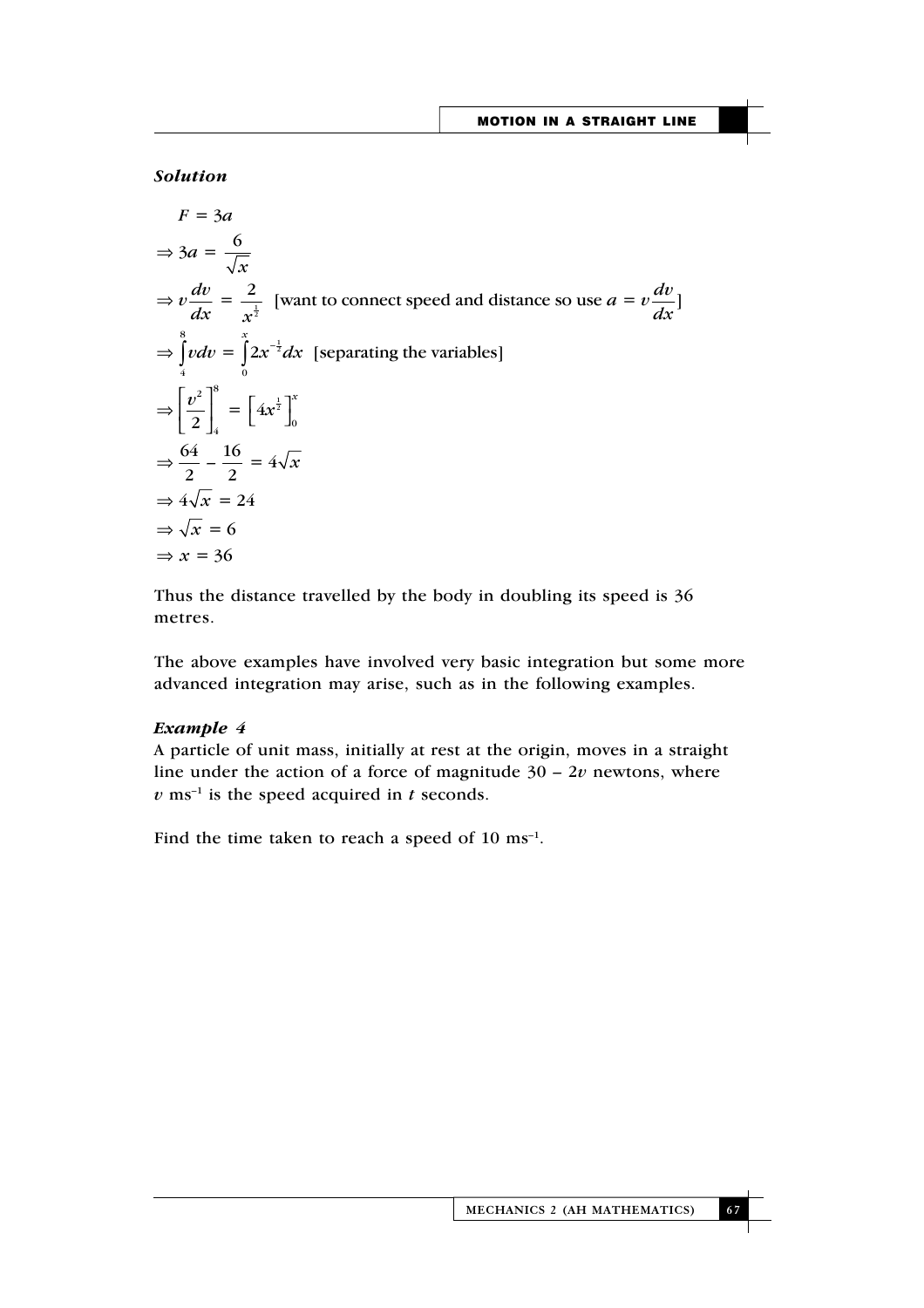***Solution***

$$F = 3a$$

$$\Rightarrow 3a = \frac{6}{\sqrt{x}}$$

$$\Rightarrow v\frac{dv}{dx} = \frac{2}{x^{\frac{1}{2}}} \quad \text{[want to connect speed and distance so use } a = v\frac{dv}{dx}\text{]}$$

$$\Rightarrow \int_4^8 v\,dv = \int_0^x 2x^{-\frac{1}{2}}\,dx \quad \text{[separating the variables]}$$

$$\Rightarrow \left[\frac{v^2}{2}\right]_4^8 = \left[4x^{\frac{1}{2}}\right]_0^x$$

$$\Rightarrow \frac{64}{2} - \frac{16}{2} = 4\sqrt{x}$$

$$\Rightarrow 4\sqrt{x} = 24$$

$$\Rightarrow \sqrt{x} = 6$$

$$\Rightarrow x = 36$$

Thus the distance travelled by the body in doubling its speed is 36 metres.

The above examples have involved very basic integration but some more advanced integration may arise, such as in the following examples.

***Example 4***

A particle of unit mass, initially at rest at the origin, moves in a straight line under the action of a force of magnitude $30 - 2v$ newtons, where $v$ ms$^{-1}$ is the speed acquired in $t$ seconds.

Find the time taken to reach a speed of 10 ms$^{-1}$.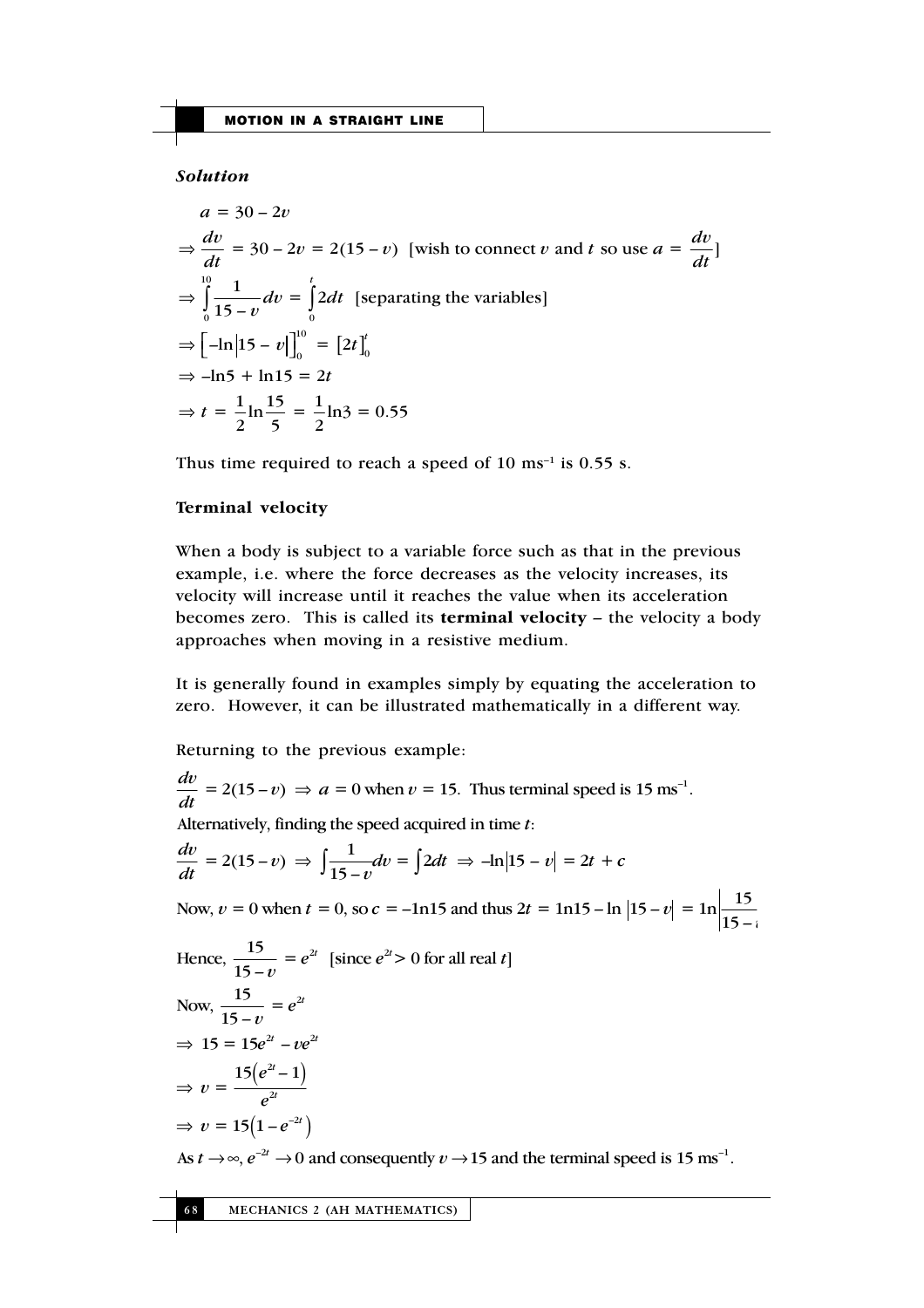***Solution***

$$a = 30 - 2v$$

$$\Rightarrow \frac{dv}{dt} = 30 - 2v = 2(15 - v) \quad \text{[wish to connect } v \text{ and } t \text{ so use } a = \frac{dv}{dt}\text{]}$$

$$\Rightarrow \int_0^{10} \frac{1}{15 - v} dv = \int_0^t 2dt \quad \text{[separating the variables]}$$

$$\Rightarrow \left[-\ln|15 - v|\right]_0^{10} = \left[2t\right]_0^t$$

$$\Rightarrow -\ln 5 + \ln 15 = 2t$$

$$\Rightarrow t = \frac{1}{2}\ln\frac{15}{5} = \frac{1}{2}\ln 3 = 0.55$$

Thus time required to reach a speed of 10 $\text{ms}^{-1}$ is 0.55 s.

**Terminal velocity**

When a body is subject to a variable force such as that in the previous example, i.e. where the force decreases as the velocity increases, its velocity will increase until it reaches the value when its acceleration becomes zero. This is called its **terminal velocity** – the velocity a body approaches when moving in a resistive medium.

It is generally found in examples simply by equating the acceleration to zero. However, it can be illustrated mathematically in a different way.

Returning to the previous example:

$\frac{dv}{dt} = 2(15 - v) \Rightarrow a = 0$ when $v = 15$. Thus terminal speed is 15 $\text{ms}^{-1}$.

Alternatively, finding the speed acquired in time $t$:

$$\frac{dv}{dt} = 2(15 - v) \Rightarrow \int \frac{1}{15 - v} dv = \int 2dt \Rightarrow -\ln|15 - v| = 2t + c$$

Now, $v = 0$ when $t = 0$, so $c = -\ln 15$ and thus $2t = \ln 15 - \ln|15 - v| = \ln\left|\frac{15}{15 - v}\right|$

Hence, $\frac{15}{15 - v} = e^{2t}$ [since $e^{2t} > 0$ for all real $t$]

Now, $\frac{15}{15 - v} = e^{2t}$

$$\Rightarrow 15 = 15e^{2t} - ve^{2t}$$

$$\Rightarrow v = \frac{15\left(e^{2t} - 1\right)}{e^{2t}}$$

$$\Rightarrow v = 15\left(1 - e^{-2t}\right)$$

As $t \to \infty$, $e^{-2t} \to 0$ and consequently $v \to 15$ and the terminal speed is 15 $\text{ms}^{-1}$.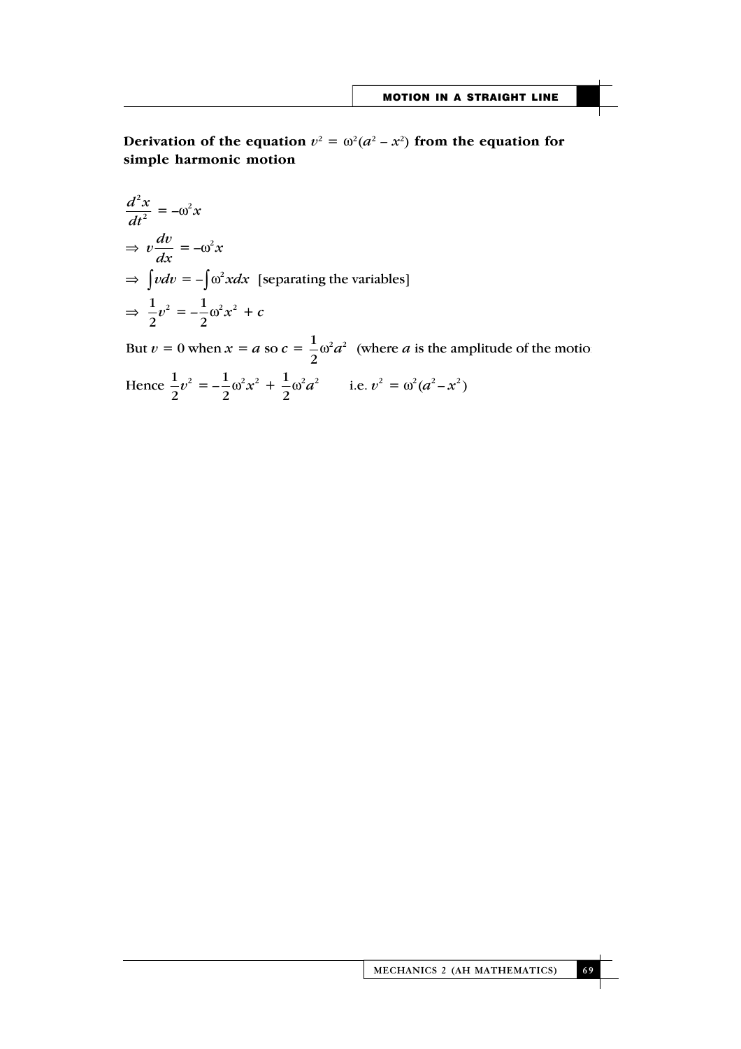**Derivation of the equation $v^2 = \omega^2(a^2 - x^2)$ from the equation for simple harmonic motion**

$$\frac{d^2x}{dt^2} = -\omega^2 x$$

$$\Rightarrow \; v\frac{dv}{dx} = -\omega^2 x$$

$$\Rightarrow \; \int v\,dv = -\int \omega^2 x\,dx \quad \text{[separating the variables]}$$

$$\Rightarrow \; \frac{1}{2}v^2 = -\frac{1}{2}\omega^2 x^2 + c$$

But $v = 0$ when $x = a$ so $c = \frac{1}{2}\omega^2 a^2$ (where $a$ is the amplitude of the motio

Hence $\frac{1}{2}v^2 = -\frac{1}{2}\omega^2 x^2 + \frac{1}{2}\omega^2 a^2$ i.e. $v^2 = \omega^2(a^2 - x^2)$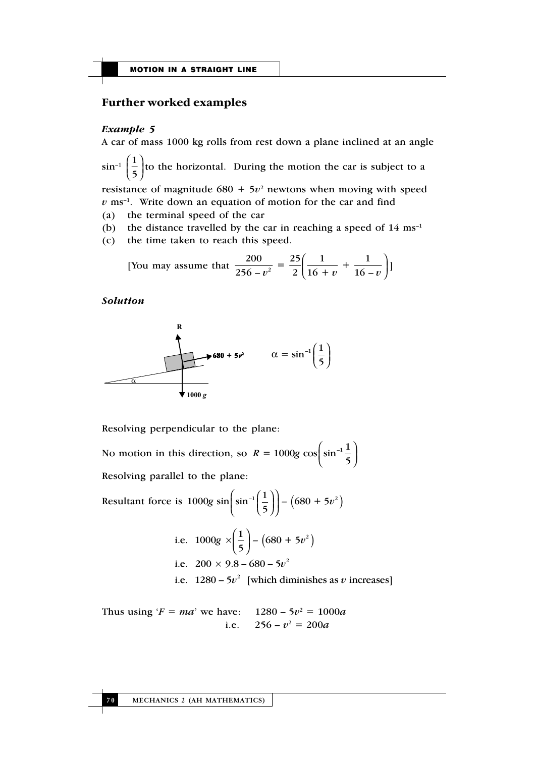## Further worked examples

### *Example 5*

A car of mass 1000 kg rolls from rest down a plane inclined at an angle $\sin^{-1}\left(\frac{1}{5}\right)$ to the horizontal. During the motion the car is subject to a resistance of magnitude $680 + 5v^2$ newtons when moving with speed $v$ ms$^{-1}$. Write down an equation of motion for the car and find

(a) the terminal speed of the car

(b) the distance travelled by the car in reaching a speed of 14 ms$^{-1}$

(c) the time taken to reach this speed.

[You may assume that $\dfrac{200}{256 - v^2} = \dfrac{25}{2}\left(\dfrac{1}{16 + v} + \dfrac{1}{16 - v}\right)$]

### *Solution*

R

680 + 5$v^2$

1000 $g$

$\alpha$

$$\alpha = \sin^{-1}\left(\frac{1}{5}\right)$$

Resolving perpendicular to the plane:

No motion in this direction, so $R = 1000g\cos\left(\sin^{-1}\frac{1}{5}\right)$

Resolving parallel to the plane:

Resultant force is $1000g\sin\left(\sin^{-1}\left(\frac{1}{5}\right)\right) - \left(680 + 5v^2\right)$

i.e. $1000g \times \left(\frac{1}{5}\right) - \left(680 + 5v^2\right)$

i.e. $200 \times 9.8 - 680 - 5v^2$

i.e. $1280 - 5v^2$ [which diminishes as $v$ increases]

Thus using '$F = ma$' we have: $\quad 1280 - 5v^2 = 1000a$

i.e. $\quad 256 - v^2 = 200a$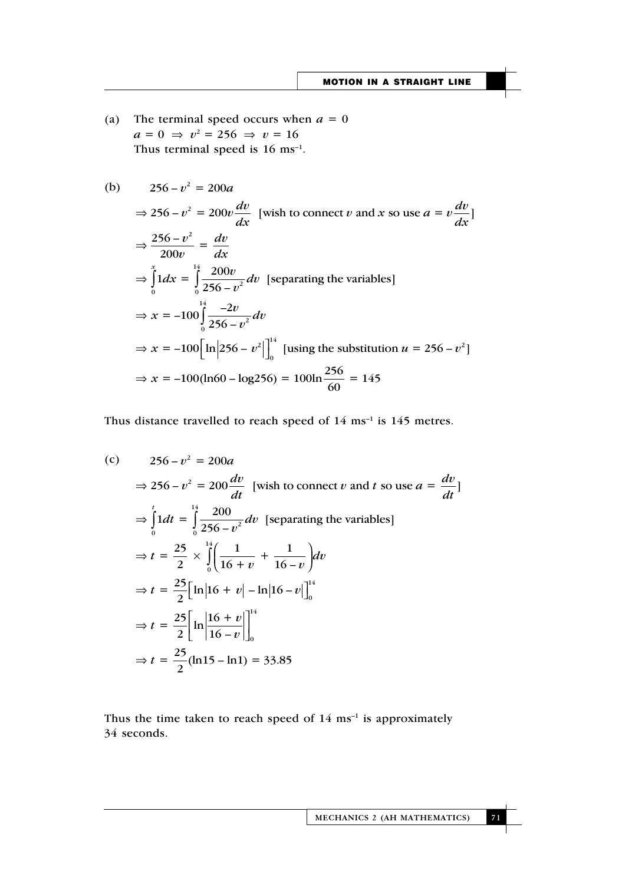(a) The terminal speed occurs when $a = 0$

$a = 0 \Rightarrow v^2 = 256 \Rightarrow v = 16$

Thus terminal speed is 16 ms$^{-1}$.

(b)

$$256 - v^2 = 200a$$

$$\Rightarrow 256 - v^2 = 200v\frac{dv}{dx} \quad \text{[wish to connect } v \text{ and } x \text{ so use } a = v\frac{dv}{dx}\text{]}$$

$$\Rightarrow \frac{256 - v^2}{200v} = \frac{dv}{dx}$$

$$\Rightarrow \int_0^x 1dx = \int_0^{14} \frac{200v}{256 - v^2}dv \quad \text{[separating the variables]}$$

$$\Rightarrow x = -100\int_0^{14} \frac{-2v}{256 - v^2}dv$$

$$\Rightarrow x = -100\Big[\ln\left|256 - v^2\right|\Big]_0^{14} \quad \text{[using the substitution } u = 256 - v^2\text{]}$$

$$\Rightarrow x = -100(\ln 60 - \log 256) = 100\ln\frac{256}{60} = 145$$

Thus distance travelled to reach speed of 14 ms$^{-1}$ is 145 metres.

(c)

$$256 - v^2 = 200a$$

$$\Rightarrow 256 - v^2 = 200\frac{dv}{dt} \quad \text{[wish to connect } v \text{ and } t \text{ so use } a = \frac{dv}{dt}\text{]}$$

$$\Rightarrow \int_0^t 1dt = \int_0^{14} \frac{200}{256 - v^2}dv \quad \text{[separating the variables]}$$

$$\Rightarrow t = \frac{25}{2} \times \int_0^{14}\left(\frac{1}{16 + v} + \frac{1}{16 - v}\right)dv$$

$$\Rightarrow t = \frac{25}{2}\Big[\ln\left|16 + v\right| - \ln\left|16 - v\right|\Big]_0^{14}$$

$$\Rightarrow t = \frac{25}{2}\left[\ln\left|\frac{16 + v}{16 - v}\right|\right]_0^{14}$$

$$\Rightarrow t = \frac{25}{2}(\ln 15 - \ln 1) = 33.85$$

Thus the time taken to reach speed of 14 ms$^{-1}$ is approximately 34 seconds.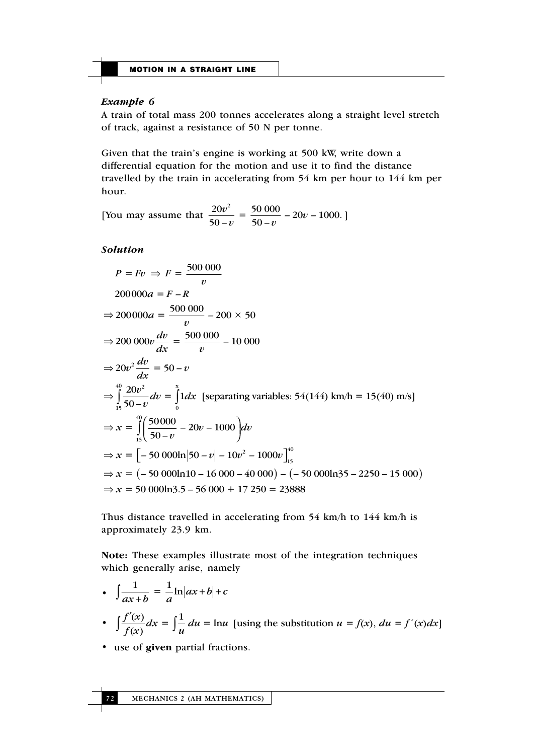### *Example 6*

A train of total mass 200 tonnes accelerates along a straight level stretch of track, against a resistance of 50 N per tonne.

Given that the train's engine is working at 500 kW, write down a differential equation for the motion and use it to find the distance travelled by the train in accelerating from 54 km per hour to 144 km per hour.

[You may assume that $\dfrac{20v^2}{50-v} = \dfrac{50\ 000}{50-v} - 20v - 1000$. ]

### *Solution*

$$P = Fv \Rightarrow F = \frac{500\ 000}{v}$$

$$200000a = F - R$$

$$\Rightarrow 200000a = \frac{500\ 000}{v} - 200 \times 50$$

$$\Rightarrow 200\ 000v\frac{dv}{dx} = \frac{500\ 000}{v} - 10\ 000$$

$$\Rightarrow 20v^2\frac{dv}{dx} = 50 - v$$

$$\Rightarrow \int_{15}^{40} \frac{20v^2}{50-v}dv = \int_0^x 1dx \quad \text{[separating variables: 54(144) km/h = 15(40) m/s]}$$

$$\Rightarrow x = \int_{15}^{40}\left(\frac{50000}{50-v} - 20v - 1000\right)dv$$

$$\Rightarrow x = \left[-50\ 000\ln|50-v| - 10v^2 - 1000v\right]_{15}^{40}$$

$$\Rightarrow x = \left(-50\ 000\ln 10 - 16\ 000 - 40\ 000\right) - \left(-50\ 000\ln 35 - 2250 - 15\ 000\right)$$

$$\Rightarrow x = 50\ 000\ln 3.5 - 56\ 000 + 17\ 250 = 23888$$

Thus distance travelled in accelerating from 54 km/h to 144 km/h is approximately 23.9 km.

**Note:** These examples illustrate most of the integration techniques which generally arise, namely

- $\displaystyle\int \frac{1}{ax+b} = \frac{1}{a}\ln|ax+b| + c$
- $\displaystyle\int \frac{f'(x)}{f(x)}dx = \int \frac{1}{u}\,du = \ln u$ [using the substitution $u = f(x)$, $du = f'(x)dx$]
- use of **given** partial fractions.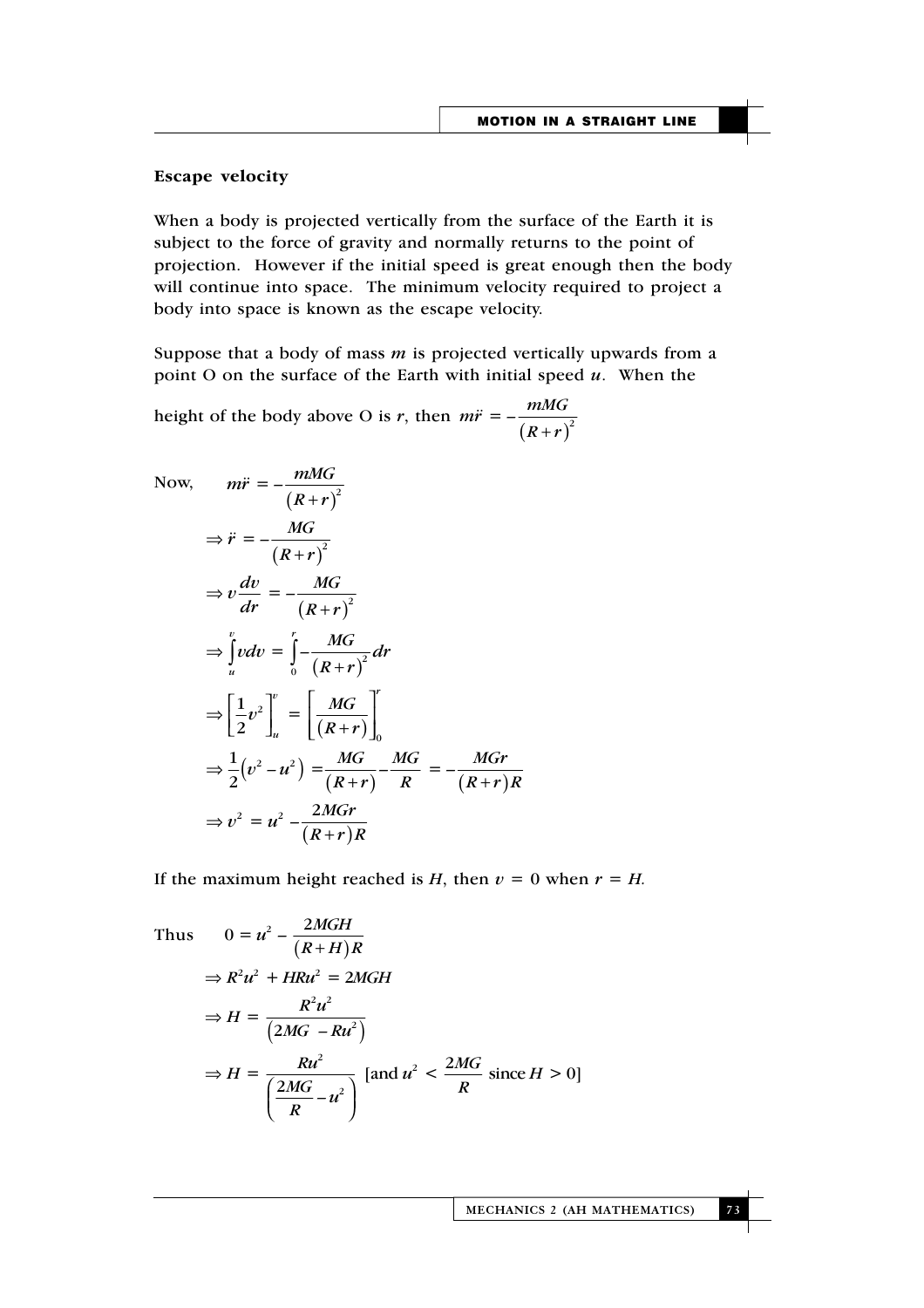### Escape velocity

When a body is projected vertically from the surface of the Earth it is subject to the force of gravity and normally returns to the point of projection. However if the initial speed is great enough then the body will continue into space. The minimum velocity required to project a body into space is known as the escape velocity.

Suppose that a body of mass $m$ is projected vertically upwards from a point O on the surface of the Earth with initial speed $u$. When the height of the body above O is $r$, then $m\ddot{r} = -\dfrac{mMG}{(R+r)^2}$

Now, 
$$m\ddot{r} = -\frac{mMG}{(R+r)^2}$$
$$\Rightarrow \ddot{r} = -\frac{MG}{(R+r)^2}$$
$$\Rightarrow v\frac{dv}{dr} = -\frac{MG}{(R+r)^2}$$
$$\Rightarrow \int_u^v v\,dv = \int_0^r -\frac{MG}{(R+r)^2}\,dr$$
$$\Rightarrow \left[\frac{1}{2}v^2\right]_u^v = \left[\frac{MG}{(R+r)}\right]_0^r$$
$$\Rightarrow \frac{1}{2}\left(v^2 - u^2\right) = \frac{MG}{(R+r)} - \frac{MG}{R} = -\frac{MGr}{(R+r)R}$$
$$\Rightarrow v^2 = u^2 - \frac{2MGr}{(R+r)R}$$

If the maximum height reached is $H$, then $v = 0$ when $r = H$.

Thus 
$$0 = u^2 - \frac{2MGH}{(R+H)R}$$
$$\Rightarrow R^2u^2 + HRu^2 = 2MGH$$
$$\Rightarrow H = \frac{R^2u^2}{\left(2MG - Ru^2\right)}$$
$$\Rightarrow H = \frac{Ru^2}{\left(\dfrac{2MG}{R} - u^2\right)} \quad \left[\text{and } u^2 < \frac{2MG}{R} \text{ since } H > 0\right]$$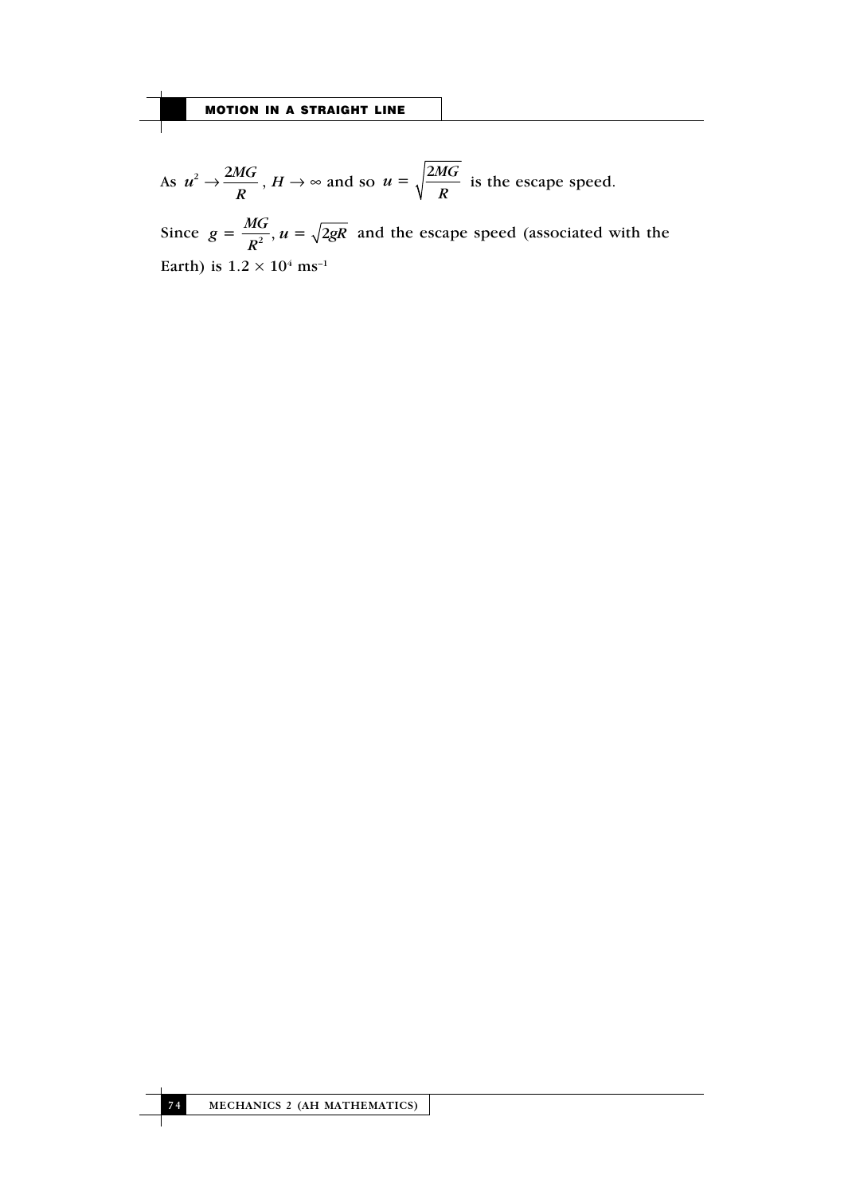As $u^2 \to \dfrac{2MG}{R}$, $H \to \infty$ and so $u = \sqrt{\dfrac{2MG}{R}}$ is the escape speed.

Since $g = \dfrac{MG}{R^2}$, $u = \sqrt{2gR}$ and the escape speed (associated with the Earth) is $1.2 \times 10^4$ ms$^{-1}$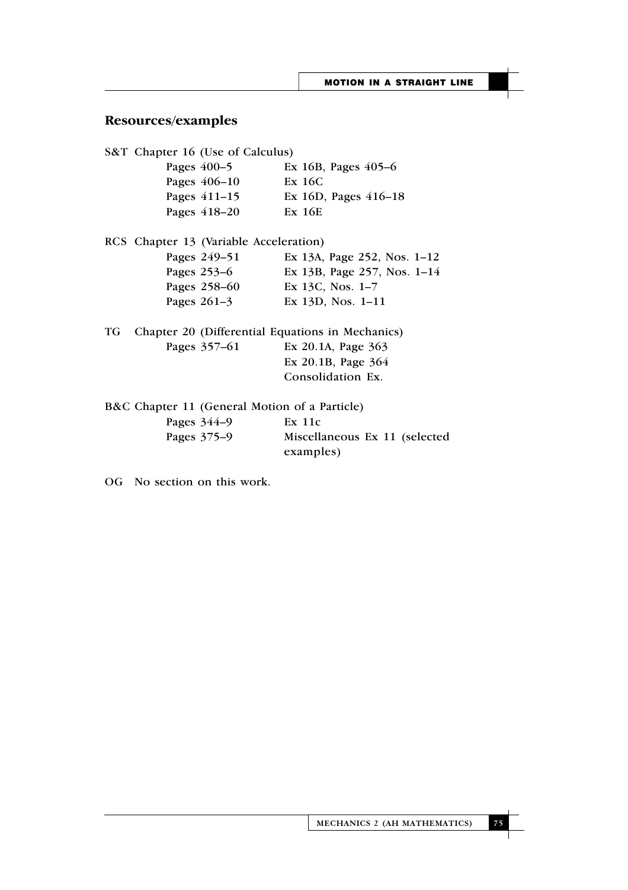## Resources/examples

S&T Chapter 16 (Use of Calculus)

| | |
|---|---|
| Pages 400–5 | Ex 16B, Pages 405–6 |
| Pages 406–10 | Ex 16C |
| Pages 411–15 | Ex 16D, Pages 416–18 |
| Pages 418–20 | Ex 16E |

RCS Chapter 13 (Variable Acceleration)

| | |
|---|---|
| Pages 249–51 | Ex 13A, Page 252, Nos. 1–12 |
| Pages 253–6 | Ex 13B, Page 257, Nos. 1–14 |
| Pages 258–60 | Ex 13C, Nos. 1–7 |
| Pages 261–3 | Ex 13D, Nos. 1–11 |

TG Chapter 20 (Differential Equations in Mechanics)

| | |
|---|---|
| Pages 357–61 | Ex 20.1A, Page 363 |
| | Ex 20.1B, Page 364 |
| | Consolidation Ex. |

B&C Chapter 11 (General Motion of a Particle)

| | |
|---|---|
| Pages 344–9 | Ex 11c |
| Pages 375–9 | Miscellaneous Ex 11 (selected examples) |

OG No section on this work.